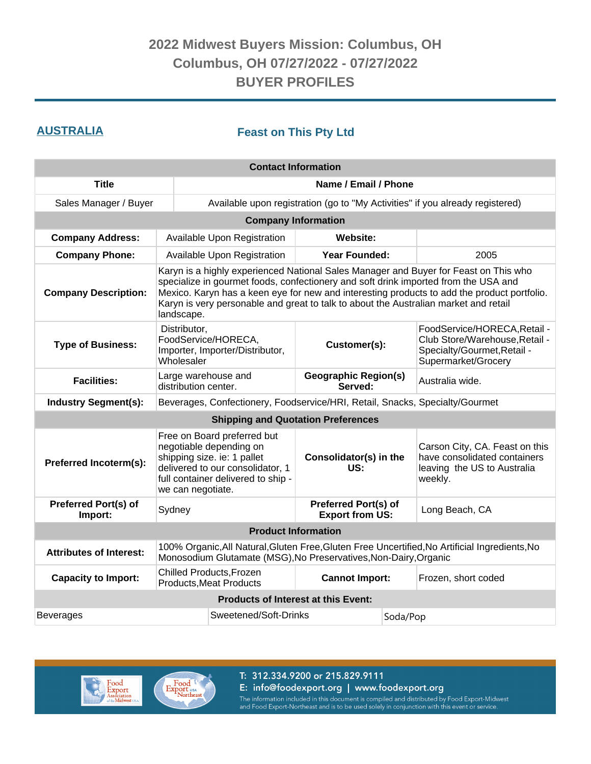# 2022 Midwest Buyers Mission: Columbus, OH

## Columbus, OH 07/27/2022 - 07/27/2022

## BUYER PROFILES

## AUSTRALIA

## Feast on This Pty Ltd

| Contact Information | |
|---|---|
| **Title** | **Name / Email / Phone** |
| Sales Manager / Buyer | Available upon registration (go to "My Activities" if you already registered) |

| Company Information | | | |
|---|---|---|---|
| **Company Address:** | Available Upon Registration | **Website:** | |
| **Company Phone:** | Available Upon Registration | **Year Founded:** | 2005 |
| **Company Description:** | Karyn is a highly experienced National Sales Manager and Buyer for Feast on This who specialize in gourmet foods, confectionery and soft drink imported from the USA and Mexico. Karyn has a keen eye for new and interesting products to add the product portfolio. Karyn is very personable and great to talk to about the Australian market and retail landscape. | | |
| **Type of Business:** | Distributor, FoodService/HORECA, Importer, Importer/Distributor, Wholesaler | **Customer(s):** | FoodService/HORECA,Retail - Club Store/Warehouse,Retail - Specialty/Gourmet,Retail - Supermarket/Grocery |
| **Facilities:** | Large warehouse and distribution center. | **Geographic Region(s) Served:** | Australia wide. |
| **Industry Segment(s):** | Beverages, Confectionery, Foodservice/HRI, Retail, Snacks, Specialty/Gourmet | | |

| Shipping and Quotation Preferences | | | |
|---|---|---|---|
| **Preferred Incoterm(s):** | Free on Board preferred but negotiable depending on shipping size. ie: 1 pallet delivered to our consolidator, 1 full container delivered to ship - we can negotiate. | **Consolidator(s) in the US:** | Carson City, CA. Feast on this have consolidated containers leaving the US to Australia weekly. |
| **Preferred Port(s) of Import:** | Sydney | **Preferred Port(s) of Export from US:** | Long Beach, CA |

| Product Information | | | |
|---|---|---|---|
| **Attributes of Interest:** | 100% Organic,All Natural,Gluten Free,Gluten Free Uncertified,No Artificial Ingredients,No Monosodium Glutamate (MSG),No Preservatives,Non-Dairy,Organic | | |
| **Capacity to Import:** | Chilled Products,Frozen Products,Meat Products | **Cannot Import:** | Frozen, short coded |

| Products of Interest at this Event: | | |
|---|---|---|
| Beverages | Sweetened/Soft-Drinks | Soda/Pop |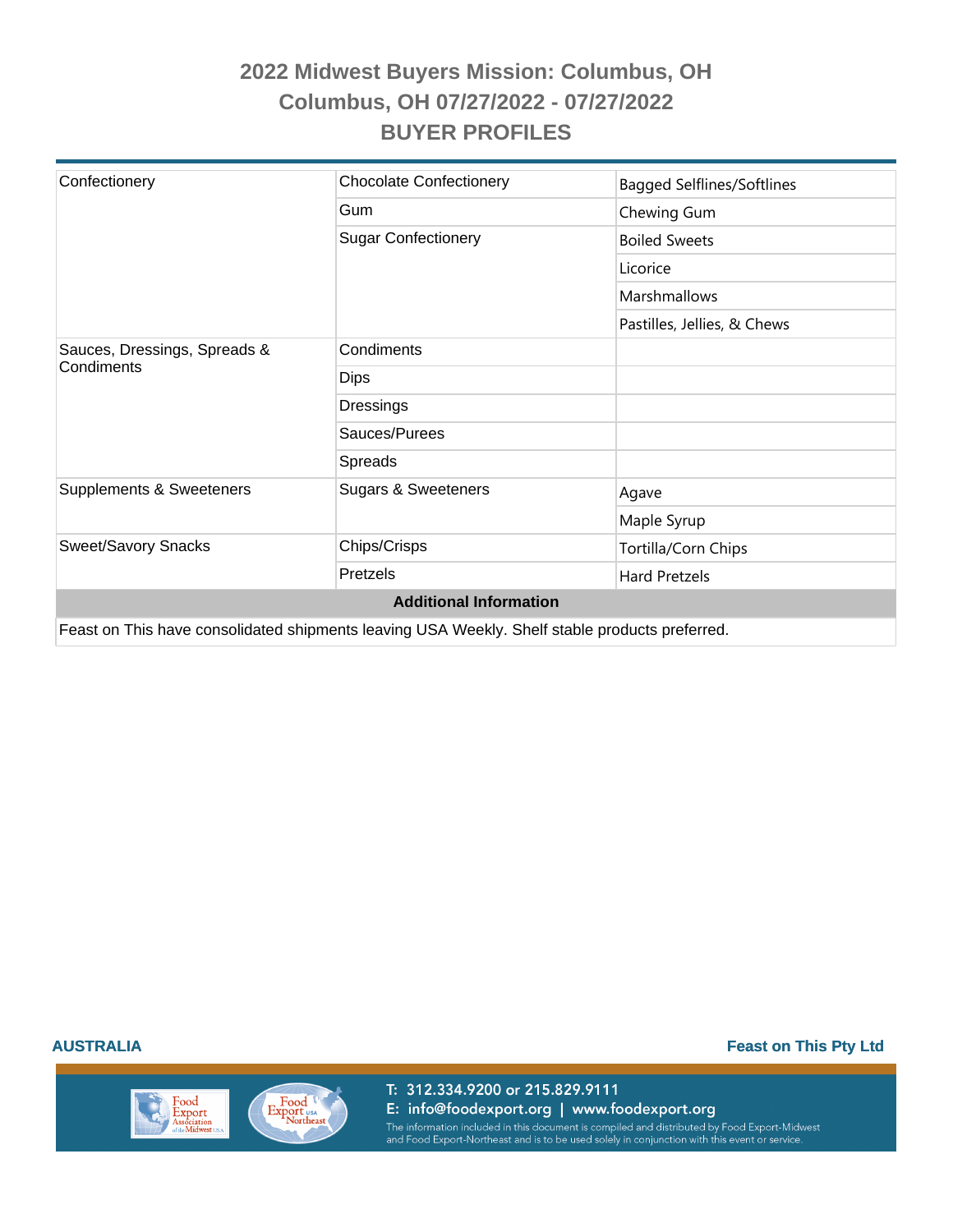# 2022 Midwest Buyers Mission: Columbus, OH

## Columbus, OH 07/27/2022 - 07/27/2022

## BUYER PROFILES

| | | |
|---|---|---|
| Confectionery | Chocolate Confectionery | Bagged Selflines/Softlines |
| | Gum | Chewing Gum |
| | Sugar Confectionery | Boiled Sweets |
| | | Licorice |
| | | Marshmallows |
| | | Pastilles, Jellies, & Chews |
| Sauces, Dressings, Spreads & Condiments | Condiments | |
| | Dips | |
| | Dressings | |
| | Sauces/Purees | |
| | Spreads | |
| Supplements & Sweeteners | Sugars & Sweeteners | Agave |
| | | Maple Syrup |
| Sweet/Savory Snacks | Chips/Crisps | Tortilla/Corn Chips |
| | Pretzels | Hard Pretzels |

**Additional Information**

Feast on This have consolidated shipments leaving USA Weekly. Shelf stable products preferred.

**AUSTRALIA** **Feast on This Pty Ltd**

T: 312.334.9200 or 215.829.9111
E: info@foodexport.org | www.foodexport.org
The information included in this document is compiled and distributed by Food Export-Midwest and Food Export-Northeast and is to be used solely in conjunction with this event or service.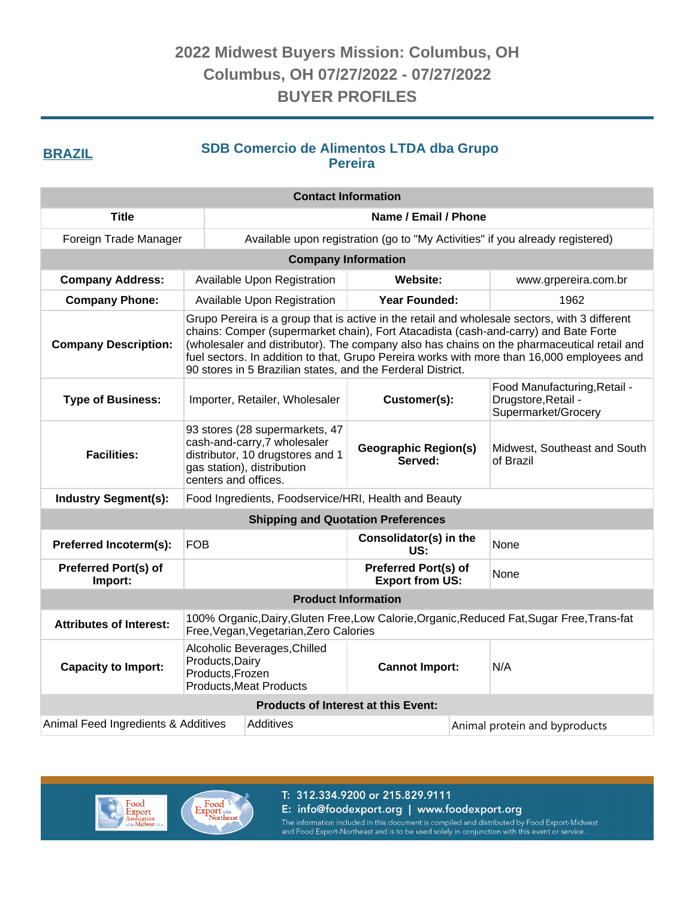# 2022 Midwest Buyers Mission: Columbus, OH
# Columbus, OH 07/27/2022 - 07/27/2022
# BUYER PROFILES

## BRAZIL

## SDB Comercio de Alimentos LTDA dba Grupo Pereira

| Contact Information | |
|---|---|
| **Title** | **Name / Email / Phone** |
| Foreign Trade Manager | Available upon registration (go to "My Activities" if you already registered) |

| Company Information | | | |
|---|---|---|---|
| **Company Address:** | Available Upon Registration | **Website:** | www.grpereira.com.br |
| **Company Phone:** | Available Upon Registration | **Year Founded:** | 1962 |
| **Company Description:** | Grupo Pereira is a group that is active in the retail and wholesale sectors, with 3 different chains: Comper (supermarket chain), Fort Atacadista (cash-and-carry) and Bate Forte (wholesaler and distributor). The company also has chains on the pharmaceutical retail and fuel sectors. In addition to that, Grupo Pereira works with more than 16,000 employees and 90 stores in 5 Brazilian states, and the Ferderal District. | | |
| **Type of Business:** | Importer, Retailer, Wholesaler | **Customer(s):** | Food Manufacturing,Retail - Drugstore,Retail - Supermarket/Grocery |
| **Facilities:** | 93 stores (28 supermarkets, 47 cash-and-carry,7 wholesaler distributor, 10 drugstores and 1 gas station), distribution centers and offices. | **Geographic Region(s) Served:** | Midwest, Southeast and South of Brazil |
| **Industry Segment(s):** | Food Ingredients, Foodservice/HRI, Health and Beauty | | |

| Shipping and Quotation Preferences | | | |
|---|---|---|---|
| **Preferred Incoterm(s):** | FOB | **Consolidator(s) in the US:** | None |
| **Preferred Port(s) of Import:** | | **Preferred Port(s) of Export from US:** | None |

| Product Information | | | |
|---|---|---|---|
| **Attributes of Interest:** | 100% Organic,Dairy,Gluten Free,Low Calorie,Organic,Reduced Fat,Sugar Free,Trans-fat Free,Vegan,Vegetarian,Zero Calories | | |
| **Capacity to Import:** | Alcoholic Beverages,Chilled Products,Dairy Products,Frozen Products,Meat Products | **Cannot Import:** | N/A |

| Products of Interest at this Event: | | |
|---|---|---|
| Animal Feed Ingredients & Additives | Additives | Animal protein and byproducts |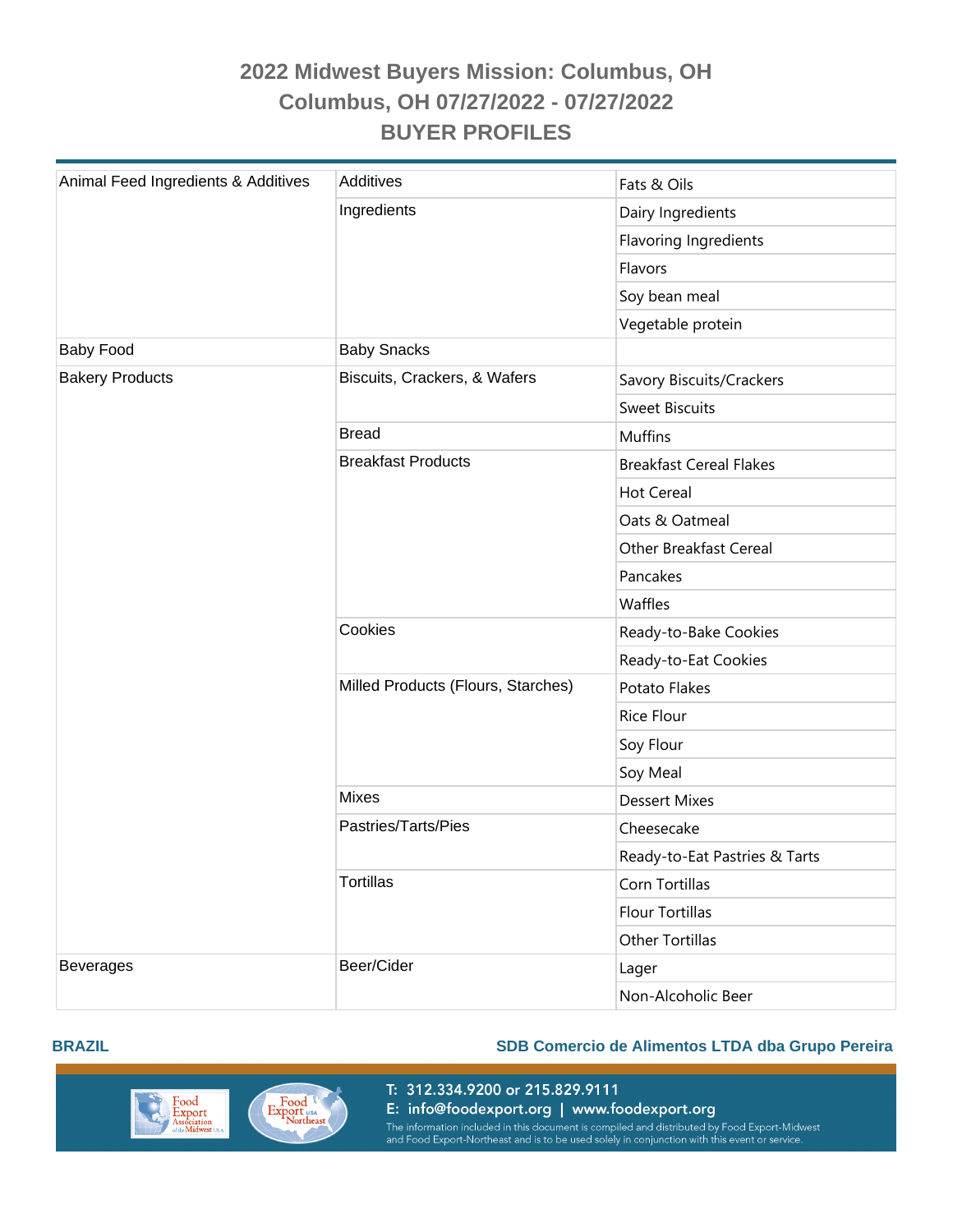# 2022 Midwest Buyers Mission: Columbus, OH

## Columbus, OH 07/27/2022 - 07/27/2022

## BUYER PROFILES

| | | |
|---|---|---|
| Animal Feed Ingredients & Additives | Additives | Fats & Oils |
| | Ingredients | Dairy Ingredients |
| | | Flavoring Ingredients |
| | | Flavors |
| | | Soy bean meal |
| | | Vegetable protein |
| Baby Food | Baby Snacks | |
| Bakery Products | Biscuits, Crackers, & Wafers | Savory Biscuits/Crackers |
| | | Sweet Biscuits |
| | Bread | Muffins |
| | Breakfast Products | Breakfast Cereal Flakes |
| | | Hot Cereal |
| | | Oats & Oatmeal |
| | | Other Breakfast Cereal |
| | | Pancakes |
| | | Waffles |
| | Cookies | Ready-to-Bake Cookies |
| | | Ready-to-Eat Cookies |
| | Milled Products (Flours, Starches) | Potato Flakes |
| | | Rice Flour |
| | | Soy Flour |
| | | Soy Meal |
| | Mixes | Dessert Mixes |
| | Pastries/Tarts/Pies | Cheesecake |
| | | Ready-to-Eat Pastries & Tarts |
| | Tortillas | Corn Tortillas |
| | | Flour Tortillas |
| | | Other Tortillas |
| Beverages | Beer/Cider | Lager |
| | | Non-Alcoholic Beer |

**BRAZIL** — **SDB Comercio de Alimentos LTDA dba Grupo Pereira**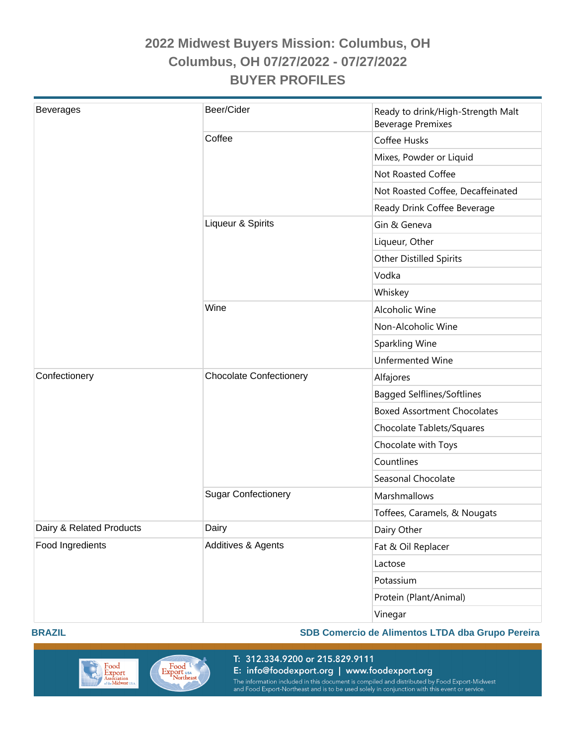# 2022 Midwest Buyers Mission: Columbus, OH

## Columbus, OH 07/27/2022 - 07/27/2022

## BUYER PROFILES

| | | |
|---|---|---|
| Beverages | Beer/Cider | Ready to drink/High-Strength Malt Beverage Premixes |
| | Coffee | Coffee Husks |
| | | Mixes, Powder or Liquid |
| | | Not Roasted Coffee |
| | | Not Roasted Coffee, Decaffeinated |
| | | Ready Drink Coffee Beverage |
| | Liqueur & Spirits | Gin & Geneva |
| | | Liqueur, Other |
| | | Other Distilled Spirits |
| | | Vodka |
| | | Whiskey |
| | Wine | Alcoholic Wine |
| | | Non-Alcoholic Wine |
| | | Sparkling Wine |
| | | Unfermented Wine |
| Confectionery | Chocolate Confectionery | Alfajores |
| | | Bagged Selflines/Softlines |
| | | Boxed Assortment Chocolates |
| | | Chocolate Tablets/Squares |
| | | Chocolate with Toys |
| | | Countlines |
| | | Seasonal Chocolate |
| | Sugar Confectionery | Marshmallows |
| | | Toffees, Caramels, & Nougats |
| Dairy & Related Products | Dairy | Dairy Other |
| Food Ingredients | Additives & Agents | Fat & Oil Replacer |
| | | Lactose |
| | | Potassium |
| | | Protein (Plant/Animal) |
| | | Vinegar |

**BRAZIL** **SDB Comercio de Alimentos LTDA dba Grupo Pereira**

T: 312.334.9200 or 215.829.9111
E: info@foodexport.org | www.foodexport.org
The information included in this document is compiled and distributed by Food Export-Midwest and Food Export-Northeast and is to be used solely in conjunction with this event or service.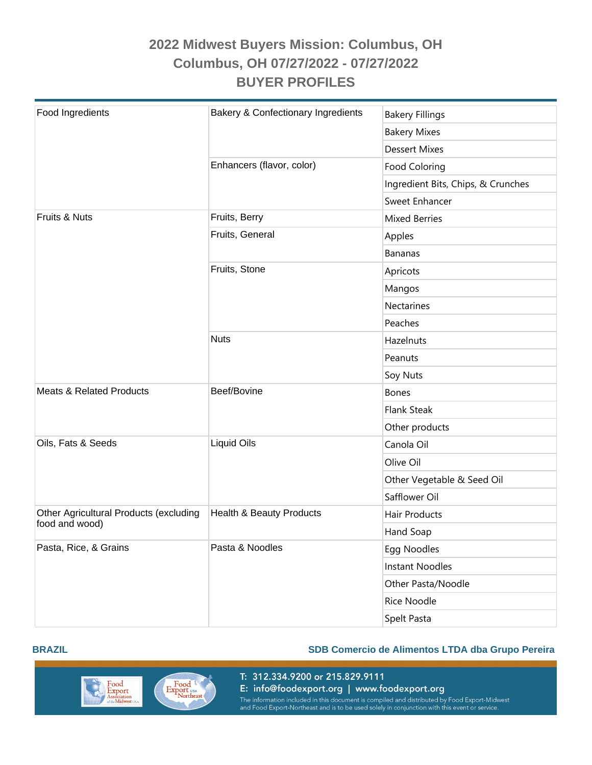## 2022 Midwest Buyers Mission: Columbus, OH
## Columbus, OH 07/27/2022 - 07/27/2022
## BUYER PROFILES

| | | |
|---|---|---|
| Food Ingredients | Bakery & Confectionary Ingredients | Bakery Fillings |
| | | Bakery Mixes |
| | | Dessert Mixes |
| | Enhancers (flavor, color) | Food Coloring |
| | | Ingredient Bits, Chips, & Crunches |
| | | Sweet Enhancer |
| Fruits & Nuts | Fruits, Berry | Mixed Berries |
| | Fruits, General | Apples |
| | | Bananas |
| | Fruits, Stone | Apricots |
| | | Mangos |
| | | Nectarines |
| | | Peaches |
| | Nuts | Hazelnuts |
| | | Peanuts |
| | | Soy Nuts |
| Meats & Related Products | Beef/Bovine | Bones |
| | | Flank Steak |
| | | Other products |
| Oils, Fats & Seeds | Liquid Oils | Canola Oil |
| | | Olive Oil |
| | | Other Vegetable & Seed Oil |
| | | Safflower Oil |
| Other Agricultural Products (excluding food and wood) | Health & Beauty Products | Hair Products |
| | | Hand Soap |
| Pasta, Rice, & Grains | Pasta & Noodles | Egg Noodles |
| | | Instant Noodles |
| | | Other Pasta/Noodle |
| | | Rice Noodle |
| | | Spelt Pasta |

**BRAZIL** **SDB Comercio de Alimentos LTDA dba Grupo Pereira**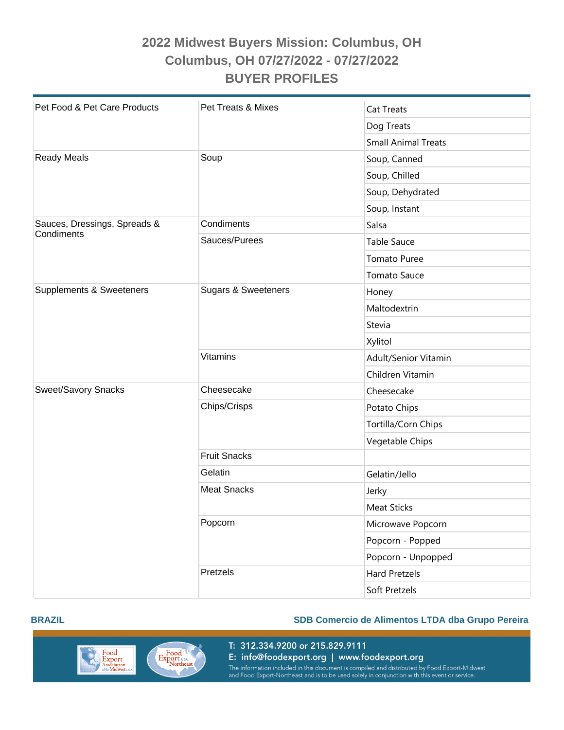# 2022 Midwest Buyers Mission: Columbus, OH
## Columbus, OH 07/27/2022 - 07/27/2022
## BUYER PROFILES

| | | |
|---|---|---|
| Pet Food & Pet Care Products | Pet Treats & Mixes | Cat Treats |
| | | Dog Treats |
| | | Small Animal Treats |
| Ready Meals | Soup | Soup, Canned |
| | | Soup, Chilled |
| | | Soup, Dehydrated |
| | | Soup, Instant |
| Sauces, Dressings, Spreads & Condiments | Condiments | Salsa |
| | Sauces/Purees | Table Sauce |
| | | Tomato Puree |
| | | Tomato Sauce |
| Supplements & Sweeteners | Sugars & Sweeteners | Honey |
| | | Maltodextrin |
| | | Stevia |
| | | Xylitol |
| | Vitamins | Adult/Senior Vitamin |
| | | Children Vitamin |
| Sweet/Savory Snacks | Cheesecake | Cheesecake |
| | Chips/Crisps | Potato Chips |
| | | Tortilla/Corn Chips |
| | | Vegetable Chips |
| | Fruit Snacks | |
| | Gelatin | Gelatin/Jello |
| | Meat Snacks | Jerky |
| | | Meat Sticks |
| | Popcorn | Microwave Popcorn |
| | | Popcorn - Popped |
| | | Popcorn - Unpopped |
| | Pretzels | Hard Pretzels |
| | | Soft Pretzels |

**BRAZIL** — **SDB Comercio de Alimentos LTDA dba Grupo Pereira**

T: 312.334.9200 or 215.829.9111
E: info@foodexport.org | www.foodexport.org
The information included in this document is compiled and distributed by Food Export-Midwest and Food Export-Northeast and is to be used solely in conjunction with this event or service.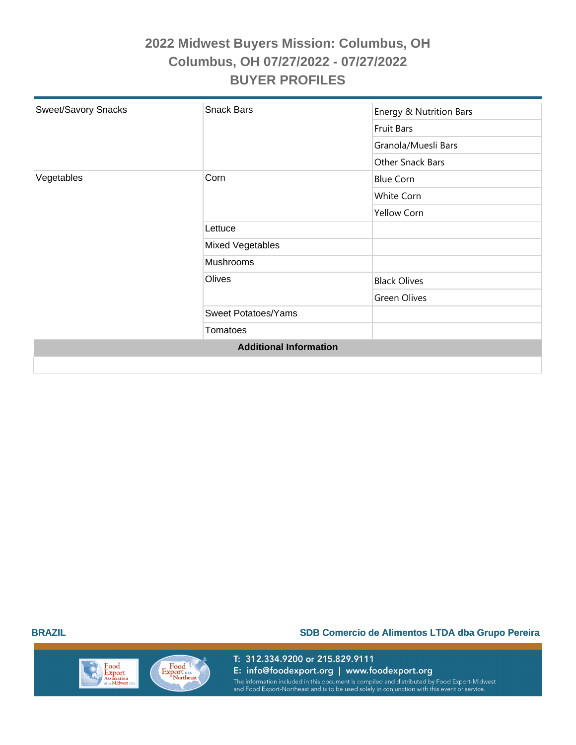# 2022 Midwest Buyers Mission: Columbus, OH

## Columbus, OH 07/27/2022 - 07/27/2022

## BUYER PROFILES

| | | |
|---|---|---|
| Sweet/Savory Snacks | Snack Bars | Energy & Nutrition Bars |
| | | Fruit Bars |
| | | Granola/Muesli Bars |
| | | Other Snack Bars |
| Vegetables | Corn | Blue Corn |
| | | White Corn |
| | | Yellow Corn |
| | Lettuce | |
| | Mixed Vegetables | |
| | Mushrooms | |
| | Olives | Black Olives |
| | | Green Olives |
| | Sweet Potatoes/Yams | |
| | Tomatoes | |

**Additional Information**

**BRAZIL** | **SDB Comercio de Alimentos LTDA dba Grupo Pereira**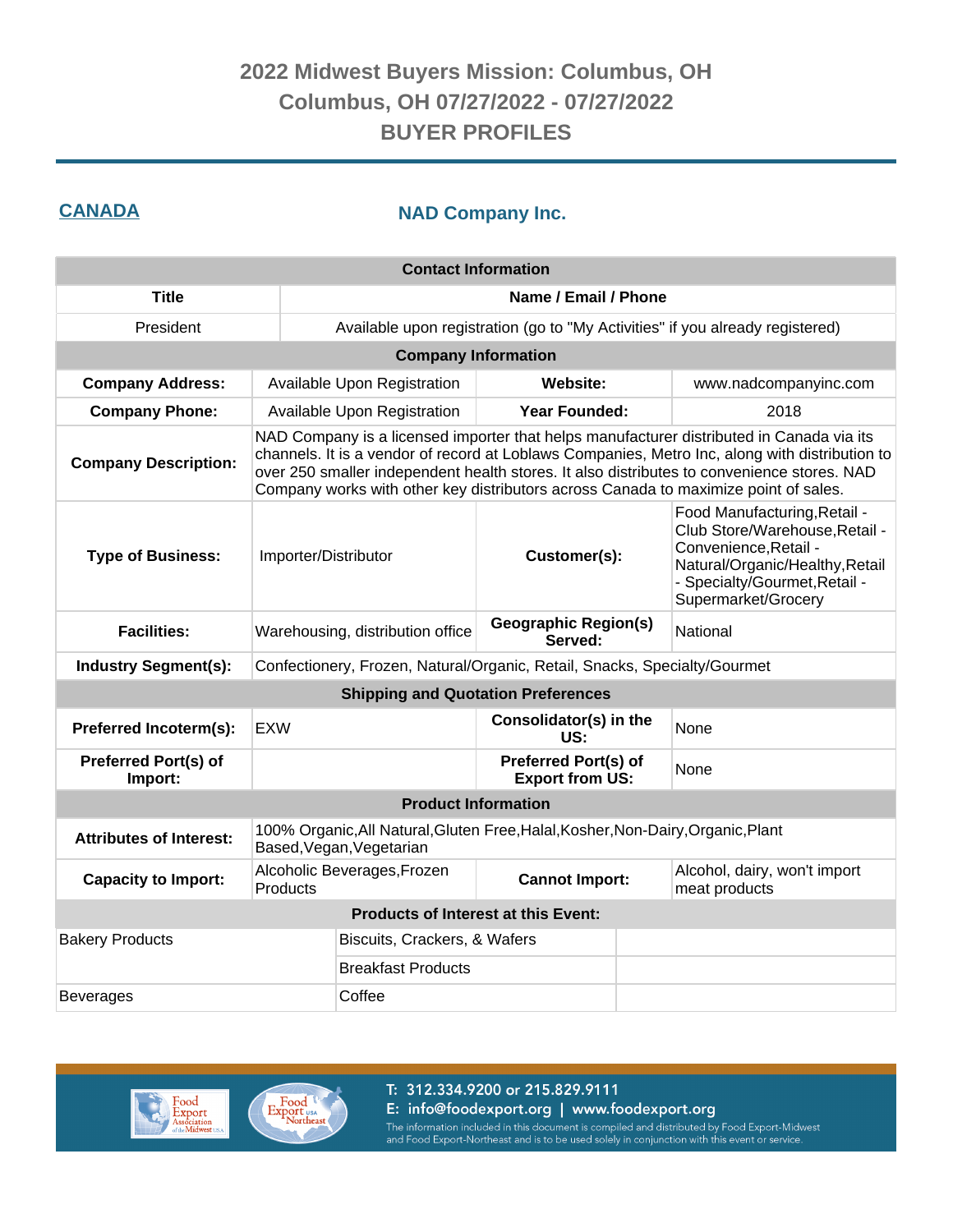# 2022 Midwest Buyers Mission: Columbus, OH
## Columbus, OH 07/27/2022 - 07/27/2022
## BUYER PROFILES

**CANADA**

### NAD Company Inc.

| Contact Information | |
|---|---|
| **Title** | **Name / Email / Phone** |
| President | Available upon registration (go to "My Activities" if you already registered) |

| Company Information | | | |
|---|---|---|---|
| **Company Address:** | Available Upon Registration | **Website:** | www.nadcompanyinc.com |
| **Company Phone:** | Available Upon Registration | **Year Founded:** | 2018 |
| **Company Description:** | NAD Company is a licensed importer that helps manufacturer distributed in Canada via its channels. It is a vendor of record at Loblaws Companies, Metro Inc, along with distribution to over 250 smaller independent health stores. It also distributes to convenience stores. NAD Company works with other key distributors across Canada to maximize point of sales. | | |
| **Type of Business:** | Importer/Distributor | **Customer(s):** | Food Manufacturing,Retail - Club Store/Warehouse,Retail - Convenience,Retail - Natural/Organic/Healthy,Retail - Specialty/Gourmet,Retail - Supermarket/Grocery |
| **Facilities:** | Warehousing, distribution office | **Geographic Region(s) Served:** | National |
| **Industry Segment(s):** | Confectionery, Frozen, Natural/Organic, Retail, Snacks, Specialty/Gourmet | | |

| Shipping and Quotation Preferences | | | |
|---|---|---|---|
| **Preferred Incoterm(s):** | EXW | **Consolidator(s) in the US:** | None |
| **Preferred Port(s) of Import:** | | **Preferred Port(s) of Export from US:** | None |

| Product Information | | | |
|---|---|---|---|
| **Attributes of Interest:** | 100% Organic,All Natural,Gluten Free,Halal,Kosher,Non-Dairy,Organic,Plant Based,Vegan,Vegetarian | | |
| **Capacity to Import:** | Alcoholic Beverages,Frozen Products | **Cannot Import:** | Alcohol, dairy, won't import meat products |

| Products of Interest at this Event: | | |
|---|---|---|
| Bakery Products | Biscuits, Crackers, & Wafers | |
| | Breakfast Products | |
| Beverages | Coffee | |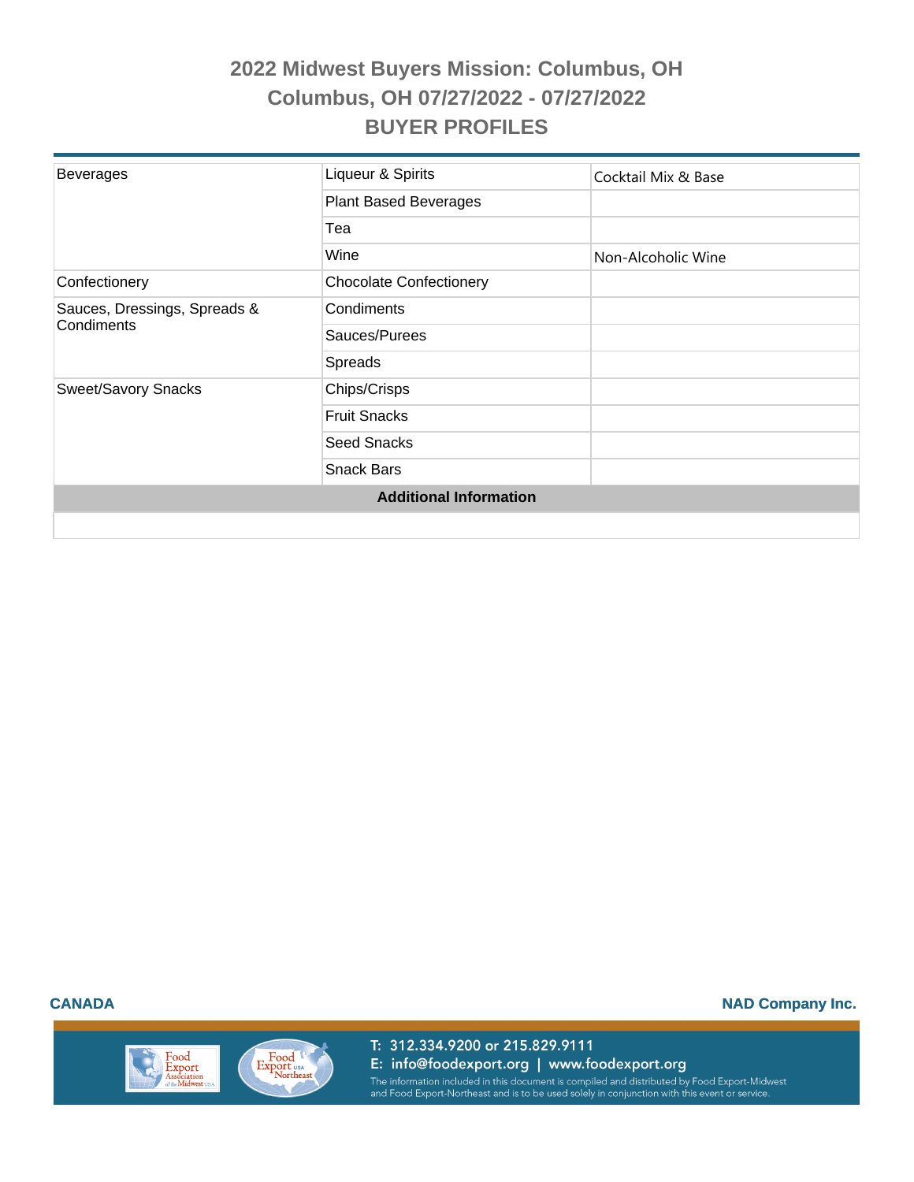# 2022 Midwest Buyers Mission: Columbus, OH

## Columbus, OH 07/27/2022 - 07/27/2022

## BUYER PROFILES

| | | |
|---|---|---|
| Beverages | Liqueur & Spirits | Cocktail Mix & Base |
| | Plant Based Beverages | |
| | Tea | |
| | Wine | Non-Alcoholic Wine |
| Confectionery | Chocolate Confectionery | |
| Sauces, Dressings, Spreads & Condiments | Condiments | |
| | Sauces/Purees | |
| | Spreads | |
| Sweet/Savory Snacks | Chips/Crisps | |
| | Fruit Snacks | |
| | Seed Snacks | |
| | Snack Bars | |

**Additional Information**

**CANADA** **NAD Company Inc.**

T: 312.334.9200 or 215.829.9111
E: info@foodexport.org | www.foodexport.org
The information included in this document is compiled and distributed by Food Export-Midwest and Food Export-Northeast and is to be used solely in conjunction with this event or service.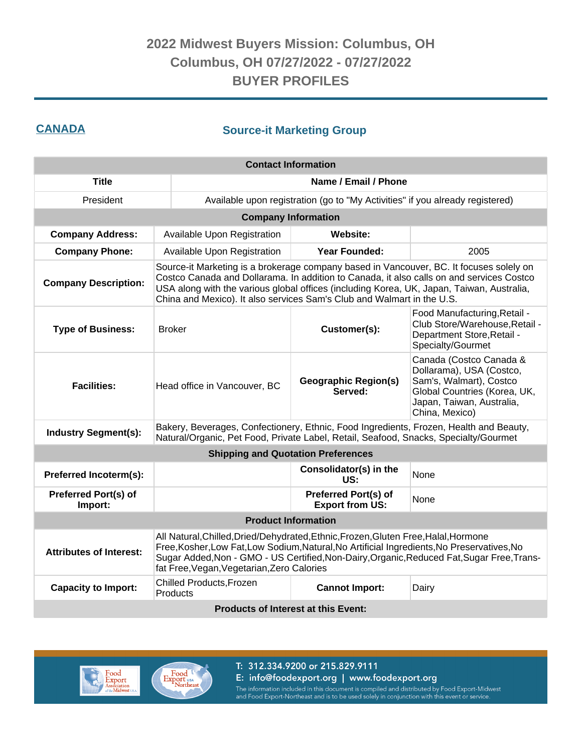# 2022 Midwest Buyers Mission: Columbus, OH
## Columbus, OH 07/27/2022 - 07/27/2022
## BUYER PROFILES

**CANADA**

### Source-it Marketing Group

| Contact Information | |
|---|---|
| **Title** | **Name / Email / Phone** |
| President | Available upon registration (go to "My Activities" if you already registered) |

| Company Information | | | |
|---|---|---|---|
| **Company Address:** | Available Upon Registration | **Website:** | |
| **Company Phone:** | Available Upon Registration | **Year Founded:** | 2005 |
| **Company Description:** | Source-it Marketing is a brokerage company based in Vancouver, BC. It focuses solely on Costco Canada and Dollarama. In addition to Canada, it also calls on and services Costco USA along with the various global offices (including Korea, UK, Japan, Taiwan, Australia, China and Mexico). It also services Sam's Club and Walmart in the U.S. | | |
| **Type of Business:** | Broker | **Customer(s):** | Food Manufacturing,Retail - Club Store/Warehouse,Retail - Department Store,Retail - Specialty/Gourmet |
| **Facilities:** | Head office in Vancouver, BC | **Geographic Region(s) Served:** | Canada (Costco Canada & Dollarama), USA (Costco, Sam's, Walmart), Costco Global Countries (Korea, UK, Japan, Taiwan, Australia, China, Mexico) |
| **Industry Segment(s):** | Bakery, Beverages, Confectionery, Ethnic, Food Ingredients, Frozen, Health and Beauty, Natural/Organic, Pet Food, Private Label, Retail, Seafood, Snacks, Specialty/Gourmet | | |

| Shipping and Quotation Preferences | | | |
|---|---|---|---|
| **Preferred Incoterm(s):** | | **Consolidator(s) in the US:** | None |
| **Preferred Port(s) of Import:** | | **Preferred Port(s) of Export from US:** | None |

| Product Information | | | |
|---|---|---|---|
| **Attributes of Interest:** | All Natural,Chilled,Dried/Dehydrated,Ethnic,Frozen,Gluten Free,Halal,Hormone Free,Kosher,Low Fat,Low Sodium,Natural,No Artificial Ingredients,No Preservatives,No Sugar Added,Non - GMO - US Certified,Non-Dairy,Organic,Reduced Fat,Sugar Free,Trans-fat Free,Vegan,Vegetarian,Zero Calories | | |
| **Capacity to Import:** | Chilled Products,Frozen Products | **Cannot Import:** | Dairy |

**Products of Interest at this Event:**

T: 312.334.9200 or 215.829.9111
E: info@foodexport.org | www.foodexport.org
The information included in this document is compiled and distributed by Food Export-Midwest and Food Export-Northeast and is to be used solely in conjunction with this event or service.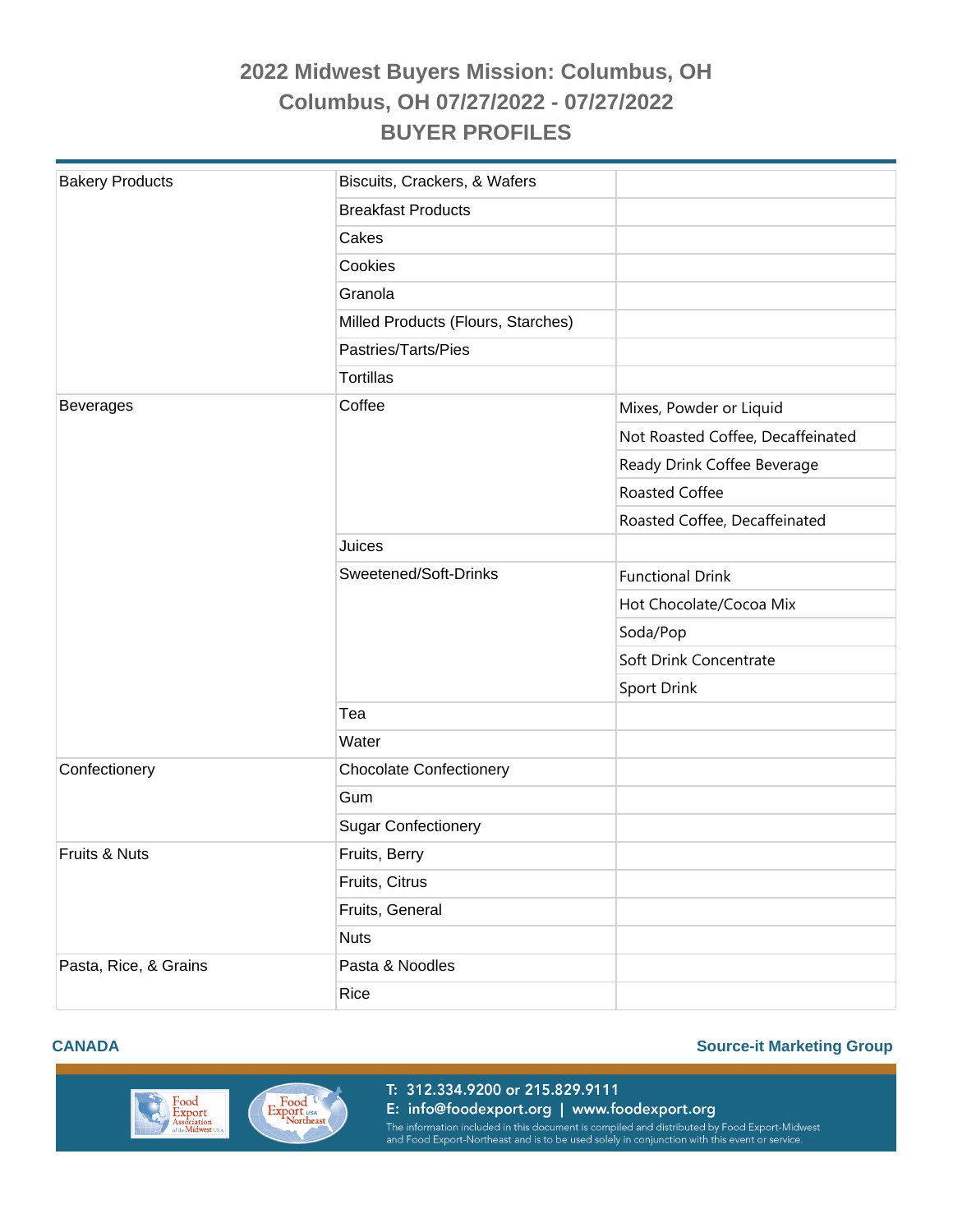# 2022 Midwest Buyers Mission: Columbus, OH
## Columbus, OH 07/27/2022 - 07/27/2022
## BUYER PROFILES

| | | |
|---|---|---|
| Bakery Products | Biscuits, Crackers, & Wafers | |
| | Breakfast Products | |
| | Cakes | |
| | Cookies | |
| | Granola | |
| | Milled Products (Flours, Starches) | |
| | Pastries/Tarts/Pies | |
| | Tortillas | |
| Beverages | Coffee | Mixes, Powder or Liquid |
| | | Not Roasted Coffee, Decaffeinated |
| | | Ready Drink Coffee Beverage |
| | | Roasted Coffee |
| | | Roasted Coffee, Decaffeinated |
| | Juices | |
| | Sweetened/Soft-Drinks | Functional Drink |
| | | Hot Chocolate/Cocoa Mix |
| | | Soda/Pop |
| | | Soft Drink Concentrate |
| | | Sport Drink |
| | Tea | |
| | Water | |
| Confectionery | Chocolate Confectionery | |
| | Gum | |
| | Sugar Confectionery | |
| Fruits & Nuts | Fruits, Berry | |
| | Fruits, Citrus | |
| | Fruits, General | |
| | Nuts | |
| Pasta, Rice, & Grains | Pasta & Noodles | |
| | Rice | |

**CANADA** **Source-it Marketing Group**

T: 312.334.9200 or 215.829.9111
E: info@foodexport.org | www.foodexport.org
The information included in this document is compiled and distributed by Food Export-Midwest and Food Export-Northeast and is to be used solely in conjunction with this event or service.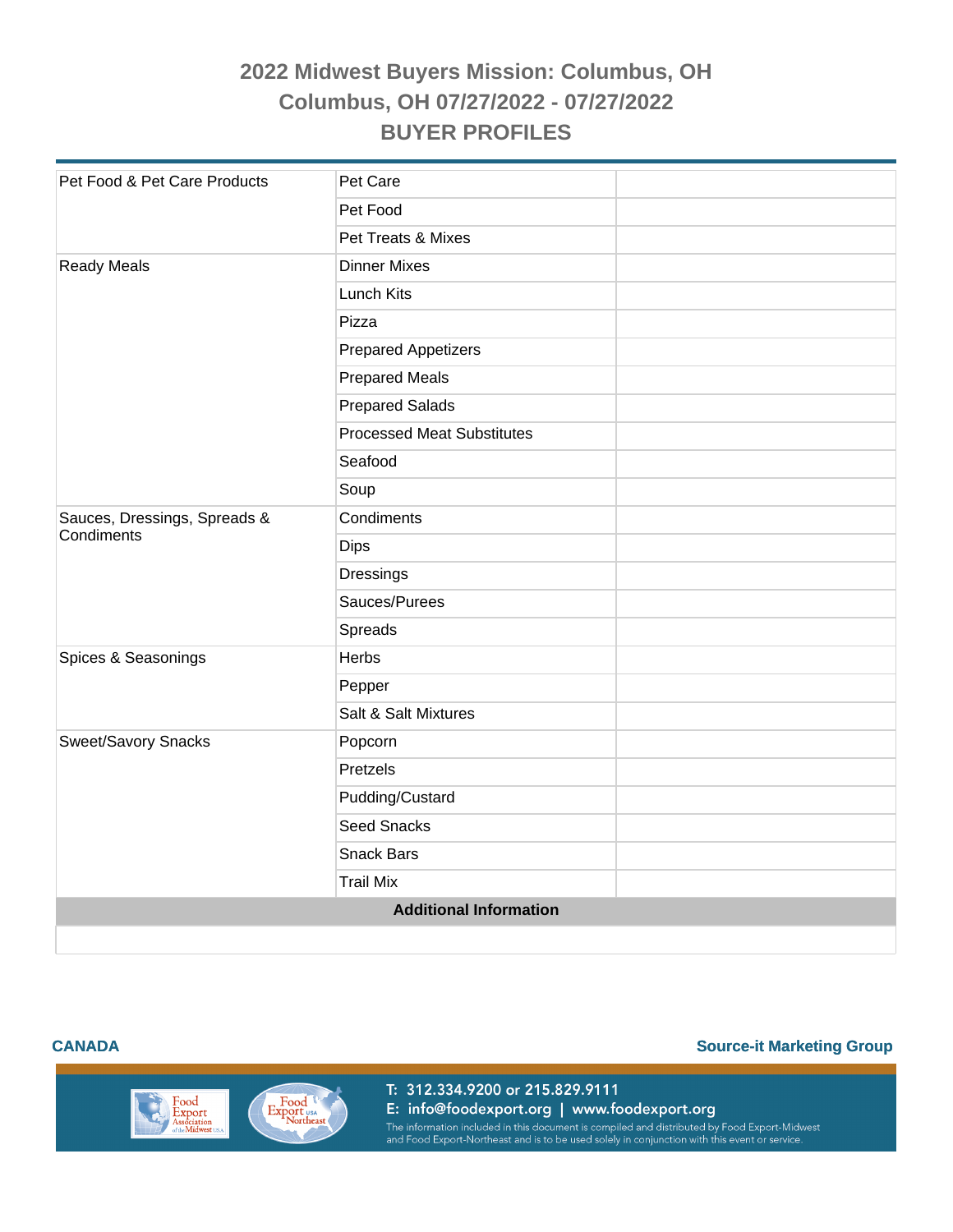# 2022 Midwest Buyers Mission: Columbus, OH
## Columbus, OH 07/27/2022 - 07/27/2022
## BUYER PROFILES

| | | |
|---|---|---|
| Pet Food & Pet Care Products | Pet Care | |
| | Pet Food | |
| | Pet Treats & Mixes | |
| Ready Meals | Dinner Mixes | |
| | Lunch Kits | |
| | Pizza | |
| | Prepared Appetizers | |
| | Prepared Meals | |
| | Prepared Salads | |
| | Processed Meat Substitutes | |
| | Seafood | |
| | Soup | |
| Sauces, Dressings, Spreads & Condiments | Condiments | |
| | Dips | |
| | Dressings | |
| | Sauces/Purees | |
| | Spreads | |
| Spices & Seasonings | Herbs | |
| | Pepper | |
| | Salt & Salt Mixtures | |
| Sweet/Savory Snacks | Popcorn | |
| | Pretzels | |
| | Pudding/Custard | |
| | Seed Snacks | |
| | Snack Bars | |
| | Trail Mix | |

**Additional Information**

**CANADA** **Source-it Marketing Group**

T: 312.334.9200 or 215.829.9111
E: info@foodexport.org | www.foodexport.org
The information included in this document is compiled and distributed by Food Export-Midwest and Food Export-Northeast and is to be used solely in conjunction with this event or service.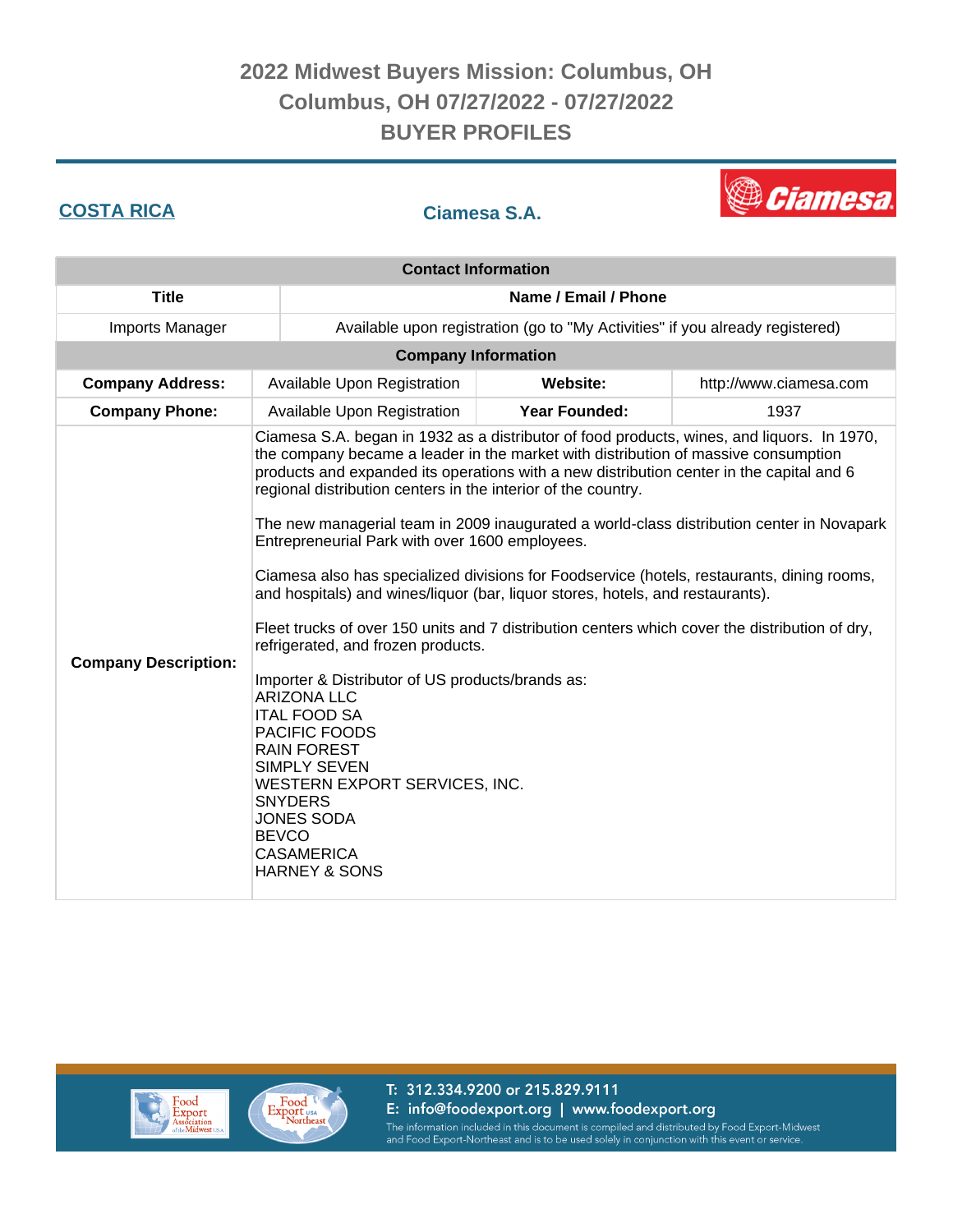# 2022 Midwest Buyers Mission: Columbus, OH
## Columbus, OH 07/27/2022 - 07/27/2022
## BUYER PROFILES

**COSTA RICA**

### Ciamesa S.A.

| Contact Information | |
|---|---|
| **Title** | **Name / Email / Phone** |
| Imports Manager | Available upon registration (go to "My Activities" if you already registered) |

| Company Information | | | |
|---|---|---|---|
| **Company Address:** | Available Upon Registration | **Website:** | http://www.ciamesa.com |
| **Company Phone:** | Available Upon Registration | **Year Founded:** | 1937 |

**Company Description:**

Ciamesa S.A. began in 1932 as a distributor of food products, wines, and liquors. In 1970, the company became a leader in the market with distribution of massive consumption products and expanded its operations with a new distribution center in the capital and 6 regional distribution centers in the interior of the country.

The new managerial team in 2009 inaugurated a world-class distribution center in Novapark Entrepreneurial Park with over 1600 employees.

Ciamesa also has specialized divisions for Foodservice (hotels, restaurants, dining rooms, and hospitals) and wines/liquor (bar, liquor stores, hotels, and restaurants).

Fleet trucks of over 150 units and 7 distribution centers which cover the distribution of dry, refrigerated, and frozen products.

Importer & Distributor of US products/brands as:
ARIZONA LLC
ITAL FOOD SA
PACIFIC FOODS
RAIN FOREST
SIMPLY SEVEN
WESTERN EXPORT SERVICES, INC.
SNYDERS
JONES SODA
BEVCO
CASAMERICA
HARNEY & SONS

T: 312.334.9200 or 215.829.9111
E: info@foodexport.org | www.foodexport.org
The information included in this document is compiled and distributed by Food Export-Midwest and Food Export-Northeast and is to be used solely in conjunction with this event or service.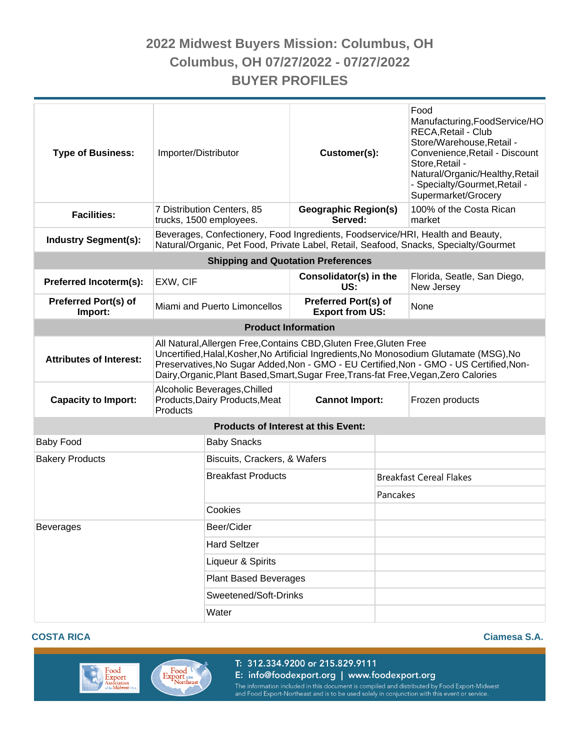# 2022 Midwest Buyers Mission: Columbus, OH

## Columbus, OH 07/27/2022 - 07/27/2022

## BUYER PROFILES

| | | | |
|---|---|---|---|
| **Type of Business:** | Importer/Distributor | **Customer(s):** | Food Manufacturing,FoodService/HORECA,Retail - Club Store/Warehouse,Retail - Convenience,Retail - Discount Store,Retail - Natural/Organic/Healthy,Retail - Specialty/Gourmet,Retail - Supermarket/Grocery |
| **Facilities:** | 7 Distribution Centers, 85 trucks, 1500 employees. | **Geographic Region(s) Served:** | 100% of the Costa Rican market |
| **Industry Segment(s):** | Beverages, Confectionery, Food Ingredients, Foodservice/HRI, Health and Beauty, Natural/Organic, Pet Food, Private Label, Retail, Seafood, Snacks, Specialty/Gourmet | | |
| **Shipping and Quotation Preferences** | | | |
| **Preferred Incoterm(s):** | EXW, CIF | **Consolidator(s) in the US:** | Florida, Seatle, San Diego, New Jersey |
| **Preferred Port(s) of Import:** | Miami and Puerto Limoncellos | **Preferred Port(s) of Export from US:** | None |
| **Product Information** | | | |
| **Attributes of Interest:** | All Natural,Allergen Free,Contains CBD,Gluten Free,Gluten Free Uncertified,Halal,Kosher,No Artificial Ingredients,No Monosodium Glutamate (MSG),No Preservatives,No Sugar Added,Non - GMO - EU Certified,Non - GMO - US Certified,Non-Dairy,Organic,Plant Based,Smart,Sugar Free,Trans-fat Free,Vegan,Zero Calories | | |
| **Capacity to Import:** | Alcoholic Beverages,Chilled Products,Dairy Products,Meat Products | **Cannot Import:** | Frozen products |

**Products of Interest at this Event:**

| | | |
|---|---|---|
| Baby Food | Baby Snacks | |
| Bakery Products | Biscuits, Crackers, & Wafers | |
| | Breakfast Products | Breakfast Cereal Flakes |
| | | Pancakes |
| | Cookies | |
| Beverages | Beer/Cider | |
| | Hard Seltzer | |
| | Liqueur & Spirits | |
| | Plant Based Beverages | |
| | Sweetened/Soft-Drinks | |
| | Water | |

**COSTA RICA** — **Ciamesa S.A.**

T: 312.334.9200 or 215.829.9111
E: info@foodexport.org | www.foodexport.org
The information included in this document is compiled and distributed by Food Export-Midwest and Food Export-Northeast and is to be used solely in conjunction with this event or service.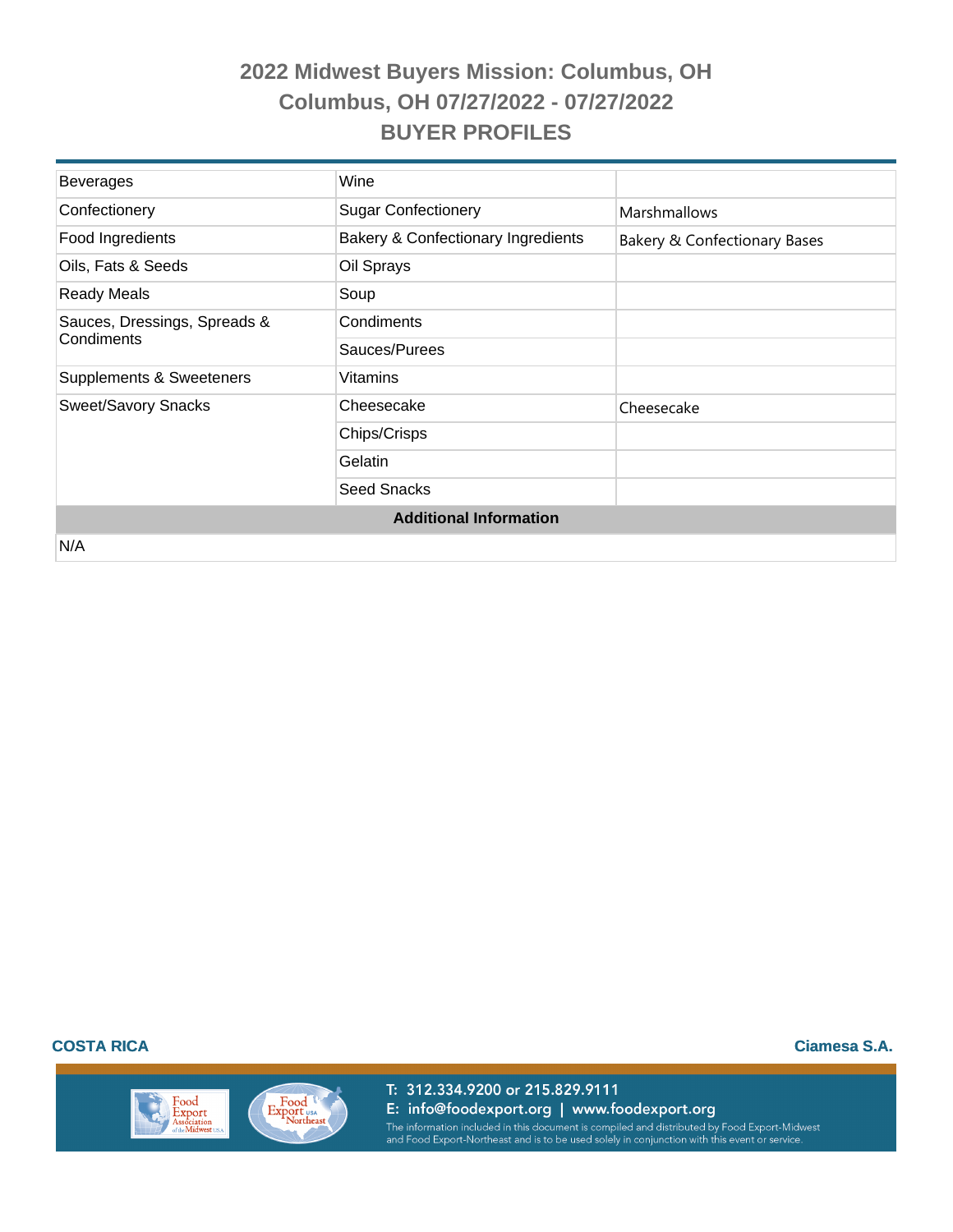# 2022 Midwest Buyers Mission: Columbus, OH
## Columbus, OH 07/27/2022 - 07/27/2022
## BUYER PROFILES

| | | |
|---|---|---|
| Beverages | Wine | |
| Confectionery | Sugar Confectionery | Marshmallows |
| Food Ingredients | Bakery & Confectionary Ingredients | Bakery & Confectionary Bases |
| Oils, Fats & Seeds | Oil Sprays | |
| Ready Meals | Soup | |
| Sauces, Dressings, Spreads & Condiments | Condiments | |
| | Sauces/Purees | |
| Supplements & Sweeteners | Vitamins | |
| Sweet/Savory Snacks | Cheesecake | Cheesecake |
| | Chips/Crisps | |
| | Gelatin | |
| | Seed Snacks | |

**Additional Information**

N/A

**COSTA RICA** **Ciamesa S.A.**

T: 312.334.9200 or 215.829.9111
E: info@foodexport.org | www.foodexport.org
The information included in this document is compiled and distributed by Food Export-Midwest and Food Export-Northeast and is to be used solely in conjunction with this event or service.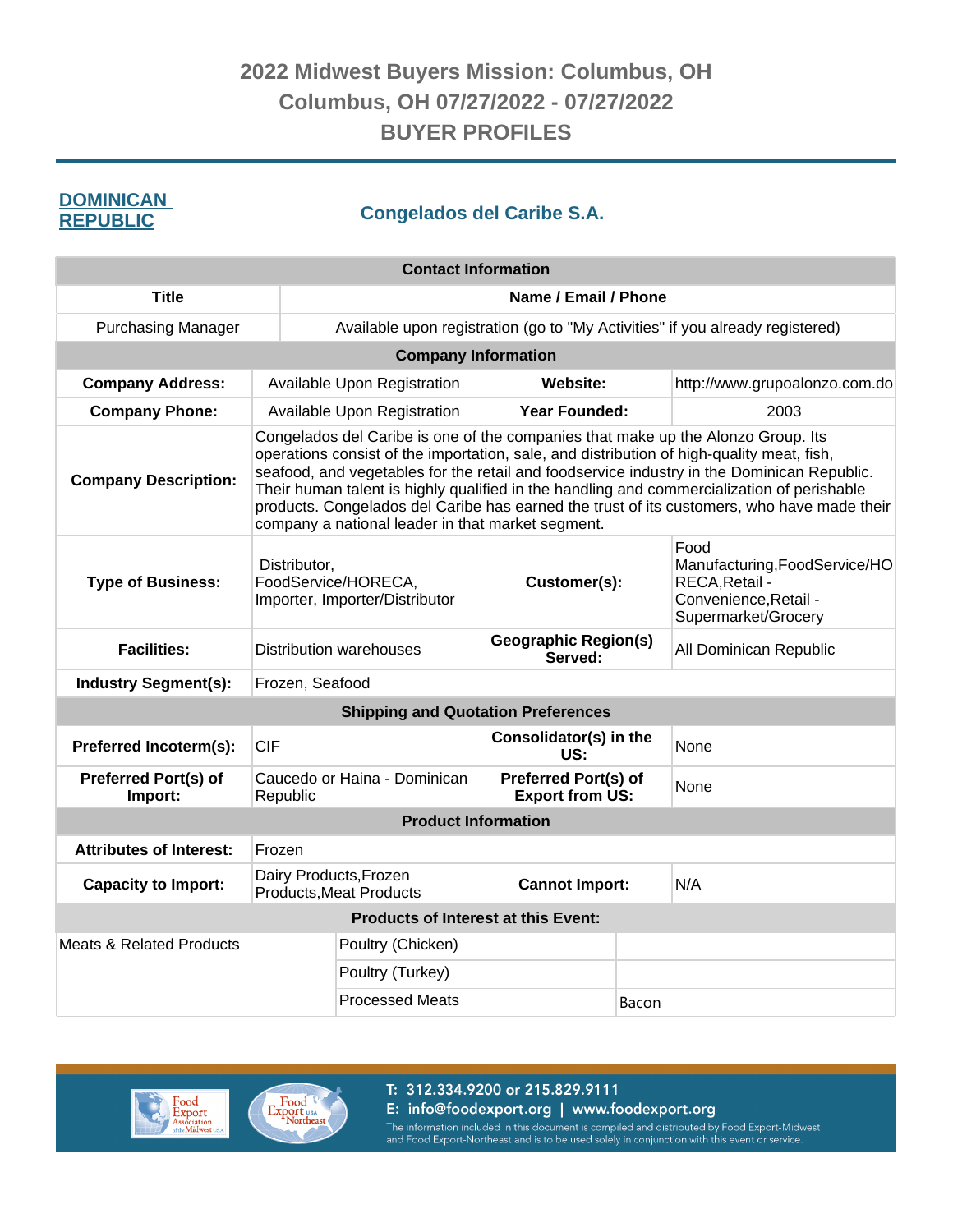# 2022 Midwest Buyers Mission: Columbus, OH
## Columbus, OH 07/27/2022 - 07/27/2022
## BUYER PROFILES

**DOMINICAN REPUBLIC**

### Congelados del Caribe S.A.

| Contact Information | | | |
|---|---|---|---|
| **Title** | **Name / Email / Phone** | | |
| Purchasing Manager | Available upon registration (go to "My Activities" if you already registered) | | |
| **Company Information** | | | |
| **Company Address:** | Available Upon Registration | **Website:** | http://www.grupoalonzo.com.do |
| **Company Phone:** | Available Upon Registration | **Year Founded:** | 2003 |
| **Company Description:** | Congelados del Caribe is one of the companies that make up the Alonzo Group. Its operations consist of the importation, sale, and distribution of high-quality meat, fish, seafood, and vegetables for the retail and foodservice industry in the Dominican Republic. Their human talent is highly qualified in the handling and commercialization of perishable products. Congelados del Caribe has earned the trust of its customers, who have made their company a national leader in that market segment. | | |
| **Type of Business:** | Distributor, FoodService/HORECA, Importer, Importer/Distributor | **Customer(s):** | Food Manufacturing,FoodService/HORECA,Retail - Convenience,Retail - Supermarket/Grocery |
| **Facilities:** | Distribution warehouses | **Geographic Region(s) Served:** | All Dominican Republic |
| **Industry Segment(s):** | Frozen, Seafood | | |
| **Shipping and Quotation Preferences** | | | |
| **Preferred Incoterm(s):** | CIF | **Consolidator(s) in the US:** | None |
| **Preferred Port(s) of Import:** | Caucedo or Haina - Dominican Republic | **Preferred Port(s) of Export from US:** | None |
| **Product Information** | | | |
| **Attributes of Interest:** | Frozen | | |
| **Capacity to Import:** | Dairy Products,Frozen Products,Meat Products | **Cannot Import:** | N/A |

| Products of Interest at this Event: | | |
|---|---|---|
| Meats & Related Products | Poultry (Chicken) | |
| | Poultry (Turkey) | |
| | Processed Meats | Bacon |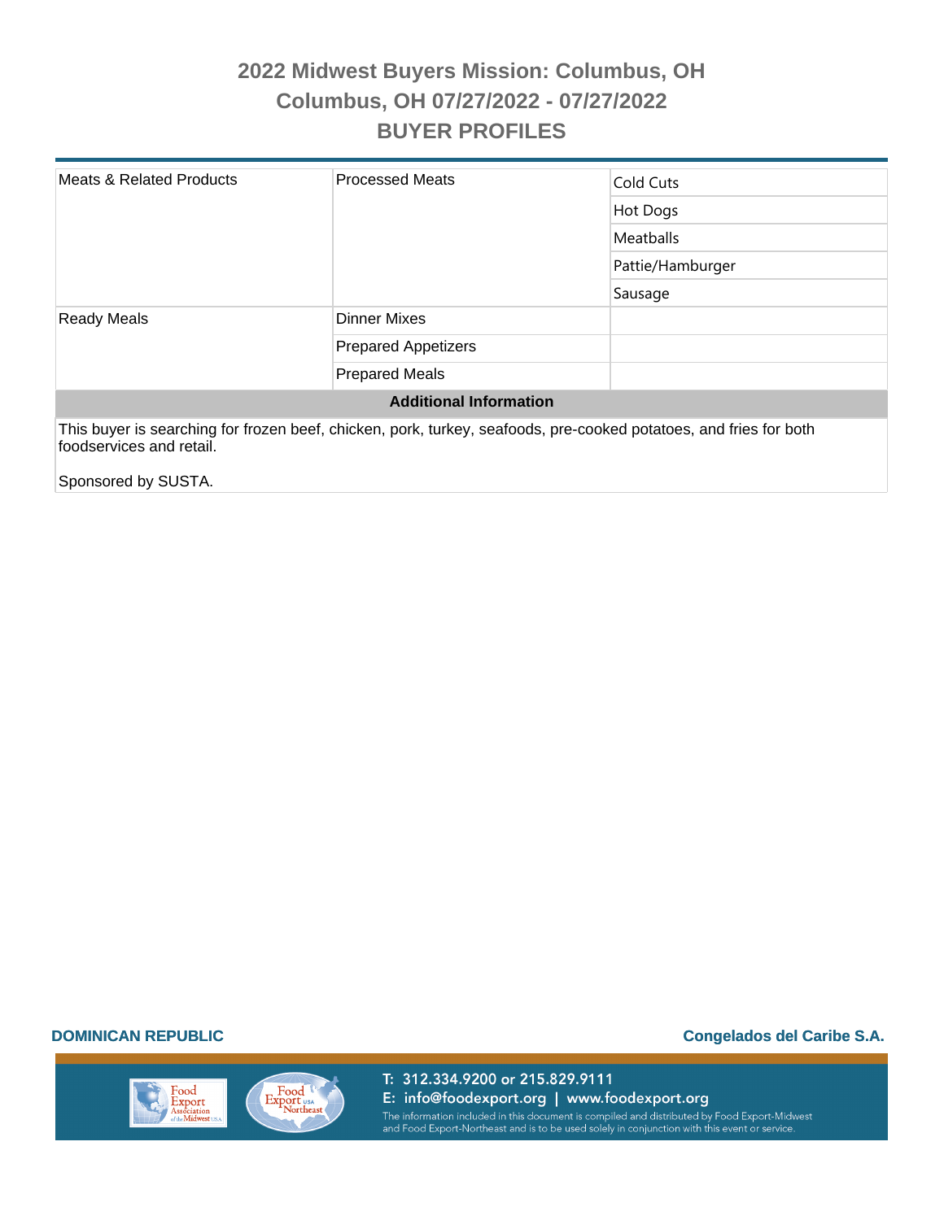# 2022 Midwest Buyers Mission: Columbus, OH

## Columbus, OH 07/27/2022 - 07/27/2022

## BUYER PROFILES

| | | |
|---|---|---|
| Meats & Related Products | Processed Meats | Cold Cuts |
| | | Hot Dogs |
| | | Meatballs |
| | | Pattie/Hamburger |
| | | Sausage |
| Ready Meals | Dinner Mixes | |
| | Prepared Appetizers | |
| | Prepared Meals | |

**Additional Information**

This buyer is searching for frozen beef, chicken, pork, turkey, seafoods, pre-cooked potatoes, and fries for both foodservices and retail.

Sponsored by SUSTA.

**DOMINICAN REPUBLIC** **Congelados del Caribe S.A.**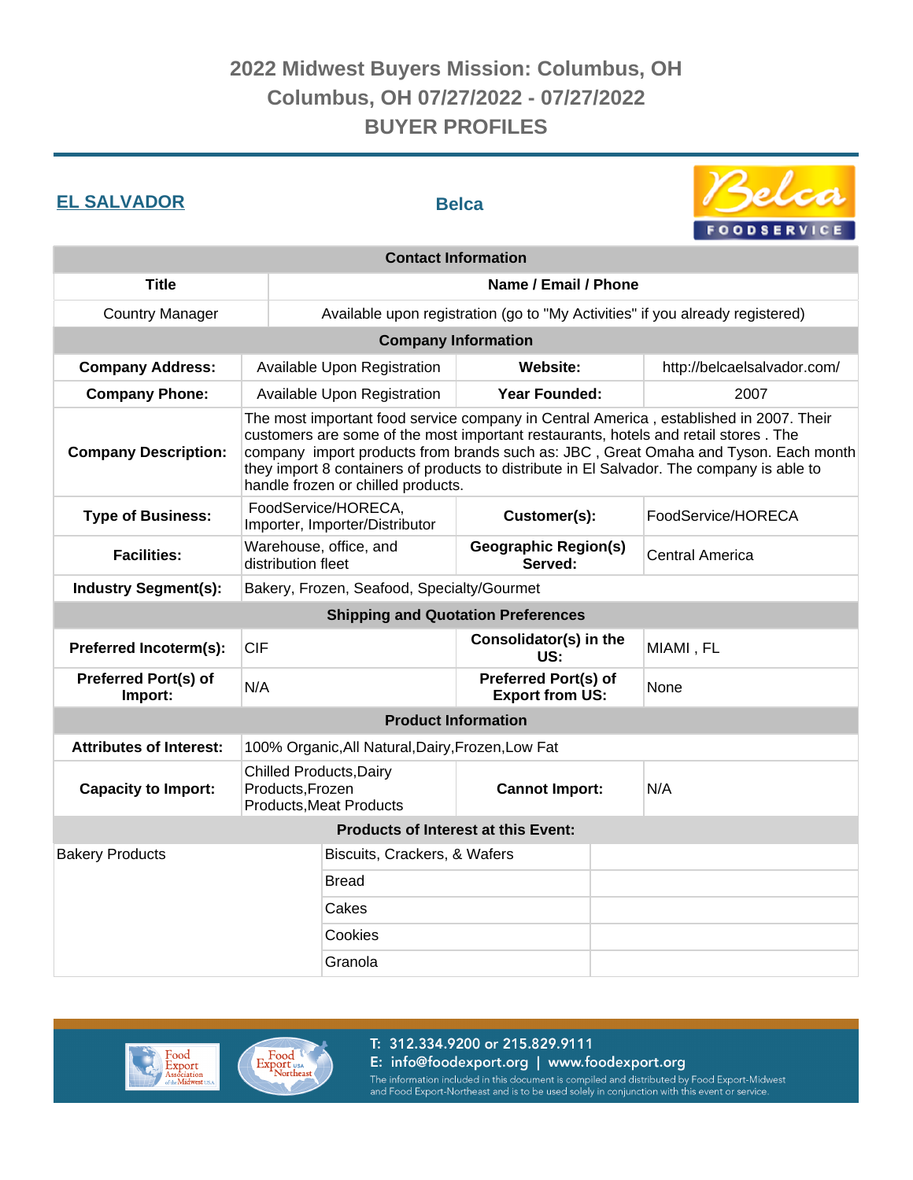# 2022 Midwest Buyers Mission: Columbus, OH
## Columbus, OH 07/27/2022 - 07/27/2022
## BUYER PROFILES

**EL SALVADOR**

**Belca**

| Contact Information | |
|---|---|
| **Title** | **Name / Email / Phone** |
| Country Manager | Available upon registration (go to "My Activities" if you already registered) |

| Company Information | | | |
|---|---|---|---|
| **Company Address:** | Available Upon Registration | **Website:** | http://belcaelsalvador.com/ |
| **Company Phone:** | Available Upon Registration | **Year Founded:** | 2007 |
| **Company Description:** | The most important food service company in Central America , established in 2007. Their customers are some of the most important restaurants, hotels and retail stores . The company import products from brands such as: JBC , Great Omaha and Tyson. Each month they import 8 containers of products to distribute in El Salvador. The company is able to handle frozen or chilled products. | | |
| **Type of Business:** | FoodService/HORECA, Importer, Importer/Distributor | **Customer(s):** | FoodService/HORECA |
| **Facilities:** | Warehouse, office, and distribution fleet | **Geographic Region(s) Served:** | Central America |
| **Industry Segment(s):** | Bakery, Frozen, Seafood, Specialty/Gourmet | | |

| Shipping and Quotation Preferences | | | |
|---|---|---|---|
| **Preferred Incoterm(s):** | CIF | **Consolidator(s) in the US:** | MIAMI , FL |
| **Preferred Port(s) of Import:** | N/A | **Preferred Port(s) of Export from US:** | None |

| Product Information | | | |
|---|---|---|---|
| **Attributes of Interest:** | 100% Organic,All Natural,Dairy,Frozen,Low Fat | | |
| **Capacity to Import:** | Chilled Products,Dairy Products,Frozen Products,Meat Products | **Cannot Import:** | N/A |

| Products of Interest at this Event: | | |
|---|---|---|
| Bakery Products | Biscuits, Crackers, & Wafers | |
| | Bread | |
| | Cakes | |
| | Cookies | |
| | Granola | |

T: 312.334.9200 or 215.829.9111
E: info@foodexport.org | www.foodexport.org
The information included in this document is compiled and distributed by Food Export-Midwest and Food Export-Northeast and is to be used solely in conjunction with this event or service.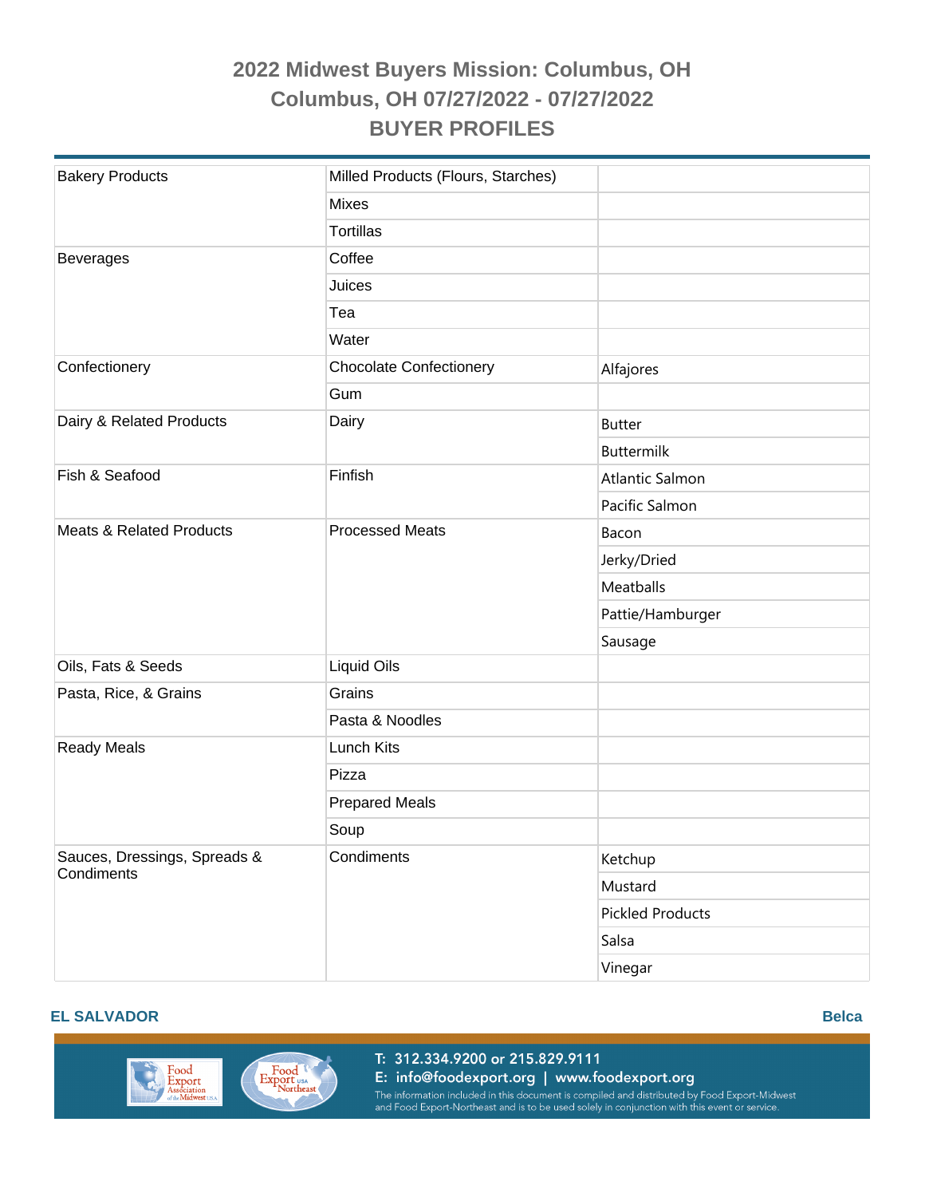# 2022 Midwest Buyers Mission: Columbus, OH

## Columbus, OH 07/27/2022 - 07/27/2022

## BUYER PROFILES

| | | |
|---|---|---|
| Bakery Products | Milled Products (Flours, Starches) | |
| | Mixes | |
| | Tortillas | |
| Beverages | Coffee | |
| | Juices | |
| | Tea | |
| | Water | |
| Confectionery | Chocolate Confectionery | Alfajores |
| | Gum | |
| Dairy & Related Products | Dairy | Butter |
| | | Buttermilk |
| Fish & Seafood | Finfish | Atlantic Salmon |
| | | Pacific Salmon |
| Meats & Related Products | Processed Meats | Bacon |
| | | Jerky/Dried |
| | | Meatballs |
| | | Pattie/Hamburger |
| | | Sausage |
| Oils, Fats & Seeds | Liquid Oils | |
| Pasta, Rice, & Grains | Grains | |
| | Pasta & Noodles | |
| Ready Meals | Lunch Kits | |
| | Pizza | |
| | Prepared Meals | |
| | Soup | |
| Sauces, Dressings, Spreads & Condiments | Condiments | Ketchup |
| | | Mustard |
| | | Pickled Products |
| | | Salsa |
| | | Vinegar |

**EL SALVADOR** **Belca**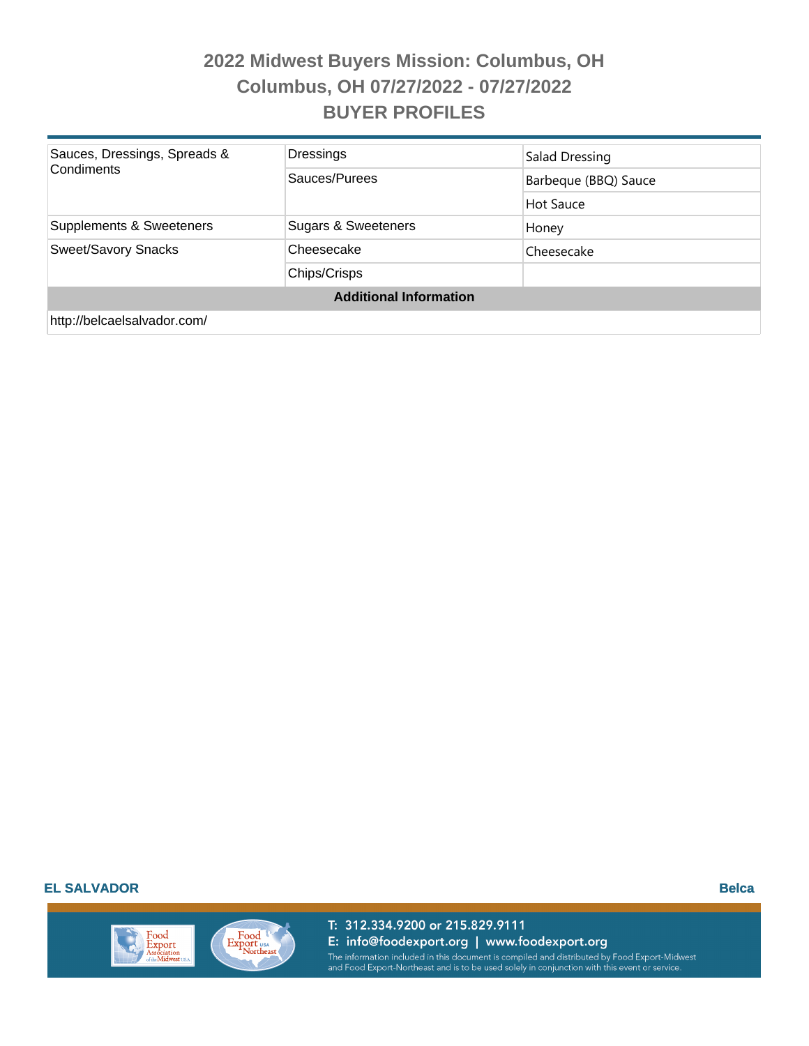# 2022 Midwest Buyers Mission: Columbus, OH

## Columbus, OH 07/27/2022 - 07/27/2022

## BUYER PROFILES

| | | |
|---|---|---|
| Sauces, Dressings, Spreads & Condiments | Dressings | Salad Dressing |
| | Sauces/Purees | Barbeque (BBQ) Sauce |
| | | Hot Sauce |
| Supplements & Sweeteners | Sugars & Sweeteners | Honey |
| Sweet/Savory Snacks | Cheesecake | Cheesecake |
| | Chips/Crisps | |

**Additional Information**

http://belcaelsalvador.com/

**EL SALVADOR** **Belca**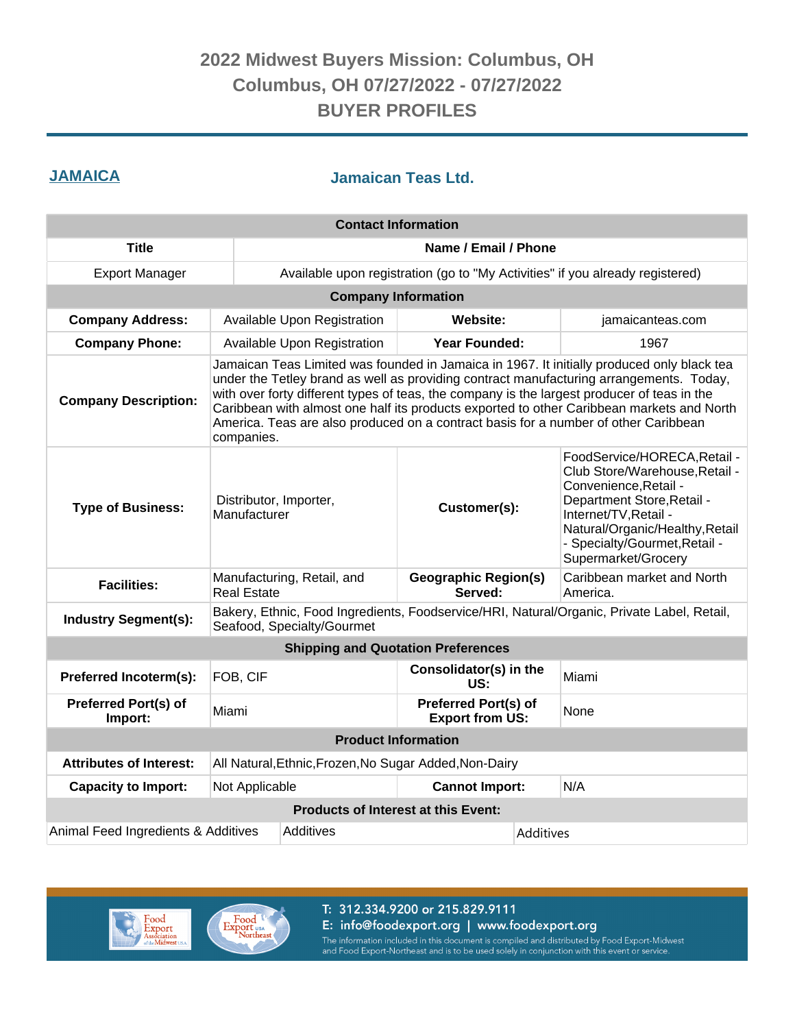# 2022 Midwest Buyers Mission: Columbus, OH
## Columbus, OH 07/27/2022 - 07/27/2022
## BUYER PROFILES

**JAMAICA** | **Jamaican Teas Ltd.**

| Contact Information | |
|---|---|
| **Title** | **Name / Email / Phone** |
| Export Manager | Available upon registration (go to "My Activities" if you already registered) |

| Company Information | | | |
|---|---|---|---|
| **Company Address:** | Available Upon Registration | **Website:** | jamaicanteas.com |
| **Company Phone:** | Available Upon Registration | **Year Founded:** | 1967 |
| **Company Description:** | Jamaican Teas Limited was founded in Jamaica in 1967. It initially produced only black tea under the Tetley brand as well as providing contract manufacturing arrangements. Today, with over forty different types of teas, the company is the largest producer of teas in the Caribbean with almost one half its products exported to other Caribbean markets and North America. Teas are also produced on a contract basis for a number of other Caribbean companies. | | |
| **Type of Business:** | Distributor, Importer, Manufacturer | **Customer(s):** | FoodService/HORECA,Retail - Club Store/Warehouse,Retail - Convenience,Retail - Department Store,Retail - Internet/TV,Retail - Natural/Organic/Healthy,Retail - Specialty/Gourmet,Retail - Supermarket/Grocery |
| **Facilities:** | Manufacturing, Retail, and Real Estate | **Geographic Region(s) Served:** | Caribbean market and North America. |
| **Industry Segment(s):** | Bakery, Ethnic, Food Ingredients, Foodservice/HRI, Natural/Organic, Private Label, Retail, Seafood, Specialty/Gourmet | | |

| Shipping and Quotation Preferences | | | |
|---|---|---|---|
| **Preferred Incoterm(s):** | FOB, CIF | **Consolidator(s) in the US:** | Miami |
| **Preferred Port(s) of Import:** | Miami | **Preferred Port(s) of Export from US:** | None |

| Product Information | | | |
|---|---|---|---|
| **Attributes of Interest:** | All Natural,Ethnic,Frozen,No Sugar Added,Non-Dairy | | |
| **Capacity to Import:** | Not Applicable | **Cannot Import:** | N/A |

| Products of Interest at this Event: | | |
|---|---|---|
| Animal Feed Ingredients & Additives | Additives | Additives |

T: 312.334.9200 or 215.829.9111
E: info@foodexport.org | www.foodexport.org
The information included in this document is compiled and distributed by Food Export-Midwest and Food Export-Northeast and is to be used solely in conjunction with this event or service.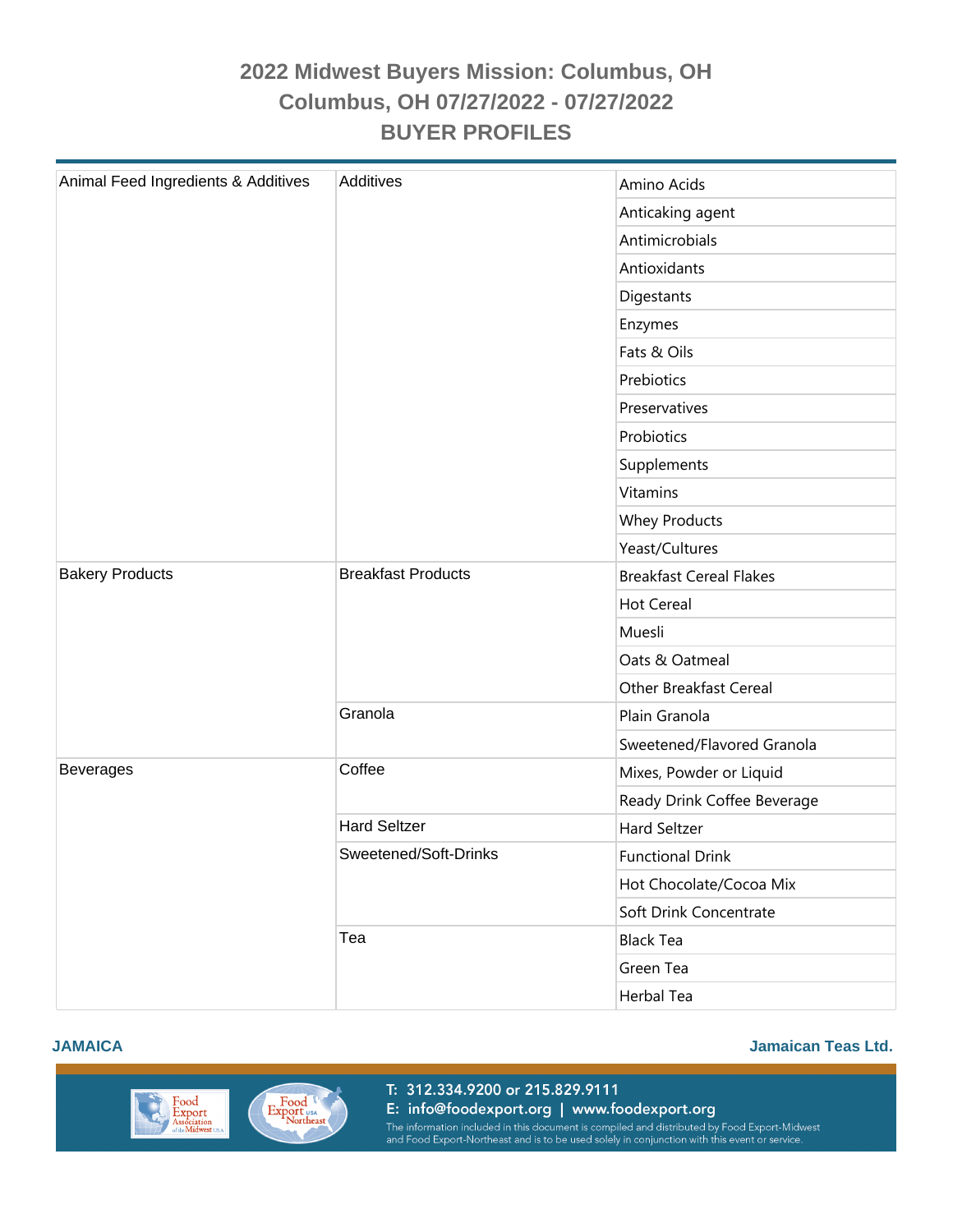# 2022 Midwest Buyers Mission: Columbus, OH

## Columbus, OH 07/27/2022 - 07/27/2022

## BUYER PROFILES

| | | |
|---|---|---|
| Animal Feed Ingredients & Additives | Additives | Amino Acids |
| | | Anticaking agent |
| | | Antimicrobials |
| | | Antioxidants |
| | | Digestants |
| | | Enzymes |
| | | Fats & Oils |
| | | Prebiotics |
| | | Preservatives |
| | | Probiotics |
| | | Supplements |
| | | Vitamins |
| | | Whey Products |
| | | Yeast/Cultures |
| Bakery Products | Breakfast Products | Breakfast Cereal Flakes |
| | | Hot Cereal |
| | | Muesli |
| | | Oats & Oatmeal |
| | | Other Breakfast Cereal |
| | Granola | Plain Granola |
| | | Sweetened/Flavored Granola |
| Beverages | Coffee | Mixes, Powder or Liquid |
| | | Ready Drink Coffee Beverage |
| | Hard Seltzer | Hard Seltzer |
| | Sweetened/Soft-Drinks | Functional Drink |
| | | Hot Chocolate/Cocoa Mix |
| | | Soft Drink Concentrate |
| | Tea | Black Tea |
| | | Green Tea |
| | | Herbal Tea |

**JAMAICA** **Jamaican Teas Ltd.**

T: 312.334.9200 or 215.829.9111
E: info@foodexport.org | www.foodexport.org
The information included in this document is compiled and distributed by Food Export-Midwest and Food Export-Northeast and is to be used solely in conjunction with this event or service.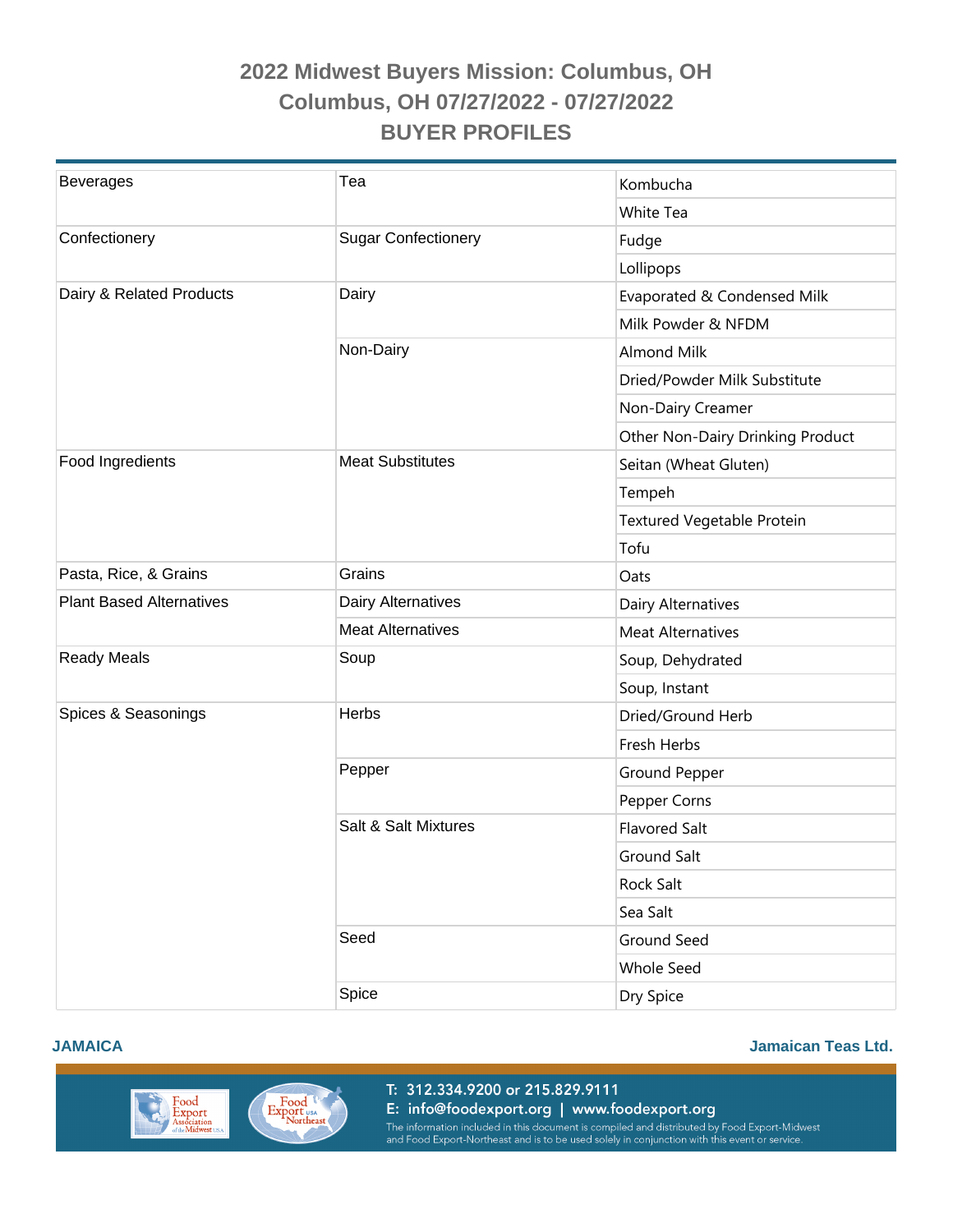# 2022 Midwest Buyers Mission: Columbus, OH
## Columbus, OH 07/27/2022 - 07/27/2022
## BUYER PROFILES

| | | |
|---|---|---|
| Beverages | Tea | Kombucha |
| | | White Tea |
| Confectionery | Sugar Confectionery | Fudge |
| | | Lollipops |
| Dairy & Related Products | Dairy | Evaporated & Condensed Milk |
| | | Milk Powder & NFDM |
| | Non-Dairy | Almond Milk |
| | | Dried/Powder Milk Substitute |
| | | Non-Dairy Creamer |
| | | Other Non-Dairy Drinking Product |
| Food Ingredients | Meat Substitutes | Seitan (Wheat Gluten) |
| | | Tempeh |
| | | Textured Vegetable Protein |
| | | Tofu |
| Pasta, Rice, & Grains | Grains | Oats |
| Plant Based Alternatives | Dairy Alternatives | Dairy Alternatives |
| | Meat Alternatives | Meat Alternatives |
| Ready Meals | Soup | Soup, Dehydrated |
| | | Soup, Instant |
| Spices & Seasonings | Herbs | Dried/Ground Herb |
| | | Fresh Herbs |
| | Pepper | Ground Pepper |
| | | Pepper Corns |
| | Salt & Salt Mixtures | Flavored Salt |
| | | Ground Salt |
| | | Rock Salt |
| | | Sea Salt |
| | Seed | Ground Seed |
| | | Whole Seed |
| | Spice | Dry Spice |

**JAMAICA** **Jamaican Teas Ltd.**

T: 312.334.9200 or 215.829.9111
E: info@foodexport.org | www.foodexport.org
The information included in this document is compiled and distributed by Food Export-Midwest and Food Export-Northeast and is to be used solely in conjunction with this event or service.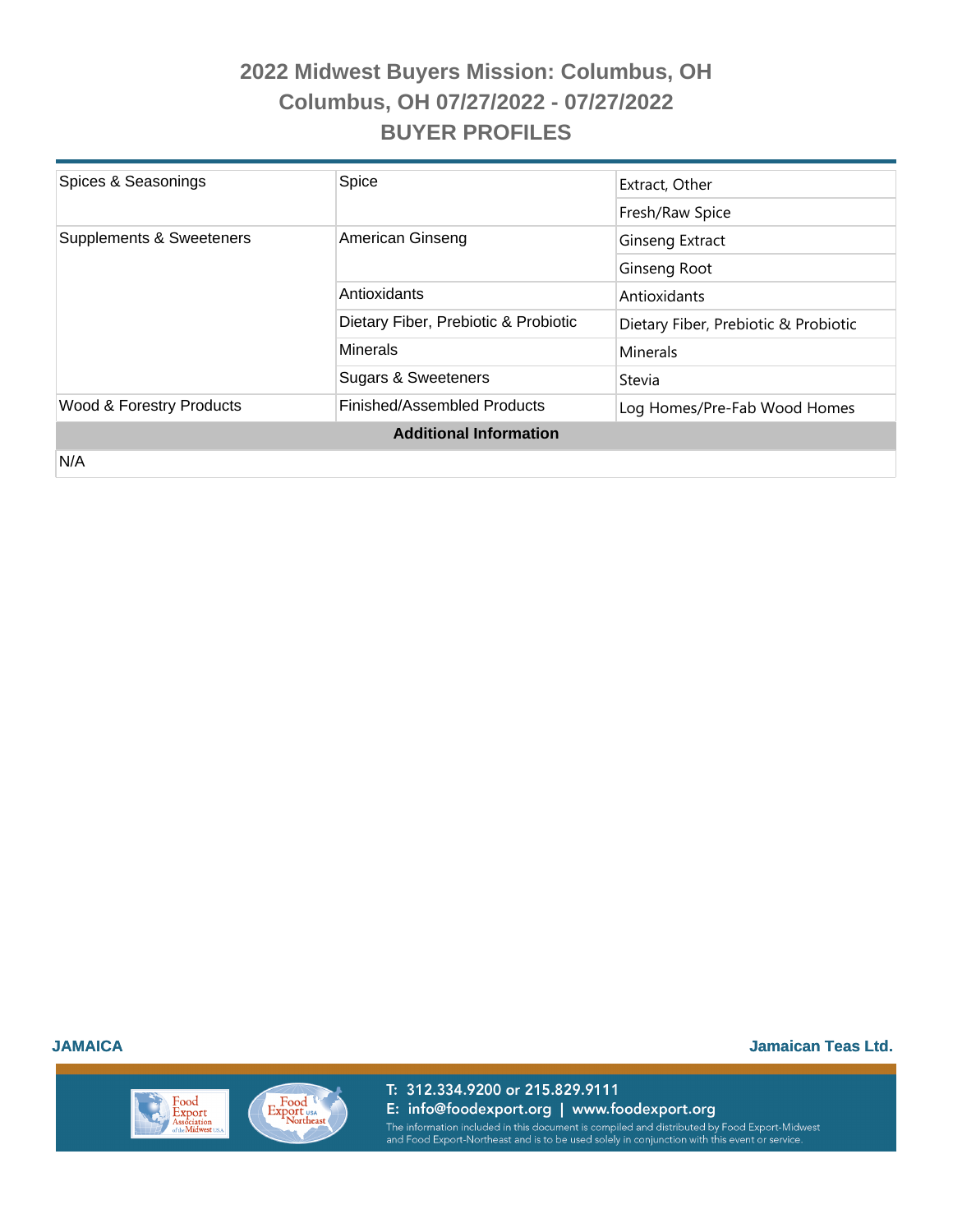# 2022 Midwest Buyers Mission: Columbus, OH

## Columbus, OH 07/27/2022 - 07/27/2022

## BUYER PROFILES

| | | |
|---|---|---|
| Spices & Seasonings | Spice | Extract, Other |
| | | Fresh/Raw Spice |
| Supplements & Sweeteners | American Ginseng | Ginseng Extract |
| | | Ginseng Root |
| | Antioxidants | Antioxidants |
| | Dietary Fiber, Prebiotic & Probiotic | Dietary Fiber, Prebiotic & Probiotic |
| | Minerals | Minerals |
| | Sugars & Sweeteners | Stevia |
| Wood & Forestry Products | Finished/Assembled Products | Log Homes/Pre-Fab Wood Homes |

**Additional Information**

N/A

**JAMAICA** **Jamaican Teas Ltd.**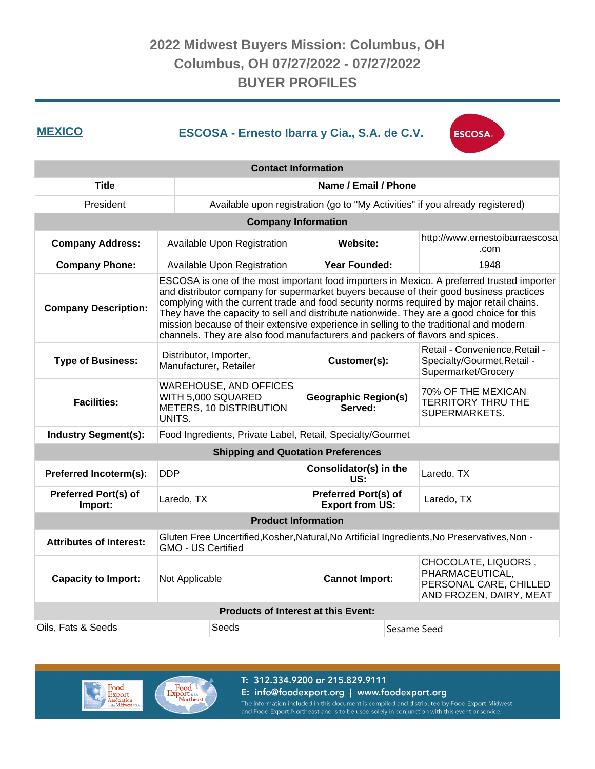# 2022 Midwest Buyers Mission: Columbus, OH
## Columbus, OH 07/27/2022 - 07/27/2022
## BUYER PROFILES

**MEXICO**

## ESCOSA - Ernesto Ibarra y Cia., S.A. de C.V.

| Contact Information | |
|---|---|
| **Title** | **Name / Email / Phone** |
| President | Available upon registration (go to "My Activities" if you already registered) |

| Company Information | | | |
|---|---|---|---|
| **Company Address:** | Available Upon Registration | **Website:** | http://www.ernestoibarraescosa.com |
| **Company Phone:** | Available Upon Registration | **Year Founded:** | 1948 |
| **Company Description:** | ESCOSA is one of the most important food importers in Mexico. A preferred trusted importer and distributor company for supermarket buyers because of their good business practices complying with the current trade and food security norms required by major retail chains. They have the capacity to sell and distribute nationwide. They are a good choice for this mission because of their extensive experience in selling to the traditional and modern channels. They are also food manufacturers and packers of flavors and spices. | | |
| **Type of Business:** | Distributor, Importer, Manufacturer, Retailer | **Customer(s):** | Retail - Convenience,Retail - Specialty/Gourmet,Retail - Supermarket/Grocery |
| **Facilities:** | WAREHOUSE, AND OFFICES WITH 5,000 SQUARED METERS, 10 DISTRIBUTION UNITS. | **Geographic Region(s) Served:** | 70% OF THE MEXICAN TERRITORY THRU THE SUPERMARKETS. |
| **Industry Segment(s):** | Food Ingredients, Private Label, Retail, Specialty/Gourmet | | |

| Shipping and Quotation Preferences | | | |
|---|---|---|---|
| **Preferred Incoterm(s):** | DDP | **Consolidator(s) in the US:** | Laredo, TX |
| **Preferred Port(s) of Import:** | Laredo, TX | **Preferred Port(s) of Export from US:** | Laredo, TX |

| Product Information | | | |
|---|---|---|---|
| **Attributes of Interest:** | Gluten Free Uncertified,Kosher,Natural,No Artificial Ingredients,No Preservatives,Non - GMO - US Certified | | |
| **Capacity to Import:** | Not Applicable | **Cannot Import:** | CHOCOLATE, LIQUORS , PHARMACEUTICAL, PERSONAL CARE, CHILLED AND FROZEN, DAIRY, MEAT |

| Products of Interest at this Event: | | |
|---|---|---|
| Oils, Fats & Seeds | Seeds | Sesame Seed |

T: 312.334.9200 or 215.829.9111
E: info@foodexport.org | www.foodexport.org
The information included in this document is compiled and distributed by Food Export-Midwest and Food Export-Northeast and is to be used solely in conjunction with this event or service.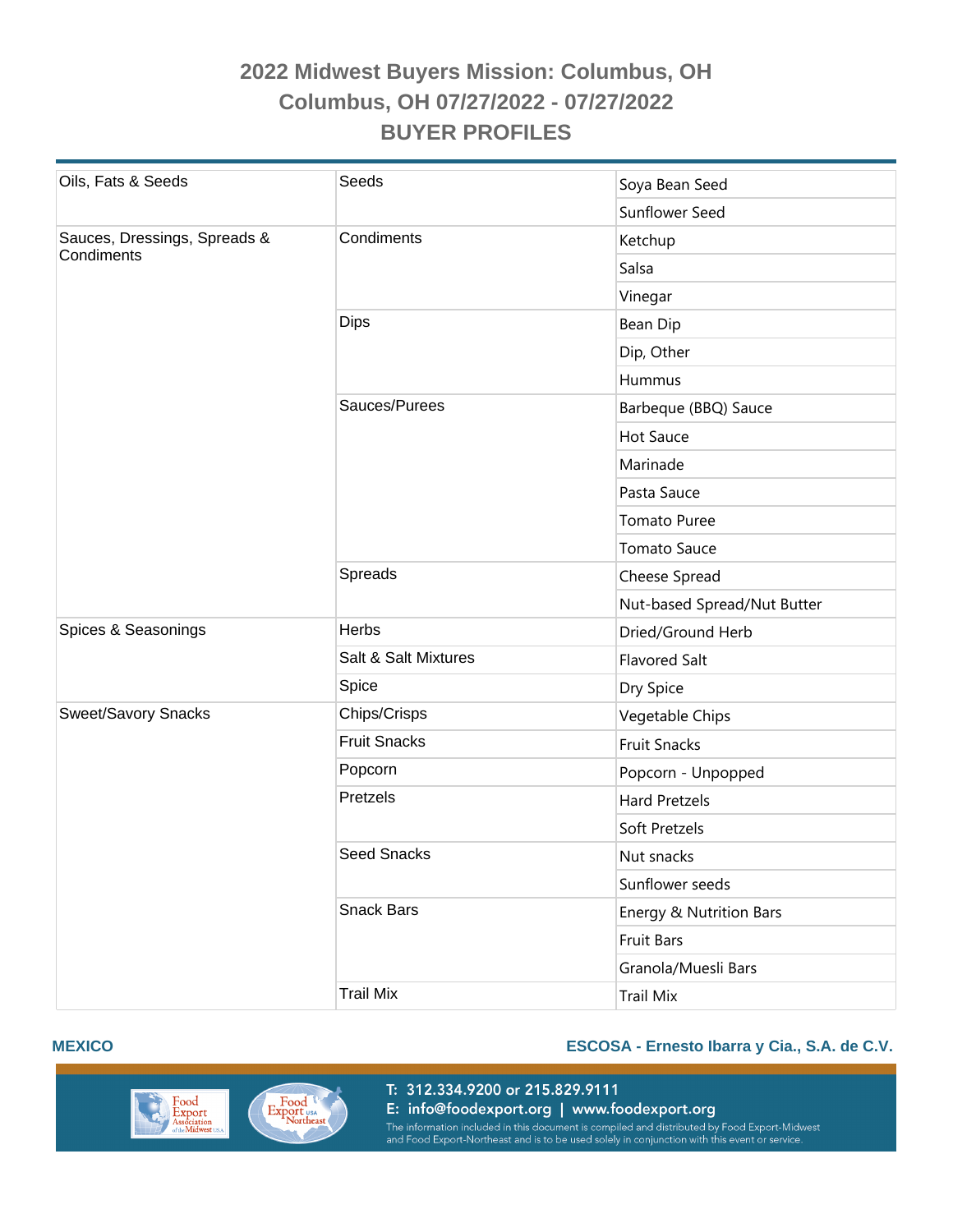# 2022 Midwest Buyers Mission: Columbus, OH

## Columbus, OH 07/27/2022 - 07/27/2022

## BUYER PROFILES

| | | |
|---|---|---|
| Oils, Fats & Seeds | Seeds | Soya Bean Seed |
| | | Sunflower Seed |
| Sauces, Dressings, Spreads & Condiments | Condiments | Ketchup |
| | | Salsa |
| | | Vinegar |
| | Dips | Bean Dip |
| | | Dip, Other |
| | | Hummus |
| | Sauces/Purees | Barbeque (BBQ) Sauce |
| | | Hot Sauce |
| | | Marinade |
| | | Pasta Sauce |
| | | Tomato Puree |
| | | Tomato Sauce |
| | Spreads | Cheese Spread |
| | | Nut-based Spread/Nut Butter |
| Spices & Seasonings | Herbs | Dried/Ground Herb |
| | Salt & Salt Mixtures | Flavored Salt |
| | Spice | Dry Spice |
| Sweet/Savory Snacks | Chips/Crisps | Vegetable Chips |
| | Fruit Snacks | Fruit Snacks |
| | Popcorn | Popcorn - Unpopped |
| | Pretzels | Hard Pretzels |
| | | Soft Pretzels |
| | Seed Snacks | Nut snacks |
| | | Sunflower seeds |
| | Snack Bars | Energy & Nutrition Bars |
| | | Fruit Bars |
| | | Granola/Muesli Bars |
| | Trail Mix | Trail Mix |

**MEXICO** **ESCOSA - Ernesto Ibarra y Cia., S.A. de C.V.**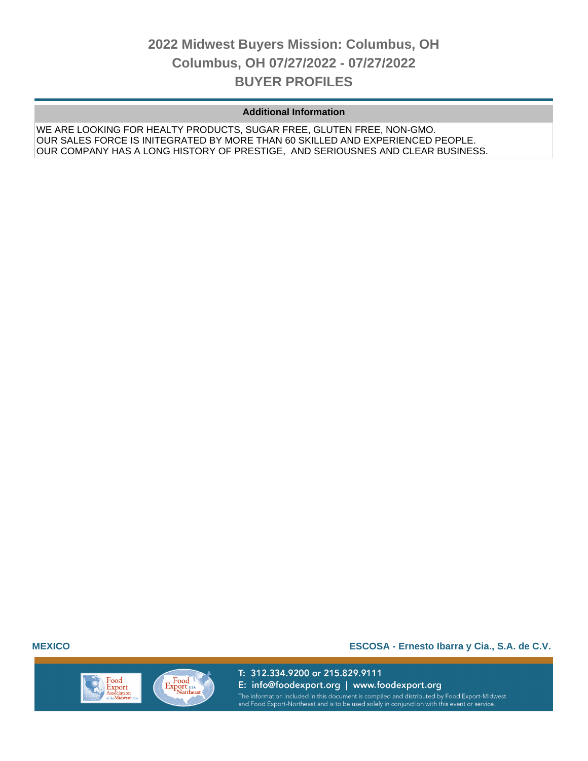## Additional Information

WE ARE LOOKING FOR HEALTY PRODUCTS, SUGAR FREE, GLUTEN FREE, NON-GMO.
OUR SALES FORCE IS INITEGRATED BY MORE THAN 60 SKILLED AND EXPERIENCED PEOPLE.
OUR COMPANY HAS A LONG HISTORY OF PRESTIGE, AND SERIOUSNES AND CLEAR BUSINESS.

**MEXICO** **ESCOSA - Ernesto Ibarra y Cia., S.A. de C.V.**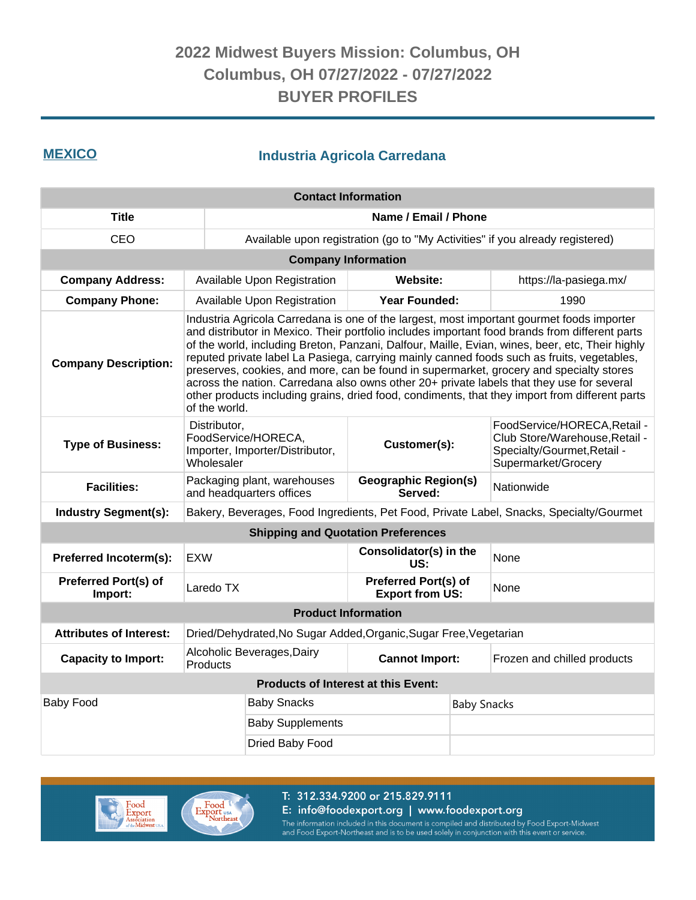# 2022 Midwest Buyers Mission: Columbus, OH
## Columbus, OH 07/27/2022 - 07/27/2022
## BUYER PROFILES

**MEXICO** — **Industria Agricola Carredana**

| Contact Information | | | |
|---|---|---|---|
| **Title** | **Name / Email / Phone** | | |
| CEO | Available upon registration (go to "My Activities" if you already registered) | | |
| **Company Information** | | | |
| **Company Address:** | Available Upon Registration | **Website:** | https://la-pasiega.mx/ |
| **Company Phone:** | Available Upon Registration | **Year Founded:** | 1990 |
| **Company Description:** | Industria Agricola Carredana is one of the largest, most important gourmet foods importer and distributor in Mexico. Their portfolio includes important food brands from different parts of the world, including Breton, Panzani, Dalfour, Maille, Evian, wines, beer, etc, Their highly reputed private label La Pasiega, carrying mainly canned foods such as fruits, vegetables, preserves, cookies, and more, can be found in supermarket, grocery and specialty stores across the nation. Carredana also owns other 20+ private labels that they use for several other products including grains, dried food, condiments, that they import from different parts of the world. | | |
| **Type of Business:** | Distributor, FoodService/HORECA, Importer, Importer/Distributor, Wholesaler | **Customer(s):** | FoodService/HORECA,Retail - Club Store/Warehouse,Retail - Specialty/Gourmet,Retail - Supermarket/Grocery |
| **Facilities:** | Packaging plant, warehouses and headquarters offices | **Geographic Region(s) Served:** | Nationwide |
| **Industry Segment(s):** | Bakery, Beverages, Food Ingredients, Pet Food, Private Label, Snacks, Specialty/Gourmet | | |
| **Shipping and Quotation Preferences** | | | |
| **Preferred Incoterm(s):** | EXW | **Consolidator(s) in the US:** | None |
| **Preferred Port(s) of Import:** | Laredo TX | **Preferred Port(s) of Export from US:** | None |
| **Product Information** | | | |
| **Attributes of Interest:** | Dried/Dehydrated,No Sugar Added,Organic,Sugar Free,Vegetarian | | |
| **Capacity to Import:** | Alcoholic Beverages,Dairy Products | **Cannot Import:** | Frozen and chilled products |

| Products of Interest at this Event: | | |
|---|---|---|
| Baby Food | Baby Snacks | Baby Snacks |
| | Baby Supplements | |
| | Dried Baby Food | |

T: 312.334.9200 or 215.829.9111
E: info@foodexport.org | www.foodexport.org
The information included in this document is compiled and distributed by Food Export-Midwest and Food Export-Northeast and is to be used solely in conjunction with this event or service.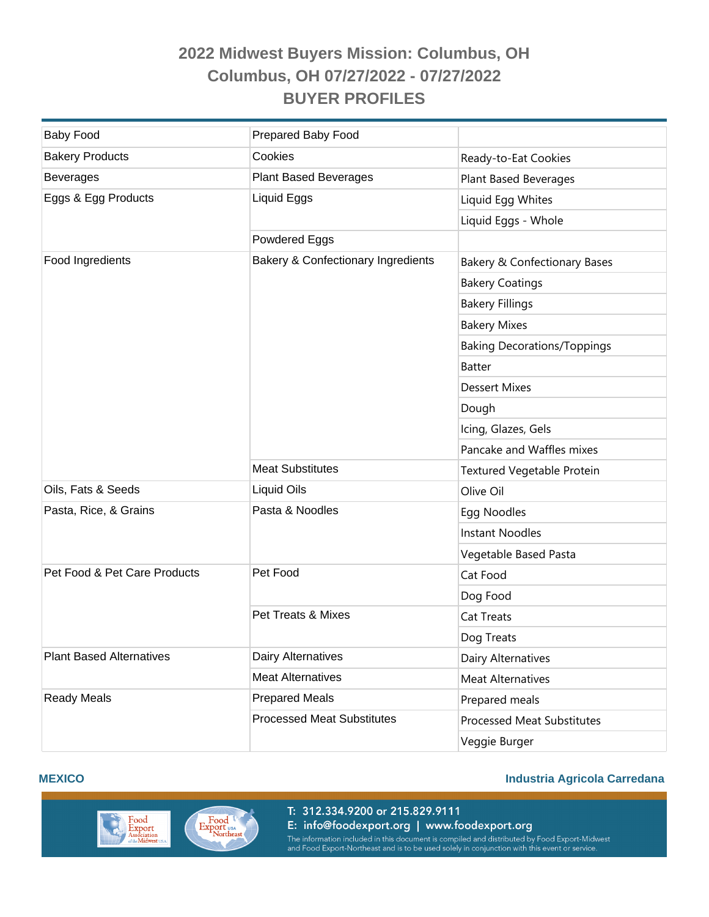# 2022 Midwest Buyers Mission: Columbus, OH

## Columbus, OH 07/27/2022 - 07/27/2022

## BUYER PROFILES

| Category | Subcategory | Product |
|---|---|---|
| Baby Food | Prepared Baby Food | |
| Bakery Products | Cookies | Ready-to-Eat Cookies |
| Beverages | Plant Based Beverages | Plant Based Beverages |
| Eggs & Egg Products | Liquid Eggs | Liquid Egg Whites |
| | | Liquid Eggs - Whole |
| | Powdered Eggs | |
| Food Ingredients | Bakery & Confectionary Ingredients | Bakery & Confectionary Bases |
| | | Bakery Coatings |
| | | Bakery Fillings |
| | | Bakery Mixes |
| | | Baking Decorations/Toppings |
| | | Batter |
| | | Dessert Mixes |
| | | Dough |
| | | Icing, Glazes, Gels |
| | | Pancake and Waffles mixes |
| | Meat Substitutes | Textured Vegetable Protein |
| Oils, Fats & Seeds | Liquid Oils | Olive Oil |
| Pasta, Rice, & Grains | Pasta & Noodles | Egg Noodles |
| | | Instant Noodles |
| | | Vegetable Based Pasta |
| Pet Food & Pet Care Products | Pet Food | Cat Food |
| | | Dog Food |
| | Pet Treats & Mixes | Cat Treats |
| | | Dog Treats |
| Plant Based Alternatives | Dairy Alternatives | Dairy Alternatives |
| | Meat Alternatives | Meat Alternatives |
| Ready Meals | Prepared Meals | Prepared meals |
| | Processed Meat Substitutes | Processed Meat Substitutes |
| | | Veggie Burger |

**MEXICO** **Industria Agricola Carredana**

T: 312.334.9200 or 215.829.9111
E: info@foodexport.org | www.foodexport.org
The information included in this document is compiled and distributed by Food Export-Midwest and Food Export-Northeast and is to be used solely in conjunction with this event or service.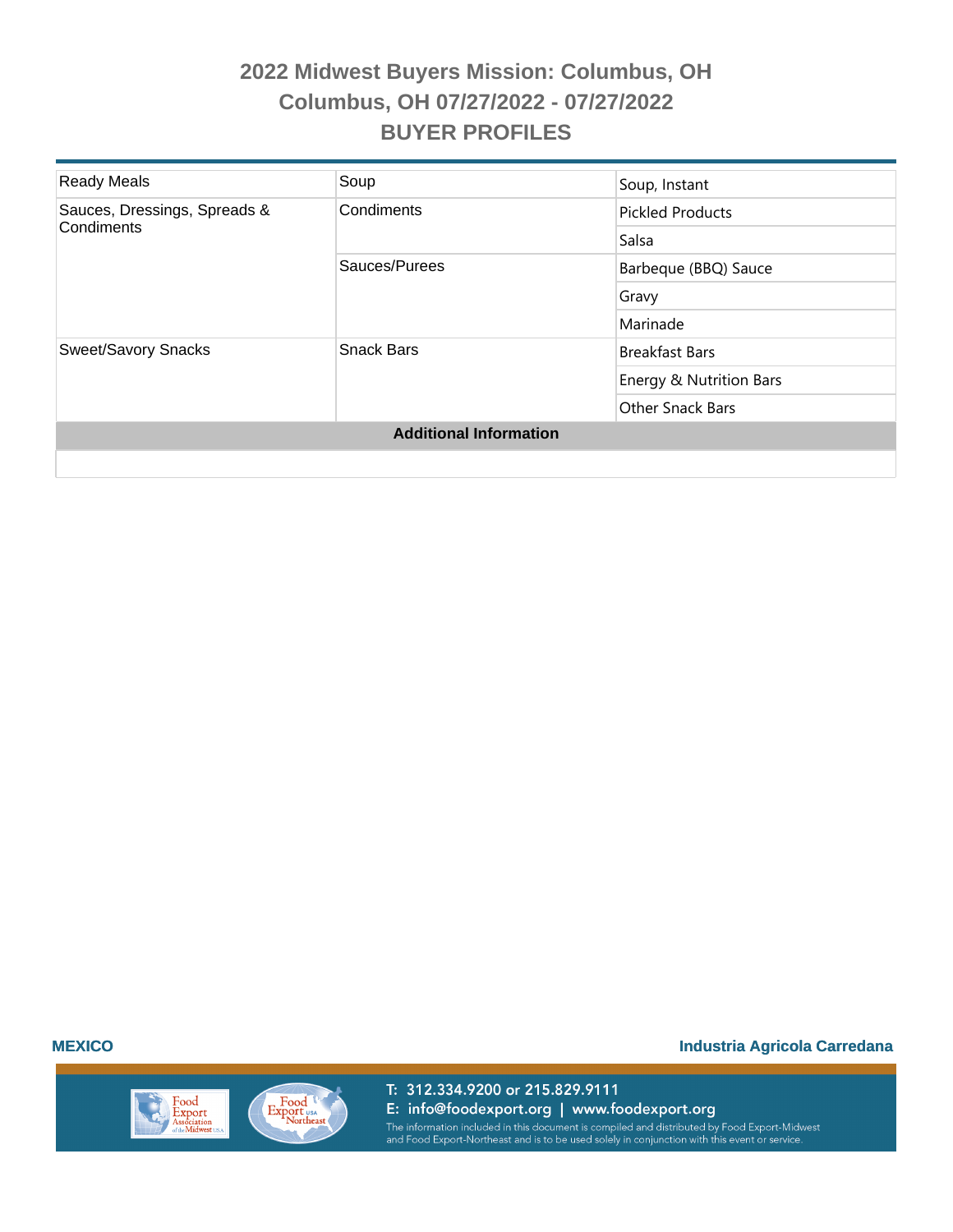# 2022 Midwest Buyers Mission: Columbus, OH
## Columbus, OH 07/27/2022 - 07/27/2022
## BUYER PROFILES

| | | |
|---|---|---|
| Ready Meals | Soup | Soup, Instant |
| Sauces, Dressings, Spreads & Condiments | Condiments | Pickled Products |
| | | Salsa |
| | Sauces/Purees | Barbeque (BBQ) Sauce |
| | | Gravy |
| | | Marinade |
| Sweet/Savory Snacks | Snack Bars | Breakfast Bars |
| | | Energy & Nutrition Bars |
| | | Other Snack Bars |

**Additional Information**

**MEXICO** **Industria Agricola Carredana**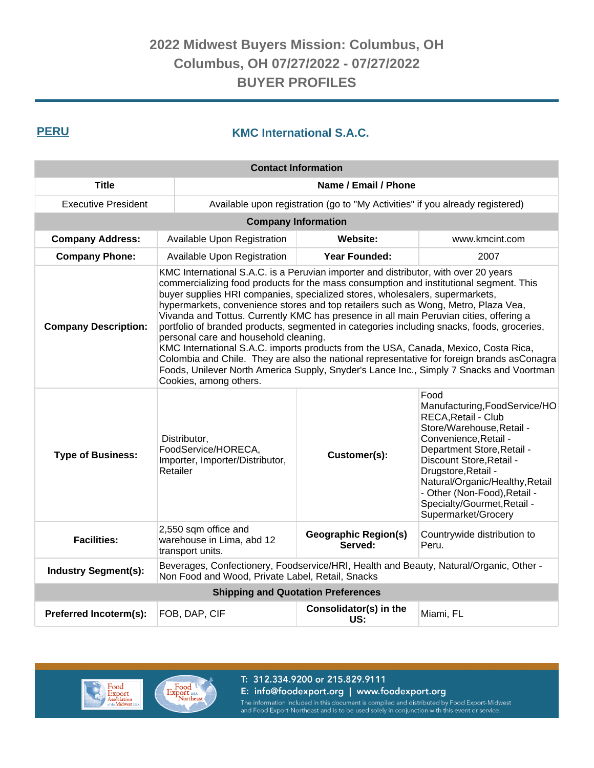# 2022 Midwest Buyers Mission: Columbus, OH
## Columbus, OH 07/27/2022 - 07/27/2022
## BUYER PROFILES

**PERU**

## KMC International S.A.C.

| Contact Information | |
|---|---|
| **Title** | **Name / Email / Phone** |
| Executive President | Available upon registration (go to "My Activities" if you already registered) |

| Company Information | | | |
|---|---|---|---|
| **Company Address:** | Available Upon Registration | **Website:** | www.kmcint.com |
| **Company Phone:** | Available Upon Registration | **Year Founded:** | 2007 |
| **Company Description:** | KMC International S.A.C. is a Peruvian importer and distributor, with over 20 years commercializing food products for the mass consumption and institutional segment. This buyer supplies HRI companies, specialized stores, wholesalers, supermarkets, hypermarkets, convenience stores and top retailers such as Wong, Metro, Plaza Vea, Vivanda and Tottus. Currently KMC has presence in all main Peruvian cities, offering a portfolio of branded products, segmented in categories including snacks, foods, groceries, personal care and household cleaning. KMC International S.A.C. imports products from the USA, Canada, Mexico, Costa Rica, Colombia and Chile. They are also the national representative for foreign brands asConagra Foods, Unilever North America Supply, Snyder's Lance Inc., Simply 7 Snacks and Voortman Cookies, among others. | | |
| **Type of Business:** | Distributor, FoodService/HORECA, Importer, Importer/Distributor, Retailer | **Customer(s):** | Food Manufacturing,FoodService/HORECA,Retail - Club Store/Warehouse,Retail - Convenience,Retail - Department Store,Retail - Discount Store,Retail - Drugstore,Retail - Natural/Organic/Healthy,Retail - Other (Non-Food),Retail - Specialty/Gourmet,Retail - Supermarket/Grocery |
| **Facilities:** | 2,550 sqm office and warehouse in Lima, abd 12 transport units. | **Geographic Region(s) Served:** | Countrywide distribution to Peru. |
| **Industry Segment(s):** | Beverages, Confectionery, Foodservice/HRI, Health and Beauty, Natural/Organic, Other - Non Food and Wood, Private Label, Retail, Snacks | | |

| Shipping and Quotation Preferences | | | |
|---|---|---|---|
| **Preferred Incoterm(s):** | FOB, DAP, CIF | **Consolidator(s) in the US:** | Miami, FL |

T: 312.334.9200 or 215.829.9111
E: info@foodexport.org | www.foodexport.org
The information included in this document is compiled and distributed by Food Export-Midwest and Food Export-Northeast and is to be used solely in conjunction with this event or service.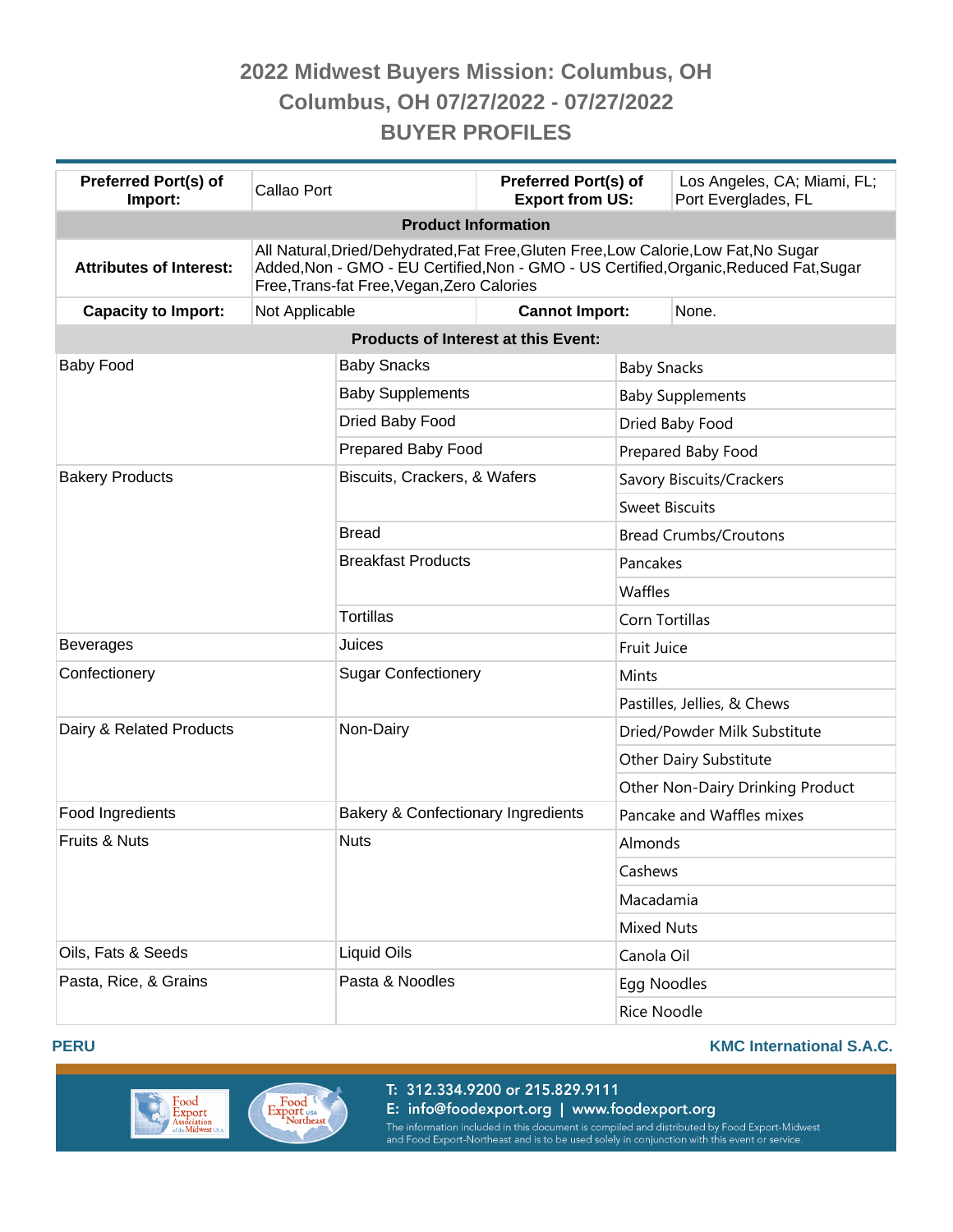# 2022 Midwest Buyers Mission: Columbus, OH
## Columbus, OH 07/27/2022 - 07/27/2022
## BUYER PROFILES

| Preferred Port(s) of Import: | Callao Port | Preferred Port(s) of Export from US: | Los Angeles, CA; Miami, FL; Port Everglades, FL |
|---|---|---|---|
| **Product Information** | | | |
| Attributes of Interest: | All Natural,Dried/Dehydrated,Fat Free,Gluten Free,Low Calorie,Low Fat,No Sugar Added,Non - GMO - EU Certified,Non - GMO - US Certified,Organic,Reduced Fat,Sugar Free,Trans-fat Free,Vegan,Zero Calories | | |
| Capacity to Import: | Not Applicable | Cannot Import: | None. |

**Products of Interest at this Event:**

| Category | Subcategory | Product |
|---|---|---|
| Baby Food | Baby Snacks | Baby Snacks |
| | Baby Supplements | Baby Supplements |
| | Dried Baby Food | Dried Baby Food |
| | Prepared Baby Food | Prepared Baby Food |
| Bakery Products | Biscuits, Crackers, & Wafers | Savory Biscuits/Crackers |
| | | Sweet Biscuits |
| | Bread | Bread Crumbs/Croutons |
| | Breakfast Products | Pancakes |
| | | Waffles |
| | Tortillas | Corn Tortillas |
| Beverages | Juices | Fruit Juice |
| Confectionery | Sugar Confectionery | Mints |
| | | Pastilles, Jellies, & Chews |
| Dairy & Related Products | Non-Dairy | Dried/Powder Milk Substitute |
| | | Other Dairy Substitute |
| | | Other Non-Dairy Drinking Product |
| Food Ingredients | Bakery & Confectionary Ingredients | Pancake and Waffles mixes |
| Fruits & Nuts | Nuts | Almonds |
| | | Cashews |
| | | Macadamia |
| | | Mixed Nuts |
| Oils, Fats & Seeds | Liquid Oils | Canola Oil |
| Pasta, Rice, & Grains | Pasta & Noodles | Egg Noodles |
| | | Rice Noodle |

**PERU** — **KMC International S.A.C.**

T: 312.334.9200 or 215.829.9111
E: info@foodexport.org | www.foodexport.org
The information included in this document is compiled and distributed by Food Export-Midwest and Food Export-Northeast and is to be used solely in conjunction with this event or service.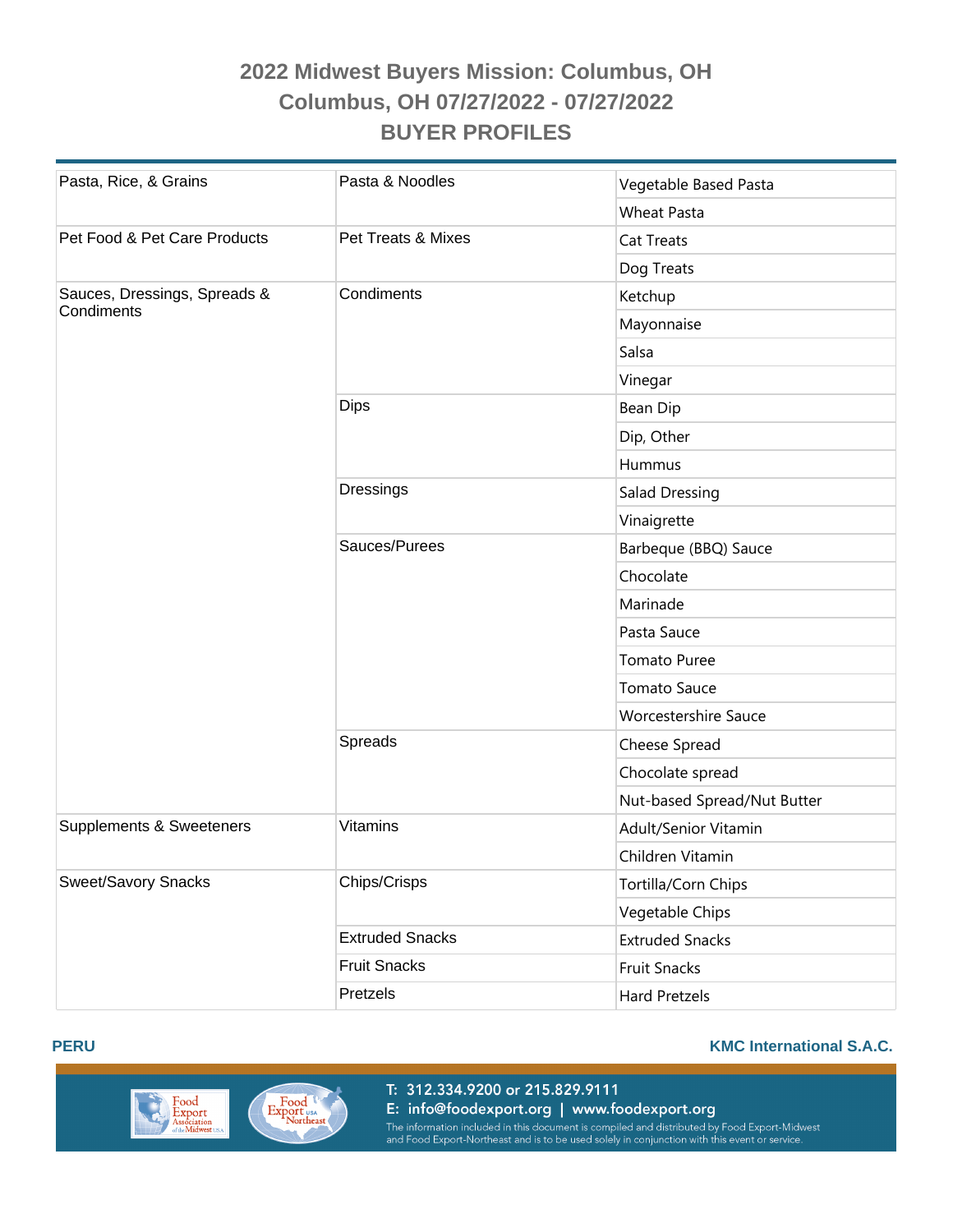# 2022 Midwest Buyers Mission: Columbus, OH

## Columbus, OH 07/27/2022 - 07/27/2022

## BUYER PROFILES

| | | |
|---|---|---|
| Pasta, Rice, & Grains | Pasta & Noodles | Vegetable Based Pasta |
| | | Wheat Pasta |
| Pet Food & Pet Care Products | Pet Treats & Mixes | Cat Treats |
| | | Dog Treats |
| Sauces, Dressings, Spreads & Condiments | Condiments | Ketchup |
| | | Mayonnaise |
| | | Salsa |
| | | Vinegar |
| | Dips | Bean Dip |
| | | Dip, Other |
| | | Hummus |
| | Dressings | Salad Dressing |
| | | Vinaigrette |
| | Sauces/Purees | Barbeque (BBQ) Sauce |
| | | Chocolate |
| | | Marinade |
| | | Pasta Sauce |
| | | Tomato Puree |
| | | Tomato Sauce |
| | | Worcestershire Sauce |
| | Spreads | Cheese Spread |
| | | Chocolate spread |
| | | Nut-based Spread/Nut Butter |
| Supplements & Sweeteners | Vitamins | Adult/Senior Vitamin |
| | | Children Vitamin |
| Sweet/Savory Snacks | Chips/Crisps | Tortilla/Corn Chips |
| | | Vegetable Chips |
| | Extruded Snacks | Extruded Snacks |
| | Fruit Snacks | Fruit Snacks |
| | Pretzels | Hard Pretzels |

**PERU** **KMC International S.A.C.**

T: 312.334.9200 or 215.829.9111
E: info@foodexport.org | www.foodexport.org
The information included in this document is compiled and distributed by Food Export-Midwest and Food Export-Northeast and is to be used solely in conjunction with this event or service.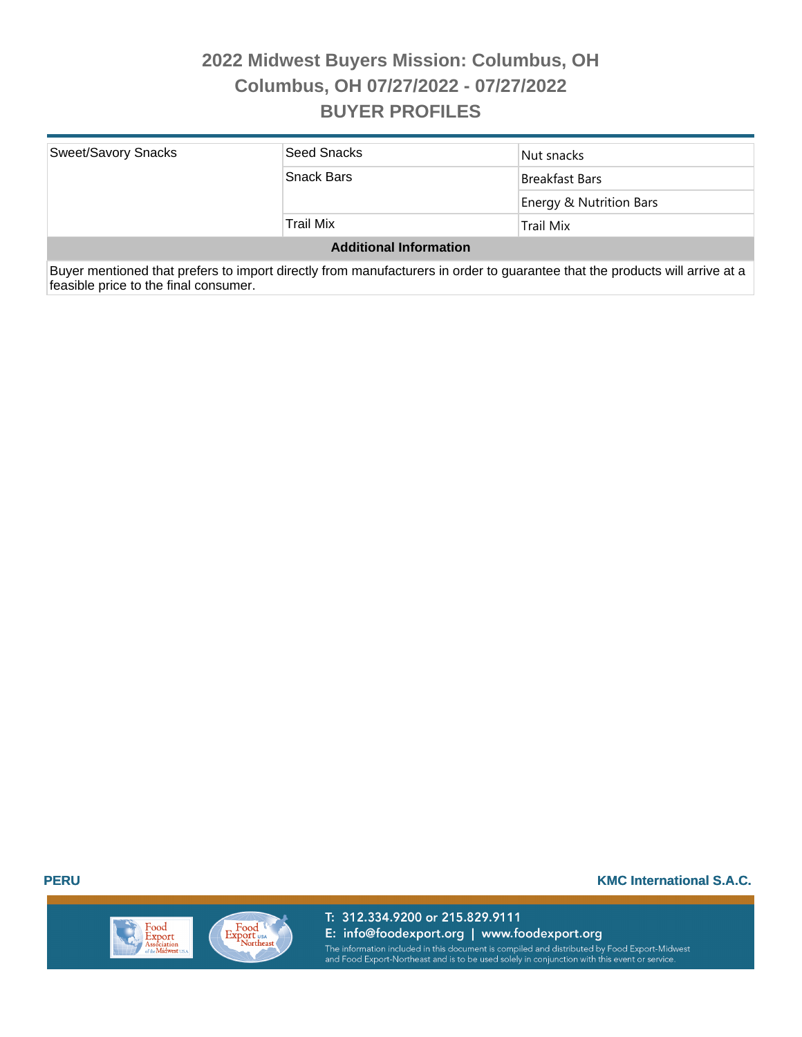# 2022 Midwest Buyers Mission: Columbus, OH
## Columbus, OH 07/27/2022 - 07/27/2022
## BUYER PROFILES

| | | |
|---|---|---|
| Sweet/Savory Snacks | Seed Snacks | Nut snacks |
| | Snack Bars | Breakfast Bars |
| | | Energy & Nutrition Bars |
| | Trail Mix | Trail Mix |

**Additional Information**

Buyer mentioned that prefers to import directly from manufacturers in order to guarantee that the products will arrive at a feasible price to the final consumer.

**PERU** **KMC International S.A.C.**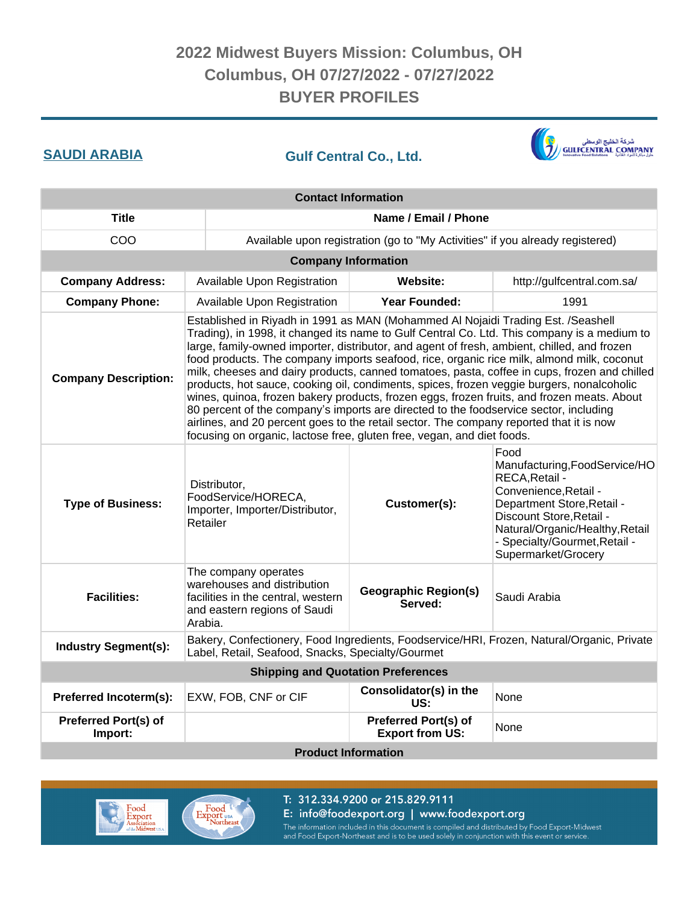# 2022 Midwest Buyers Mission: Columbus, OH
# Columbus, OH 07/27/2022 - 07/27/2022
# BUYER PROFILES

## SAUDI ARABIA

## Gulf Central Co., Ltd.

| Contact Information | |
|---|---|
| **Title** | **Name / Email / Phone** |
| COO | Available upon registration (go to "My Activities" if you already registered) |

| Company Information | | | |
|---|---|---|---|
| **Company Address:** | Available Upon Registration | **Website:** | http://gulfcentral.com.sa/ |
| **Company Phone:** | Available Upon Registration | **Year Founded:** | 1991 |
| **Company Description:** | Established in Riyadh in 1991 as MAN (Mohammed Al Nojaidi Trading Est. /Seashell Trading), in 1998, it changed its name to Gulf Central Co. Ltd. This company is a medium to large, family-owned importer, distributor, and agent of fresh, ambient, chilled, and frozen food products. The company imports seafood, rice, organic rice milk, almond milk, coconut milk, cheeses and dairy products, canned tomatoes, pasta, coffee in cups, frozen and chilled products, hot sauce, cooking oil, condiments, spices, frozen veggie burgers, nonalcoholic wines, quinoa, frozen bakery products, frozen eggs, frozen fruits, and frozen meats. About 80 percent of the company's imports are directed to the foodservice sector, including airlines, and 20 percent goes to the retail sector. The company reported that it is now focusing on organic, lactose free, gluten free, vegan, and diet foods. | | |
| **Type of Business:** | Distributor, FoodService/HORECA, Importer, Importer/Distributor, Retailer | **Customer(s):** | Food Manufacturing,FoodService/HORECA,Retail - Convenience,Retail - Department Store,Retail - Discount Store,Retail - Natural/Organic/Healthy,Retail - Specialty/Gourmet,Retail - Supermarket/Grocery |
| **Facilities:** | The company operates warehouses and distribution facilities in the central, western and eastern regions of Saudi Arabia. | **Geographic Region(s) Served:** | Saudi Arabia |
| **Industry Segment(s):** | Bakery, Confectionery, Food Ingredients, Foodservice/HRI, Frozen, Natural/Organic, Private Label, Retail, Seafood, Snacks, Specialty/Gourmet | | |

| Shipping and Quotation Preferences | | | |
|---|---|---|---|
| **Preferred Incoterm(s):** | EXW, FOB, CNF or CIF | **Consolidator(s) in the US:** | None |
| **Preferred Port(s) of Import:** | | **Preferred Port(s) of Export from US:** | None |

**Product Information**

T: 312.334.9200 or 215.829.9111
E: info@foodexport.org | www.foodexport.org
The information included in this document is compiled and distributed by Food Export-Midwest and Food Export-Northeast and is to be used solely in conjunction with this event or service.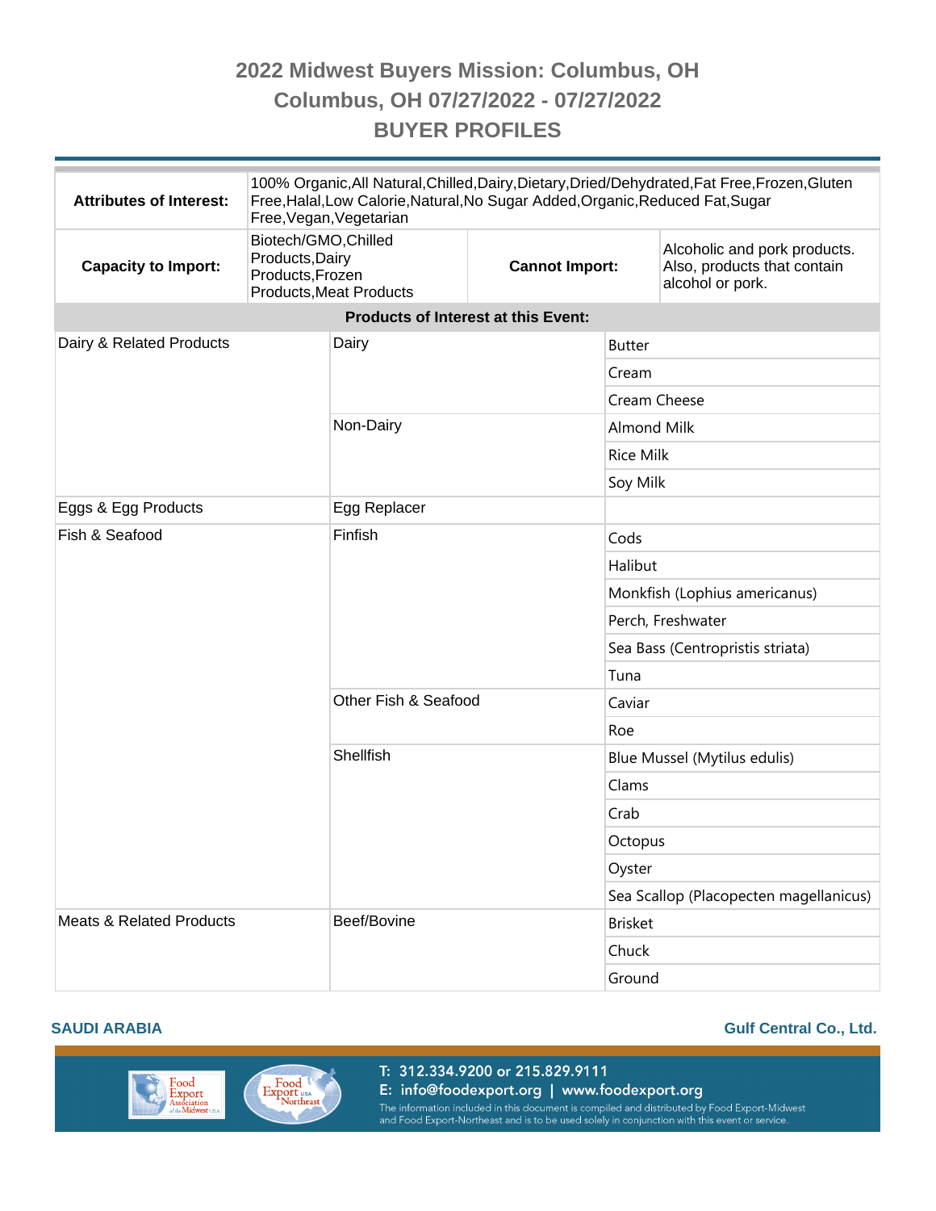# 2022 Midwest Buyers Mission: Columbus, OH
## Columbus, OH 07/27/2022 - 07/27/2022
## BUYER PROFILES

| | | | |
|---|---|---|---|
| **Attributes of Interest:** | 100% Organic,All Natural,Chilled,Dairy,Dietary,Dried/Dehydrated,Fat Free,Frozen,Gluten Free,Halal,Low Calorie,Natural,No Sugar Added,Organic,Reduced Fat,Sugar Free,Vegan,Vegetarian | | |
| **Capacity to Import:** | Biotech/GMO,Chilled Products,Dairy Products,Frozen Products,Meat Products | **Cannot Import:** | Alcoholic and pork products. Also, products that contain alcohol or pork. |

**Products of Interest at this Event:**

| | | |
|---|---|---|
| Dairy & Related Products | Dairy | Butter |
| | | Cream |
| | | Cream Cheese |
| | Non-Dairy | Almond Milk |
| | | Rice Milk |
| | | Soy Milk |
| Eggs & Egg Products | Egg Replacer | |
| Fish & Seafood | Finfish | Cods |
| | | Halibut |
| | | Monkfish (Lophius americanus) |
| | | Perch, Freshwater |
| | | Sea Bass (Centropristis striata) |
| | | Tuna |
| | Other Fish & Seafood | Caviar |
| | | Roe |
| | Shellfish | Blue Mussel (Mytilus edulis) |
| | | Clams |
| | | Crab |
| | | Octopus |
| | | Oyster |
| | | Sea Scallop (Placopecten magellanicus) |
| Meats & Related Products | Beef/Bovine | Brisket |
| | | Chuck |
| | | Ground |

**SAUDI ARABIA** **Gulf Central Co., Ltd.**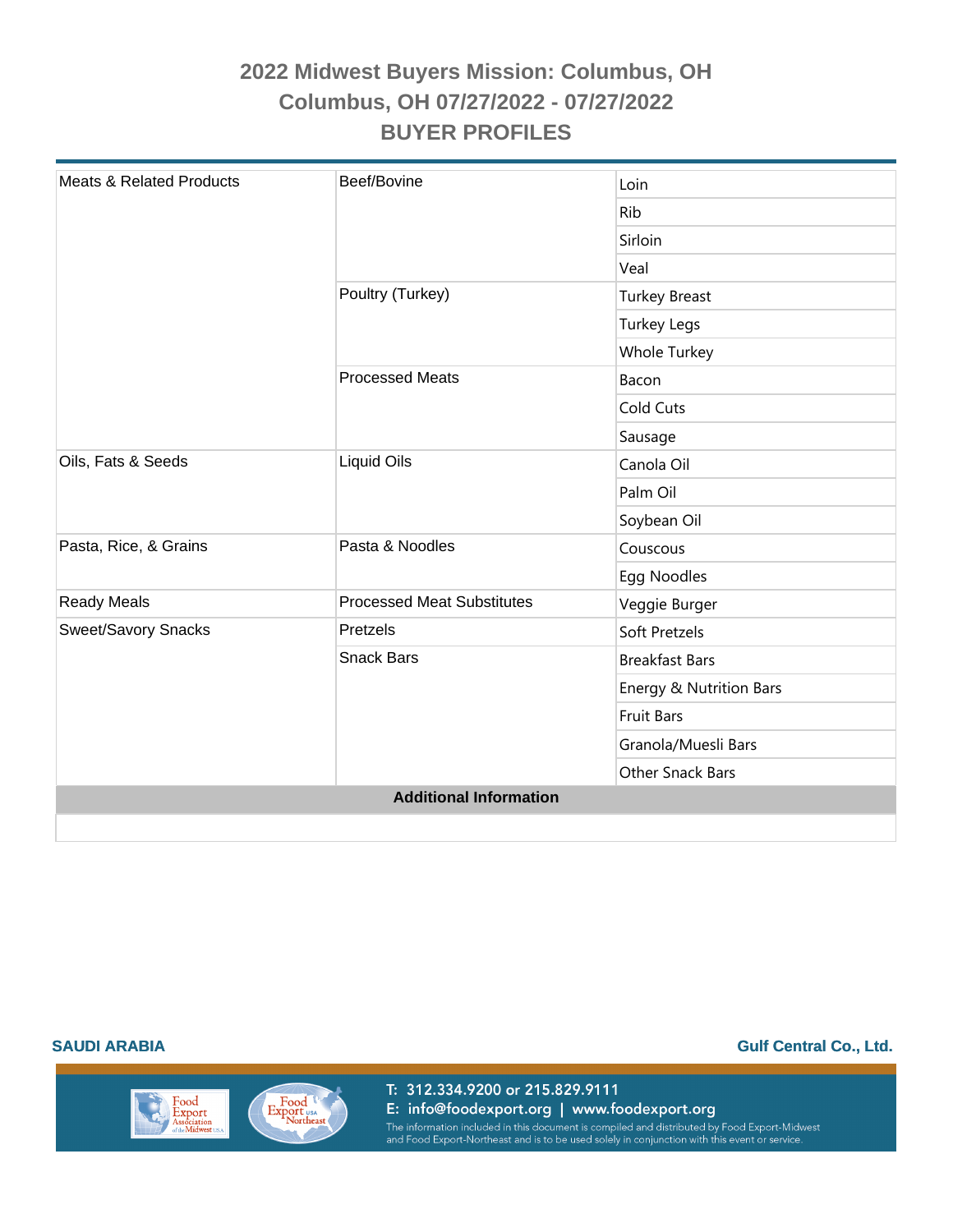# 2022 Midwest Buyers Mission: Columbus, OH
## Columbus, OH 07/27/2022 - 07/27/2022
## BUYER PROFILES

| | | |
|---|---|---|
| Meats & Related Products | Beef/Bovine | Loin |
| | | Rib |
| | | Sirloin |
| | | Veal |
| | Poultry (Turkey) | Turkey Breast |
| | | Turkey Legs |
| | | Whole Turkey |
| | Processed Meats | Bacon |
| | | Cold Cuts |
| | | Sausage |
| Oils, Fats & Seeds | Liquid Oils | Canola Oil |
| | | Palm Oil |
| | | Soybean Oil |
| Pasta, Rice, & Grains | Pasta & Noodles | Couscous |
| | | Egg Noodles |
| Ready Meals | Processed Meat Substitutes | Veggie Burger |
| Sweet/Savory Snacks | Pretzels | Soft Pretzels |
| | Snack Bars | Breakfast Bars |
| | | Energy & Nutrition Bars |
| | | Fruit Bars |
| | | Granola/Muesli Bars |
| | | Other Snack Bars |

**Additional Information**

**SAUDI ARABIA** — **Gulf Central Co., Ltd.**

T: 312.334.9200 or 215.829.9111
E: info@foodexport.org | www.foodexport.org
The information included in this document is compiled and distributed by Food Export-Midwest and Food Export-Northeast and is to be used solely in conjunction with this event or service.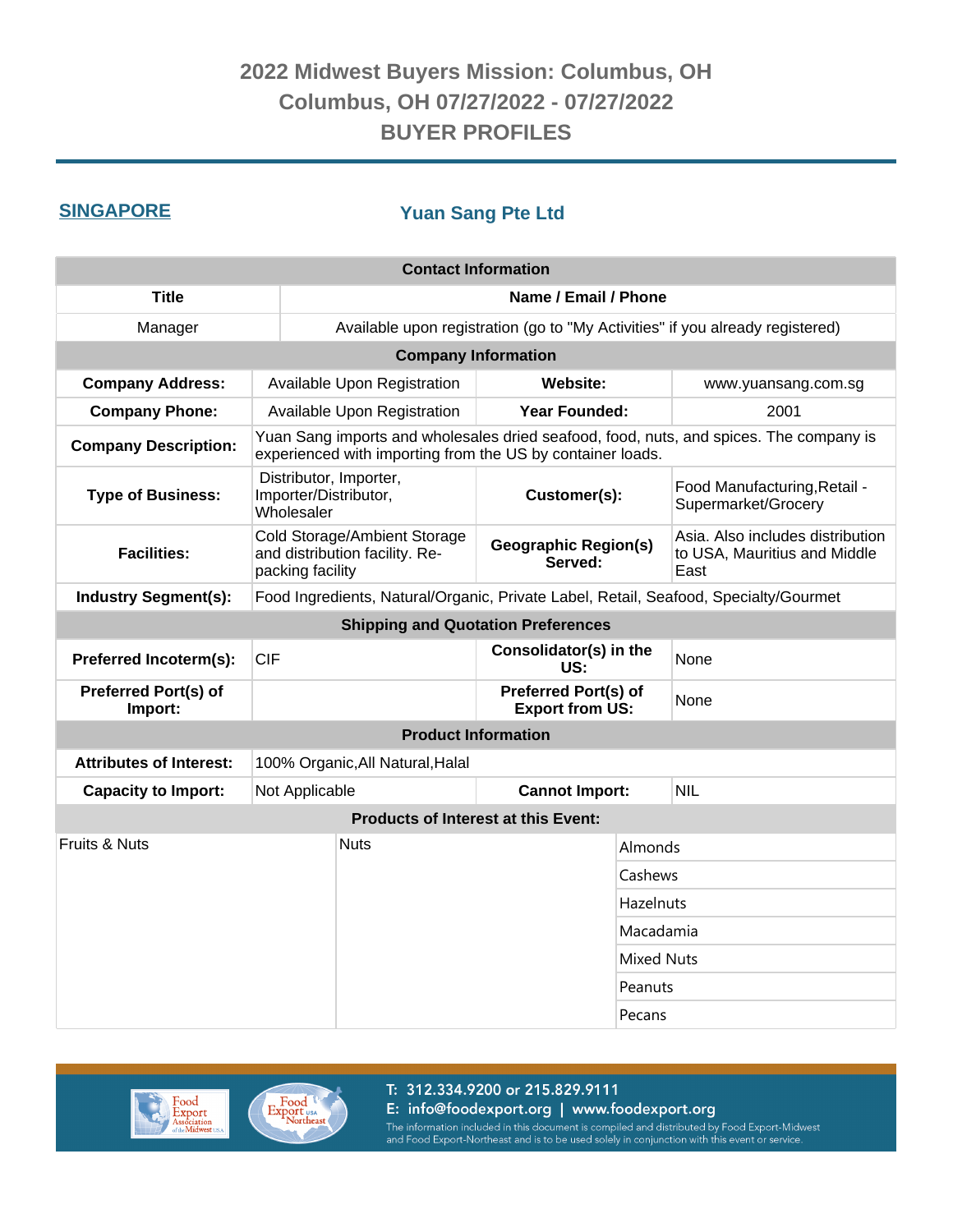# 2022 Midwest Buyers Mission: Columbus, OH
## Columbus, OH 07/27/2022 - 07/27/2022
## BUYER PROFILES

**SINGAPORE** — **Yuan Sang Pte Ltd**

| Contact Information | |
|---|---|
| **Title** | **Name / Email / Phone** |
| Manager | Available upon registration (go to "My Activities" if you already registered) |

| Company Information | | | |
|---|---|---|---|
| **Company Address:** | Available Upon Registration | **Website:** | www.yuansang.com.sg |
| **Company Phone:** | Available Upon Registration | **Year Founded:** | 2001 |
| **Company Description:** | Yuan Sang imports and wholesales dried seafood, food, nuts, and spices. The company is experienced with importing from the US by container loads. | | |
| **Type of Business:** | Distributor, Importer, Importer/Distributor, Wholesaler | **Customer(s):** | Food Manufacturing,Retail - Supermarket/Grocery |
| **Facilities:** | Cold Storage/Ambient Storage and distribution facility. Re-packing facility | **Geographic Region(s) Served:** | Asia. Also includes distribution to USA, Mauritius and Middle East |
| **Industry Segment(s):** | Food Ingredients, Natural/Organic, Private Label, Retail, Seafood, Specialty/Gourmet | | |

| Shipping and Quotation Preferences | | | |
|---|---|---|---|
| **Preferred Incoterm(s):** | CIF | **Consolidator(s) in the US:** | None |
| **Preferred Port(s) of Import:** | | **Preferred Port(s) of Export from US:** | None |

| Product Information | | | |
|---|---|---|---|
| **Attributes of Interest:** | 100% Organic,All Natural,Halal | | |
| **Capacity to Import:** | Not Applicable | **Cannot Import:** | NIL |

| Products of Interest at this Event: | | |
|---|---|---|
| Fruits & Nuts | Nuts | Almonds |
| | | Cashews |
| | | Hazelnuts |
| | | Macadamia |
| | | Mixed Nuts |
| | | Peanuts |
| | | Pecans |

T: 312.334.9200 or 215.829.9111
E: info@foodexport.org | www.foodexport.org
The information included in this document is compiled and distributed by Food Export-Midwest and Food Export-Northeast and is to be used solely in conjunction with this event or service.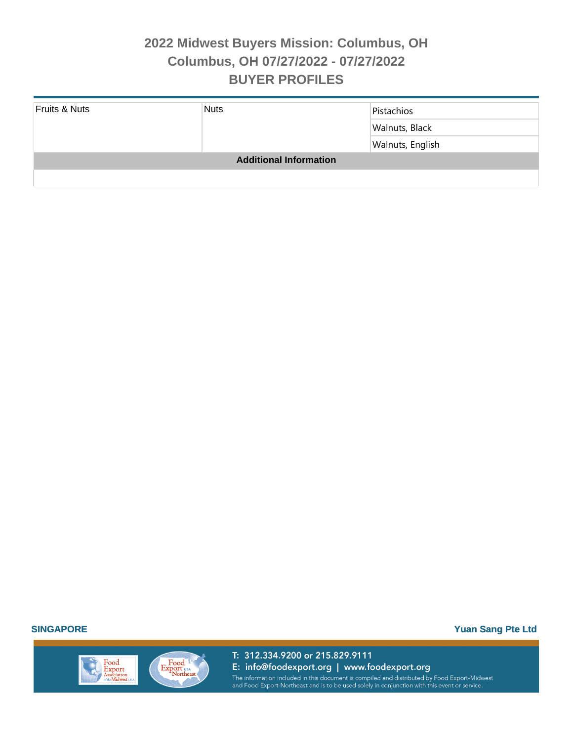| Fruits & Nuts | Nuts | Pistachios |
|---|---|---|
| | | Walnuts, Black |
| | | Walnuts, English |

**Additional Information**

**SINGAPORE** **Yuan Sang Pte Ltd**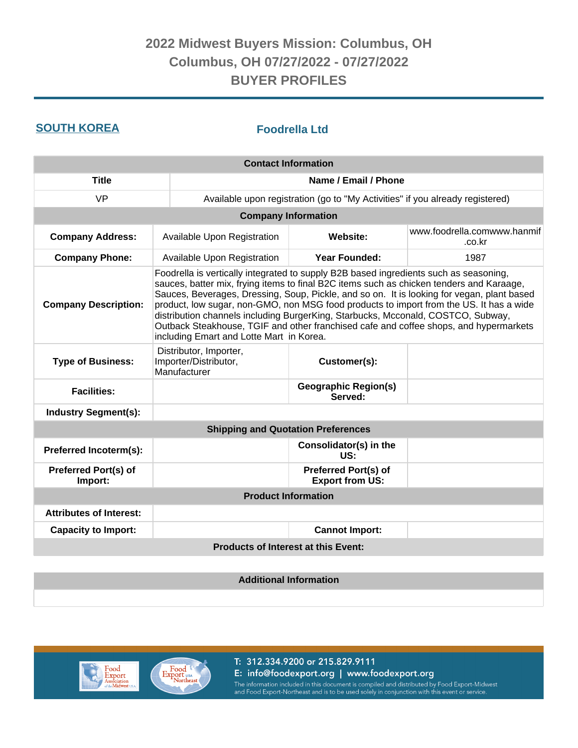# 2022 Midwest Buyers Mission: Columbus, OH
## Columbus, OH 07/27/2022 - 07/27/2022
## BUYER PROFILES

**SOUTH KOREA**

**Foodrella Ltd**

| Contact Information | |
|---|---|
| **Title** | **Name / Email / Phone** |
| VP | Available upon registration (go to "My Activities" if you already registered) |

| Company Information | | | |
|---|---|---|---|
| **Company Address:** | Available Upon Registration | **Website:** | www.foodrella.comwww.hanmif.co.kr |
| **Company Phone:** | Available Upon Registration | **Year Founded:** | 1987 |
| **Company Description:** | Foodrella is vertically integrated to supply B2B based ingredients such as seasoning, sauces, batter mix, frying items to final B2C items such as chicken tenders and Karaage, Sauces, Beverages, Dressing, Soup, Pickle, and so on. It is looking for vegan, plant based product, low sugar, non-GMO, non MSG food products to import from the US. It has a wide distribution channels including BurgerKing, Starbucks, Mcconald, COSTCO, Subway, Outback Steakhouse, TGIF and other franchised cafe and coffee shops, and hypermarkets including Emart and Lotte Mart in Korea. | | |
| **Type of Business:** | Distributor, Importer, Importer/Distributor, Manufacturer | **Customer(s):** | |
| **Facilities:** | | **Geographic Region(s) Served:** | |
| **Industry Segment(s):** | | | |

| Shipping and Quotation Preferences | | | |
|---|---|---|---|
| **Preferred Incoterm(s):** | | **Consolidator(s) in the US:** | |
| **Preferred Port(s) of Import:** | | **Preferred Port(s) of Export from US:** | |

| Product Information | | | |
|---|---|---|---|
| **Attributes of Interest:** | | | |
| **Capacity to Import:** | | **Cannot Import:** | |
| **Products of Interest at this Event:** | | | |

| Additional Information |
|---|
| |

T: 312.334.9200 or 215.829.9111
E: info@foodexport.org | www.foodexport.org
The information included in this document is compiled and distributed by Food Export-Midwest and Food Export-Northeast and is to be used solely in conjunction with this event or service.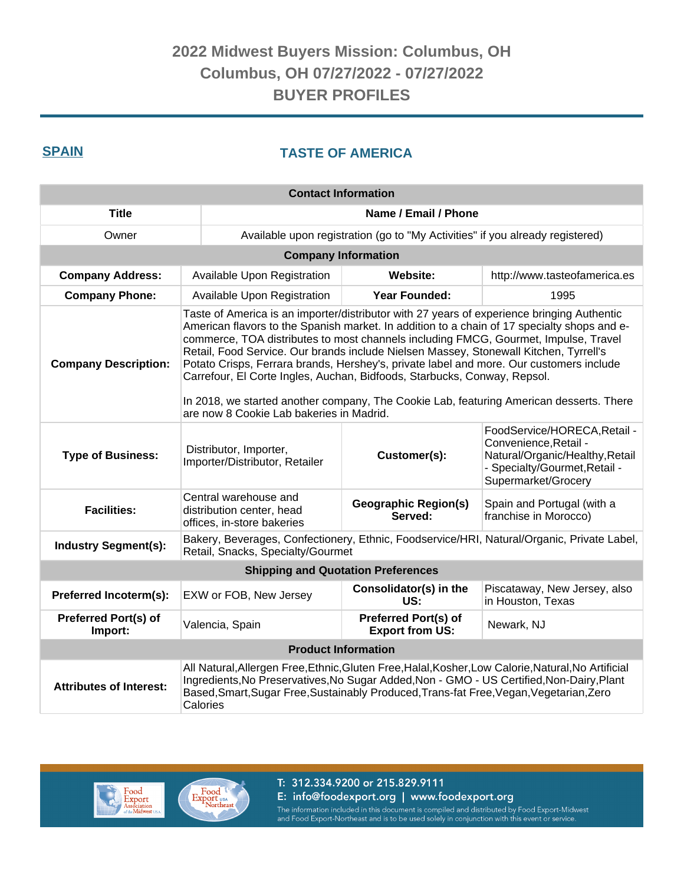# 2022 Midwest Buyers Mission: Columbus, OH
## Columbus, OH 07/27/2022 - 07/27/2022
## BUYER PROFILES

**SPAIN**

## TASTE OF AMERICA

| Contact Information | | | |
|---|---|---|---|
| **Title** | **Name / Email / Phone** | | |
| Owner | Available upon registration (go to "My Activities" if you already registered) | | |
| **Company Information** | | | |
| **Company Address:** | Available Upon Registration | **Website:** | http://www.tasteofamerica.es |
| **Company Phone:** | Available Upon Registration | **Year Founded:** | 1995 |
| **Company Description:** | Taste of America is an importer/distributor with 27 years of experience bringing Authentic American flavors to the Spanish market. In addition to a chain of 17 specialty shops and e-commerce, TOA distributes to most channels including FMCG, Gourmet, Impulse, Travel Retail, Food Service. Our brands include Nielsen Massey, Stonewall Kitchen, Tyrrell's Potato Crisps, Ferrara brands, Hershey's, private label and more. Our customers include Carrefour, El Corte Ingles, Auchan, Bidfoods, Starbucks, Conway, Repsol.<br><br>In 2018, we started another company, The Cookie Lab, featuring American desserts. There are now 8 Cookie Lab bakeries in Madrid. | | |
| **Type of Business:** | Distributor, Importer, Importer/Distributor, Retailer | **Customer(s):** | FoodService/HORECA,Retail - Convenience,Retail - Natural/Organic/Healthy,Retail - Specialty/Gourmet,Retail - Supermarket/Grocery |
| **Facilities:** | Central warehouse and distribution center, head offices, in-store bakeries | **Geographic Region(s) Served:** | Spain and Portugal (with a franchise in Morocco) |
| **Industry Segment(s):** | Bakery, Beverages, Confectionery, Ethnic, Foodservice/HRI, Natural/Organic, Private Label, Retail, Snacks, Specialty/Gourmet | | |
| **Shipping and Quotation Preferences** | | | |
| **Preferred Incoterm(s):** | EXW or FOB, New Jersey | **Consolidator(s) in the US:** | Piscataway, New Jersey, also in Houston, Texas |
| **Preferred Port(s) of Import:** | Valencia, Spain | **Preferred Port(s) of Export from US:** | Newark, NJ |
| **Product Information** | | | |
| **Attributes of Interest:** | All Natural,Allergen Free,Ethnic,Gluten Free,Halal,Kosher,Low Calorie,Natural,No Artificial Ingredients,No Preservatives,No Sugar Added,Non - GMO - US Certified,Non-Dairy,Plant Based,Smart,Sugar Free,Sustainably Produced,Trans-fat Free,Vegan,Vegetarian,Zero Calories | | |

T: 312.334.9200 or 215.829.9111
E: info@foodexport.org | www.foodexport.org
The information included in this document is compiled and distributed by Food Export-Midwest and Food Export-Northeast and is to be used solely in conjunction with this event or service.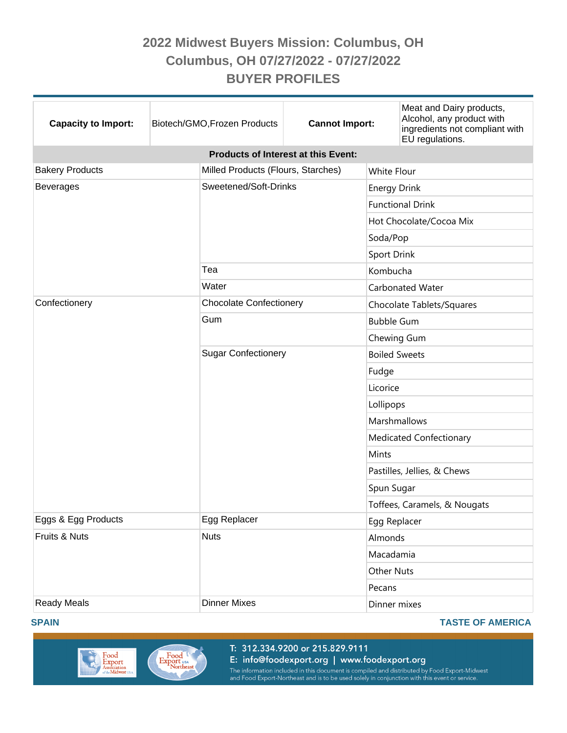# 2022 Midwest Buyers Mission: Columbus, OH
## Columbus, OH 07/27/2022 - 07/27/2022
## BUYER PROFILES

| **Capacity to Import:** | Biotech/GMO,Frozen Products | **Cannot Import:** | Meat and Dairy products, Alcohol, any product with ingredients not compliant with EU regulations. |
|---|---|---|---|

**Products of Interest at this Event:**

| | | |
|---|---|---|
| Bakery Products | Milled Products (Flours, Starches) | White Flour |
| Beverages | Sweetened/Soft-Drinks | Energy Drink |
| | | Functional Drink |
| | | Hot Chocolate/Cocoa Mix |
| | | Soda/Pop |
| | | Sport Drink |
| | Tea | Kombucha |
| | Water | Carbonated Water |
| Confectionery | Chocolate Confectionery | Chocolate Tablets/Squares |
| | Gum | Bubble Gum |
| | | Chewing Gum |
| | Sugar Confectionery | Boiled Sweets |
| | | Fudge |
| | | Licorice |
| | | Lollipops |
| | | Marshmallows |
| | | Medicated Confectionary |
| | | Mints |
| | | Pastilles, Jellies, & Chews |
| | | Spun Sugar |
| | | Toffees, Caramels, & Nougats |
| Eggs & Egg Products | Egg Replacer | Egg Replacer |
| Fruits & Nuts | Nuts | Almonds |
| | | Macadamia |
| | | Other Nuts |
| | | Pecans |
| Ready Meals | Dinner Mixes | Dinner mixes |

**SPAIN** — **TASTE OF AMERICA**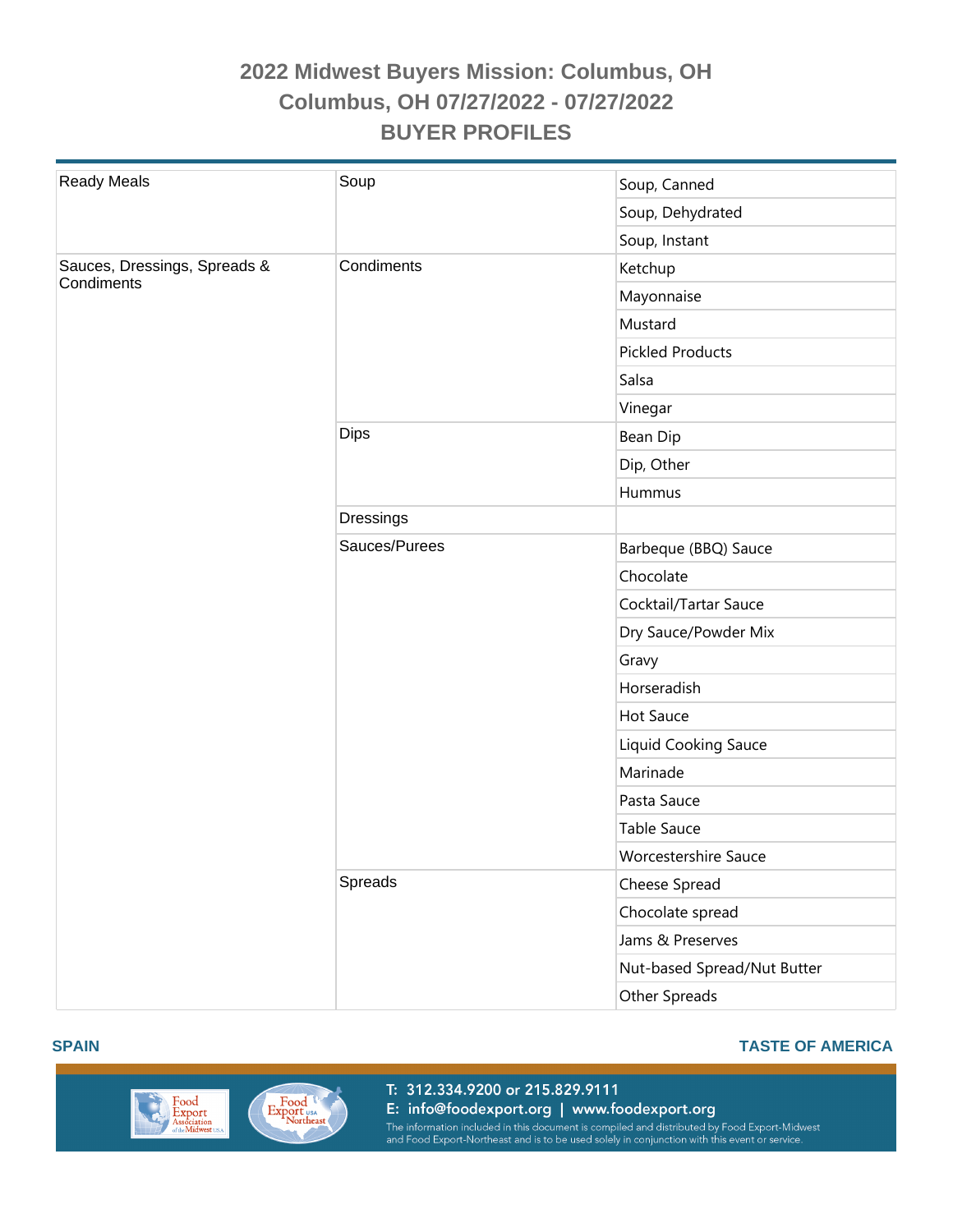# 2022 Midwest Buyers Mission: Columbus, OH

## Columbus, OH 07/27/2022 - 07/27/2022

## BUYER PROFILES

| | | |
|---|---|---|
| Ready Meals | Soup | Soup, Canned |
| | | Soup, Dehydrated |
| | | Soup, Instant |
| Sauces, Dressings, Spreads & Condiments | Condiments | Ketchup |
| | | Mayonnaise |
| | | Mustard |
| | | Pickled Products |
| | | Salsa |
| | | Vinegar |
| | Dips | Bean Dip |
| | | Dip, Other |
| | | Hummus |
| | Dressings | |
| | Sauces/Purees | Barbeque (BBQ) Sauce |
| | | Chocolate |
| | | Cocktail/Tartar Sauce |
| | | Dry Sauce/Powder Mix |
| | | Gravy |
| | | Horseradish |
| | | Hot Sauce |
| | | Liquid Cooking Sauce |
| | | Marinade |
| | | Pasta Sauce |
| | | Table Sauce |
| | | Worcestershire Sauce |
| | Spreads | Cheese Spread |
| | | Chocolate spread |
| | | Jams & Preserves |
| | | Nut-based Spread/Nut Butter |
| | | Other Spreads |

**SPAIN** | **TASTE OF AMERICA**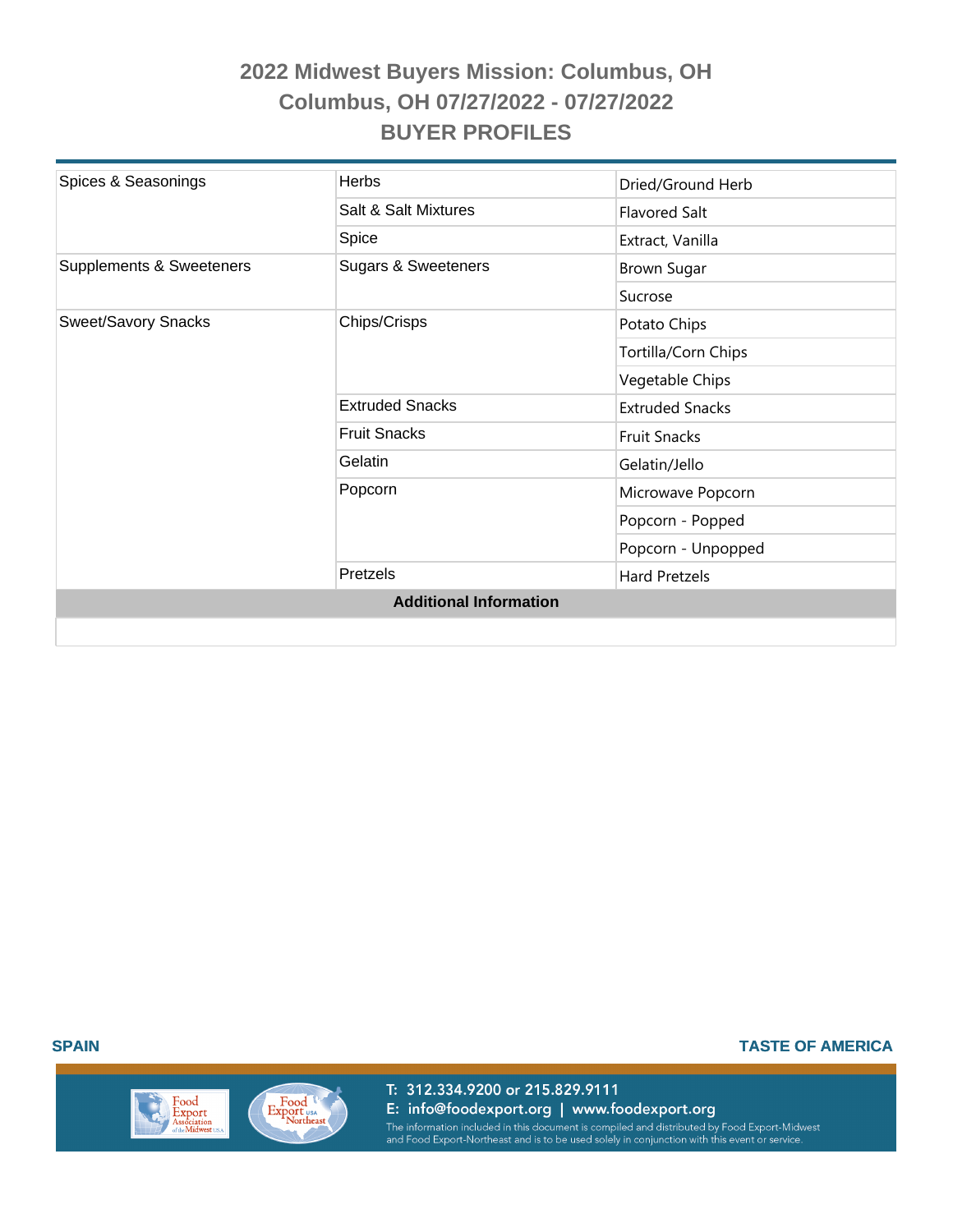# 2022 Midwest Buyers Mission: Columbus, OH
## Columbus, OH 07/27/2022 - 07/27/2022
## BUYER PROFILES

| | | |
|---|---|---|
| Spices & Seasonings | Herbs | Dried/Ground Herb |
| | Salt & Salt Mixtures | Flavored Salt |
| | Spice | Extract, Vanilla |
| Supplements & Sweeteners | Sugars & Sweeteners | Brown Sugar |
| | | Sucrose |
| Sweet/Savory Snacks | Chips/Crisps | Potato Chips |
| | | Tortilla/Corn Chips |
| | | Vegetable Chips |
| | Extruded Snacks | Extruded Snacks |
| | Fruit Snacks | Fruit Snacks |
| | Gelatin | Gelatin/Jello |
| | Popcorn | Microwave Popcorn |
| | | Popcorn - Popped |
| | | Popcorn - Unpopped |
| | Pretzels | Hard Pretzels |

**Additional Information**

SPAIN

TASTE OF AMERICA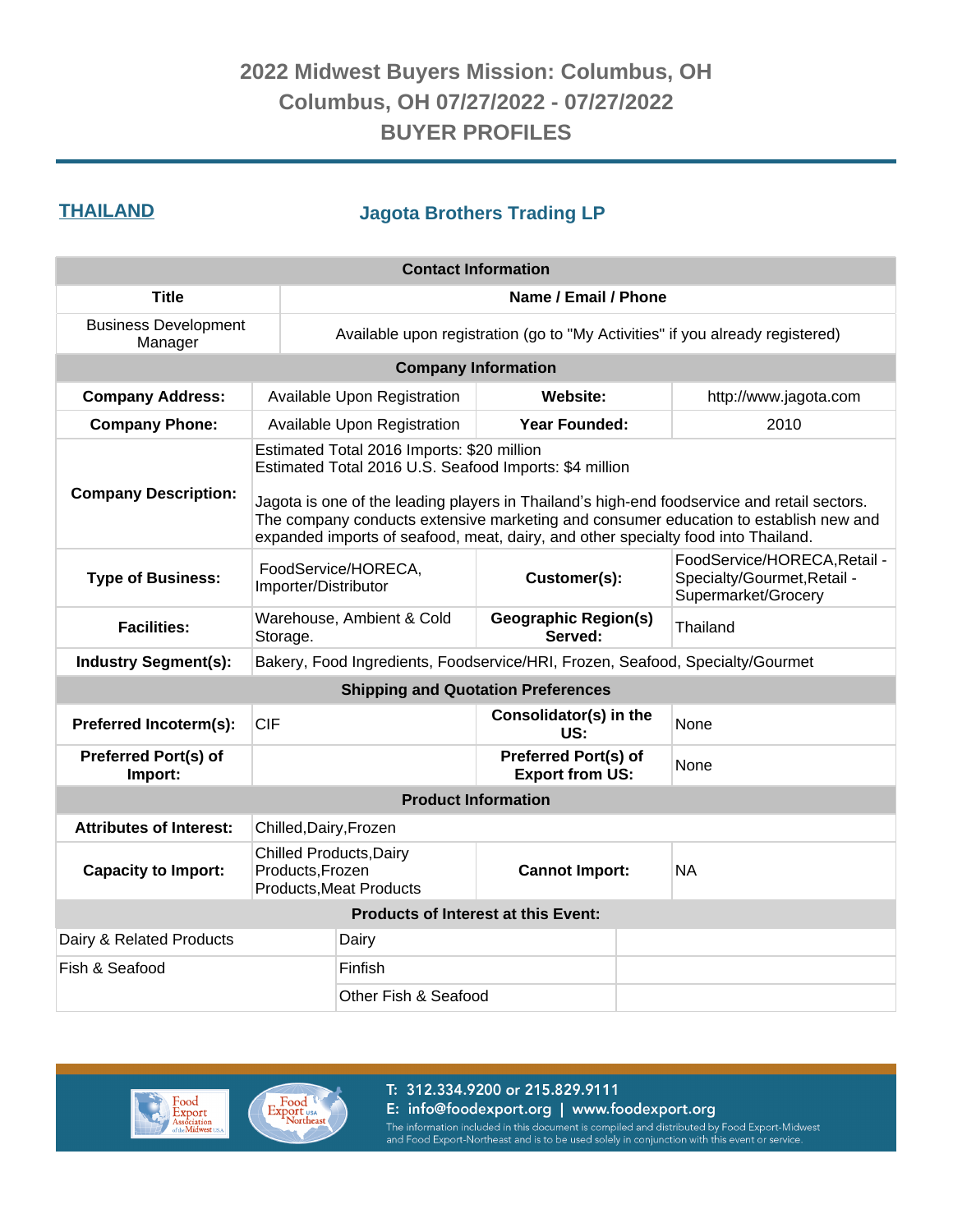# 2022 Midwest Buyers Mission: Columbus, OH
# Columbus, OH 07/27/2022 - 07/27/2022
# BUYER PROFILES

## THAILAND

## Jagota Brothers Trading LP

| Contact Information | | | |
|---|---|---|---|
| **Title** | **Name / Email / Phone** | | |
| Business Development Manager | Available upon registration (go to "My Activities" if you already registered) | | |

| Company Information | | | |
|---|---|---|---|
| **Company Address:** | Available Upon Registration | **Website:** | http://www.jagota.com |
| **Company Phone:** | Available Upon Registration | **Year Founded:** | 2010 |
| **Company Description:** | Estimated Total 2016 Imports: $20 million<br>Estimated Total 2016 U.S. Seafood Imports: $4 million<br><br>Jagota is one of the leading players in Thailand's high-end foodservice and retail sectors. The company conducts extensive marketing and consumer education to establish new and expanded imports of seafood, meat, dairy, and other specialty food into Thailand. | | |
| **Type of Business:** | FoodService/HORECA, Importer/Distributor | **Customer(s):** | FoodService/HORECA,Retail - Specialty/Gourmet,Retail - Supermarket/Grocery |
| **Facilities:** | Warehouse, Ambient & Cold Storage. | **Geographic Region(s) Served:** | Thailand |
| **Industry Segment(s):** | Bakery, Food Ingredients, Foodservice/HRI, Frozen, Seafood, Specialty/Gourmet | | |

| Shipping and Quotation Preferences | | | |
|---|---|---|---|
| **Preferred Incoterm(s):** | CIF | **Consolidator(s) in the US:** | None |
| **Preferred Port(s) of Import:** | | **Preferred Port(s) of Export from US:** | None |

| Product Information | | | |
|---|---|---|---|
| **Attributes of Interest:** | Chilled,Dairy,Frozen | | |
| **Capacity to Import:** | Chilled Products,Dairy Products,Frozen Products,Meat Products | **Cannot Import:** | NA |

| Products of Interest at this Event: | | |
|---|---|---|
| Dairy & Related Products | Dairy | |
| Fish & Seafood | Finfish | |
| | Other Fish & Seafood | |

T: 312.334.9200 or 215.829.9111
E: info@foodexport.org | www.foodexport.org
The information included in this document is compiled and distributed by Food Export-Midwest and Food Export-Northeast and is to be used solely in conjunction with this event or service.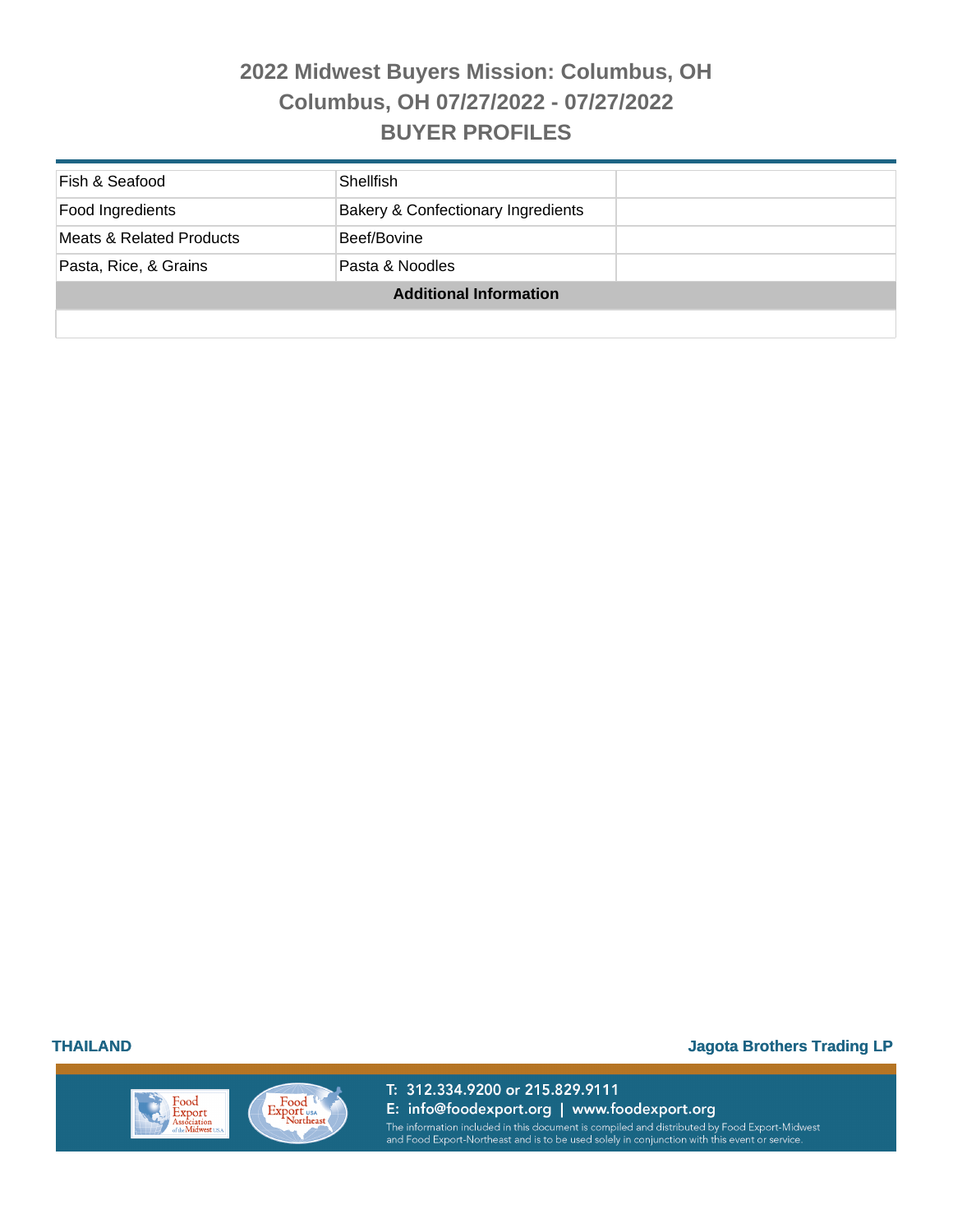# 2022 Midwest Buyers Mission: Columbus, OH
## Columbus, OH 07/27/2022 - 07/27/2022
## BUYER PROFILES

| | | |
|---|---|---|
| Fish & Seafood | Shellfish | |
| Food Ingredients | Bakery & Confectionary Ingredients | |
| Meats & Related Products | Beef/Bovine | |
| Pasta, Rice, & Grains | Pasta & Noodles | |
| **Additional Information** | | |
| | | |

**THAILAND**

**Jagota Brothers Trading LP**

T: 312.334.9200 or 215.829.9111
E: info@foodexport.org | www.foodexport.org
The information included in this document is compiled and distributed by Food Export-Midwest and Food Export-Northeast and is to be used solely in conjunction with this event or service.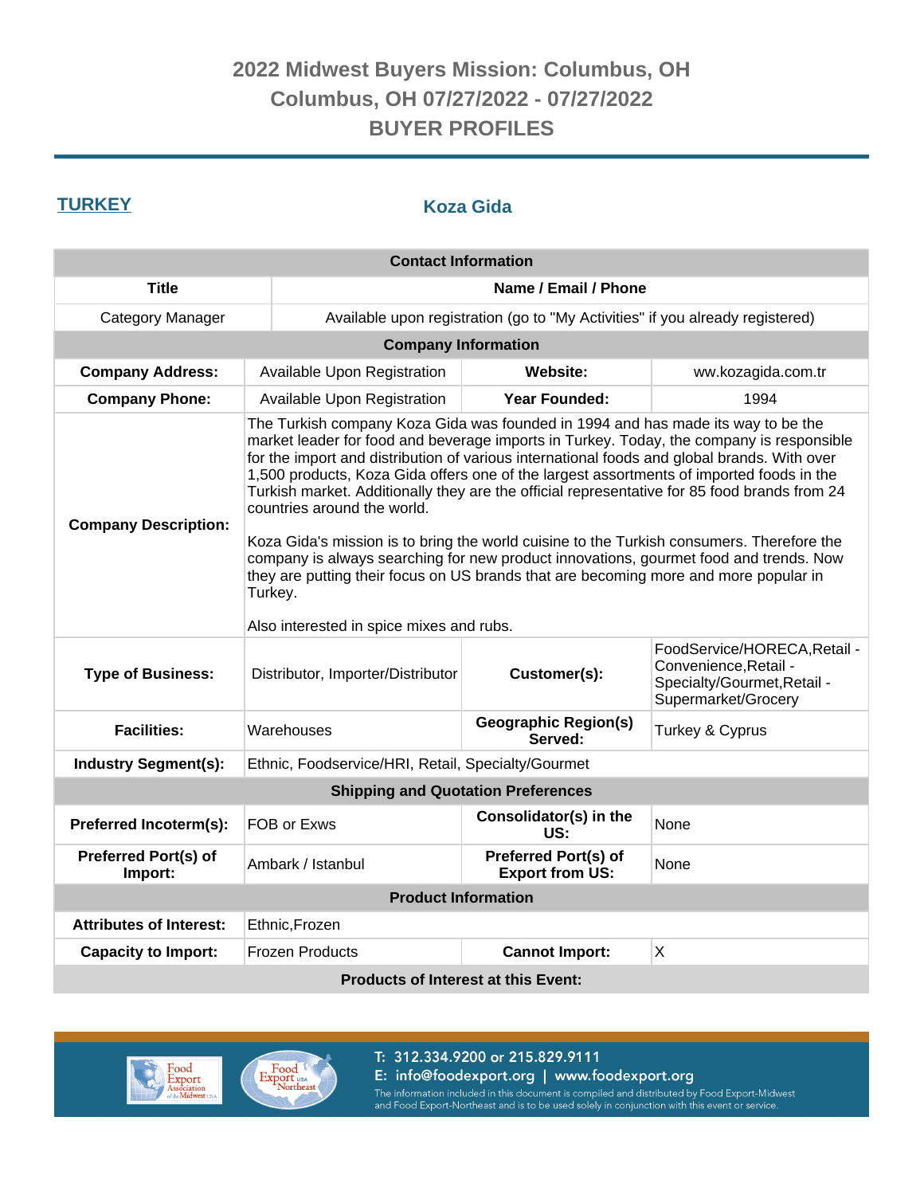# 2022 Midwest Buyers Mission: Columbus, OH
## Columbus, OH 07/27/2022 - 07/27/2022
## BUYER PROFILES

**TURKEY**

### Koza Gida

| Contact Information | |
|---|---|
| **Title** | **Name / Email / Phone** |
| Category Manager | Available upon registration (go to "My Activities" if you already registered) |

| Company Information | | | |
|---|---|---|---|
| **Company Address:** | Available Upon Registration | **Website:** | ww.kozagida.com.tr |
| **Company Phone:** | Available Upon Registration | **Year Founded:** | 1994 |
| **Company Description:** | The Turkish company Koza Gida was founded in 1994 and has made its way to be the market leader for food and beverage imports in Turkey. Today, the company is responsible for the import and distribution of various international foods and global brands. With over 1,500 products, Koza Gida offers one of the largest assortments of imported foods in the Turkish market. Additionally they are the official representative for 85 food brands from 24 countries around the world.<br><br>Koza Gida's mission is to bring the world cuisine to the Turkish consumers. Therefore the company is always searching for new product innovations, gourmet food and trends. Now they are putting their focus on US brands that are becoming more and more popular in Turkey.<br><br>Also interested in spice mixes and rubs. | | |
| **Type of Business:** | Distributor, Importer/Distributor | **Customer(s):** | FoodService/HORECA,Retail - Convenience,Retail - Specialty/Gourmet,Retail - Supermarket/Grocery |
| **Facilities:** | Warehouses | **Geographic Region(s) Served:** | Turkey & Cyprus |
| **Industry Segment(s):** | Ethnic, Foodservice/HRI, Retail, Specialty/Gourmet | | |

| Shipping and Quotation Preferences | | | |
|---|---|---|---|
| **Preferred Incoterm(s):** | FOB or Exws | **Consolidator(s) in the US:** | None |
| **Preferred Port(s) of Import:** | Ambark / Istanbul | **Preferred Port(s) of Export from US:** | None |

| Product Information | | | |
|---|---|---|---|
| **Attributes of Interest:** | Ethnic,Frozen | | |
| **Capacity to Import:** | Frozen Products | **Cannot Import:** | X |

**Products of Interest at this Event:**

T: 312.334.9200 or 215.829.9111
E: info@foodexport.org | www.foodexport.org
The information included in this document is compiled and distributed by Food Export-Midwest and Food Export-Northeast and is to be used solely in conjunction with this event or service.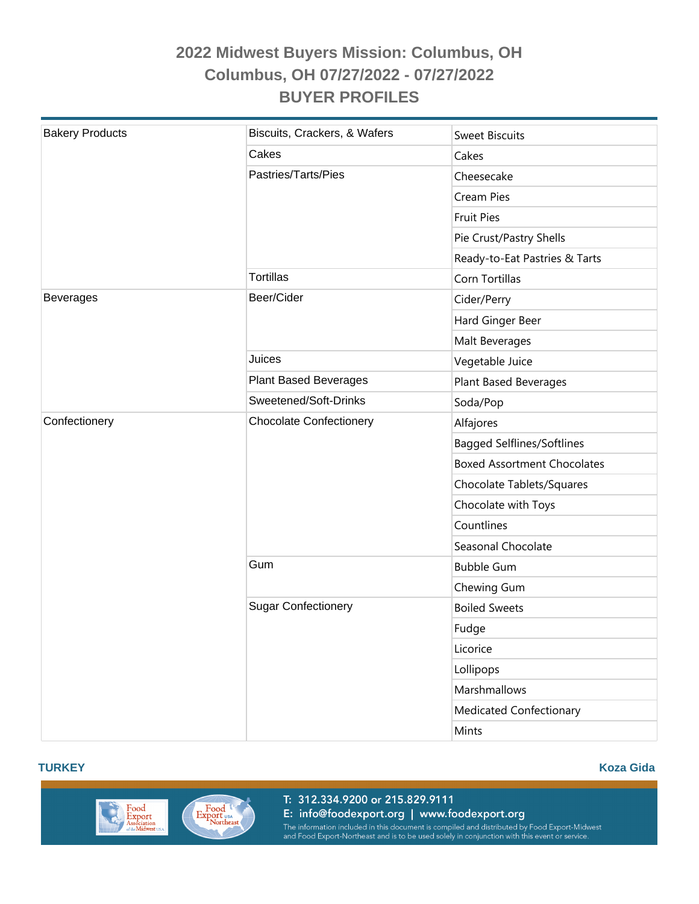# 2022 Midwest Buyers Mission: Columbus, OH

## Columbus, OH 07/27/2022 - 07/27/2022

## BUYER PROFILES

| | | |
|---|---|---|
| Bakery Products | Biscuits, Crackers, & Wafers | Sweet Biscuits |
| | Cakes | Cakes |
| | Pastries/Tarts/Pies | Cheesecake |
| | | Cream Pies |
| | | Fruit Pies |
| | | Pie Crust/Pastry Shells |
| | | Ready-to-Eat Pastries & Tarts |
| | Tortillas | Corn Tortillas |
| Beverages | Beer/Cider | Cider/Perry |
| | | Hard Ginger Beer |
| | | Malt Beverages |
| | Juices | Vegetable Juice |
| | Plant Based Beverages | Plant Based Beverages |
| | Sweetened/Soft-Drinks | Soda/Pop |
| Confectionery | Chocolate Confectionery | Alfajores |
| | | Bagged Selflines/Softlines |
| | | Boxed Assortment Chocolates |
| | | Chocolate Tablets/Squares |
| | | Chocolate with Toys |
| | | Countlines |
| | | Seasonal Chocolate |
| | Gum | Bubble Gum |
| | | Chewing Gum |
| | Sugar Confectionery | Boiled Sweets |
| | | Fudge |
| | | Licorice |
| | | Lollipops |
| | | Marshmallows |
| | | Medicated Confectionary |
| | | Mints |

**TURKEY** **Koza Gida**

T: 312.334.9200 or 215.829.9111
E: info@foodexport.org | www.foodexport.org
The information included in this document is compiled and distributed by Food Export-Midwest and Food Export-Northeast and is to be used solely in conjunction with this event or service.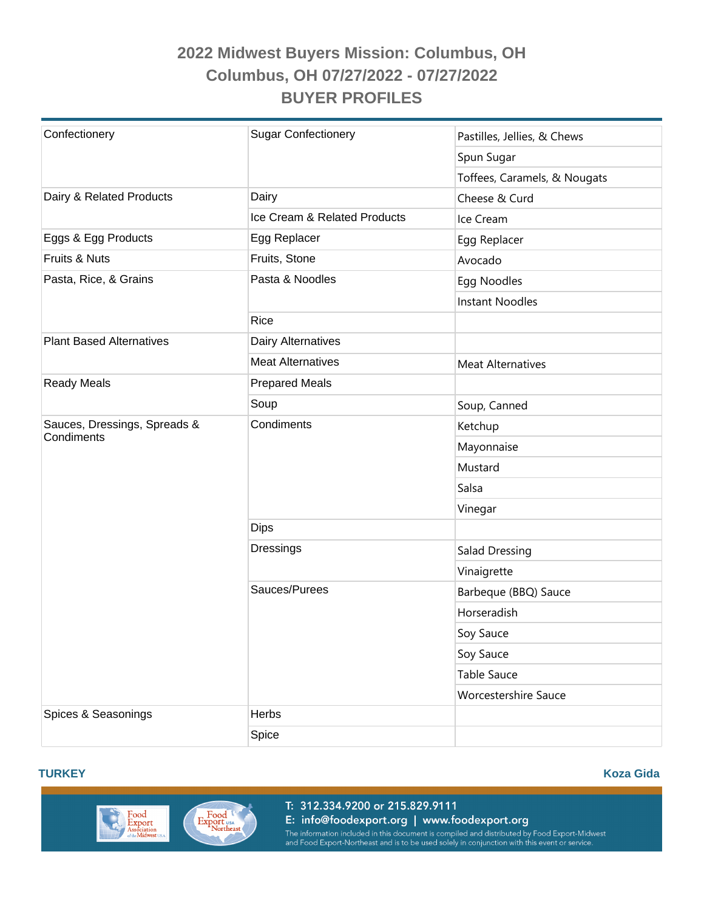# 2022 Midwest Buyers Mission: Columbus, OH

## Columbus, OH 07/27/2022 - 07/27/2022

## BUYER PROFILES

| | | |
|---|---|---|
| Confectionery | Sugar Confectionery | Pastilles, Jellies, & Chews |
| | | Spun Sugar |
| | | Toffees, Caramels, & Nougats |
| Dairy & Related Products | Dairy | Cheese & Curd |
| | Ice Cream & Related Products | Ice Cream |
| Eggs & Egg Products | Egg Replacer | Egg Replacer |
| Fruits & Nuts | Fruits, Stone | Avocado |
| Pasta, Rice, & Grains | Pasta & Noodles | Egg Noodles |
| | | Instant Noodles |
| | Rice | |
| Plant Based Alternatives | Dairy Alternatives | |
| | Meat Alternatives | Meat Alternatives |
| Ready Meals | Prepared Meals | |
| | Soup | Soup, Canned |
| Sauces, Dressings, Spreads & Condiments | Condiments | Ketchup |
| | | Mayonnaise |
| | | Mustard |
| | | Salsa |
| | | Vinegar |
| | Dips | |
| | Dressings | Salad Dressing |
| | | Vinaigrette |
| | Sauces/Purees | Barbeque (BBQ) Sauce |
| | | Horseradish |
| | | Soy Sauce |
| | | Soy Sauce |
| | | Table Sauce |
| | | Worcestershire Sauce |
| Spices & Seasonings | Herbs | |
| | Spice | |

**TURKEY** **Koza Gida**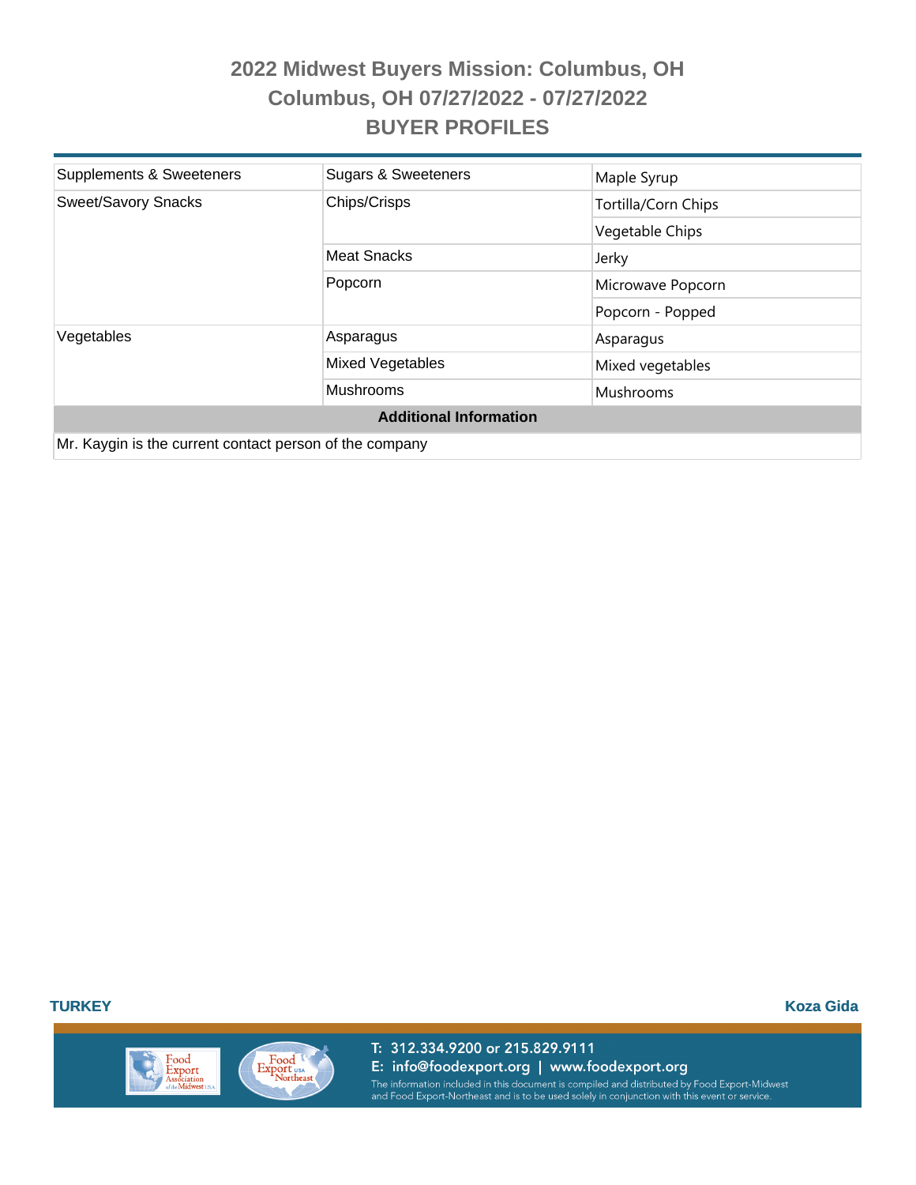# 2022 Midwest Buyers Mission: Columbus, OH

## Columbus, OH 07/27/2022 - 07/27/2022

## BUYER PROFILES

| | | |
|---|---|---|
| Supplements & Sweeteners | Sugars & Sweeteners | Maple Syrup |
| Sweet/Savory Snacks | Chips/Crisps | Tortilla/Corn Chips |
| | | Vegetable Chips |
| | Meat Snacks | Jerky |
| | Popcorn | Microwave Popcorn |
| | | Popcorn - Popped |
| Vegetables | Asparagus | Asparagus |
| | Mixed Vegetables | Mixed vegetables |
| | Mushrooms | Mushrooms |

**Additional Information**

Mr. Kaygin is the current contact person of the company

**TURKEY** **Koza Gida**

T: 312.334.9200 or 215.829.9111
E: info@foodexport.org | www.foodexport.org
The information included in this document is compiled and distributed by Food Export-Midwest and Food Export-Northeast and is to be used solely in conjunction with this event or service.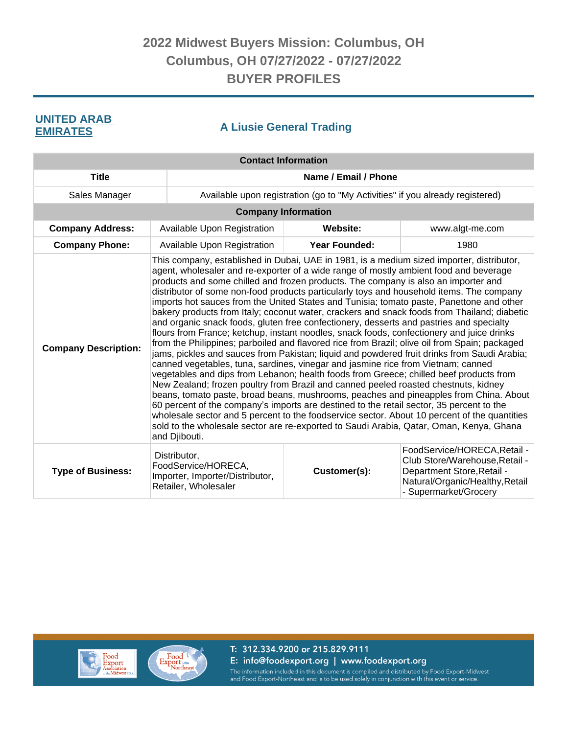# 2022 Midwest Buyers Mission: Columbus, OH
## Columbus, OH 07/27/2022 - 07/27/2022
## BUYER PROFILES

**UNITED ARAB EMIRATES**

### A Liusie General Trading

| Contact Information | |
|---|---|
| **Title** | **Name / Email / Phone** |
| Sales Manager | Available upon registration (go to "My Activities" if you already registered) |

| Company Information | | | |
|---|---|---|---|
| **Company Address:** | Available Upon Registration | **Website:** | www.algt-me.com |
| **Company Phone:** | Available Upon Registration | **Year Founded:** | 1980 |
| **Company Description:** | This company, established in Dubai, UAE in 1981, is a medium sized importer, distributor, agent, wholesaler and re-exporter of a wide range of mostly ambient food and beverage products and some chilled and frozen products. The company is also an importer and distributor of some non-food products particularly toys and household items. The company imports hot sauces from the United States and Tunisia; tomato paste, Panettone and other bakery products from Italy; coconut water, crackers and snack foods from Thailand; diabetic and organic snack foods, gluten free confectionery, desserts and pastries and specialty flours from France; ketchup, instant noodles, snack foods, confectionery and juice drinks from the Philippines; parboiled and flavored rice from Brazil; olive oil from Spain; packaged jams, pickles and sauces from Pakistan; liquid and powdered fruit drinks from Saudi Arabia; canned vegetables, tuna, sardines, vinegar and jasmine rice from Vietnam; canned vegetables and dips from Lebanon; health foods from Greece; chilled beef products from New Zealand; frozen poultry from Brazil and canned peeled roasted chestnuts, kidney beans, tomato paste, broad beans, mushrooms, peaches and pineapples from China. About 60 percent of the company's imports are destined to the retail sector, 35 percent to the wholesale sector and 5 percent to the foodservice sector. About 10 percent of the quantities sold to the wholesale sector are re-exported to Saudi Arabia, Qatar, Oman, Kenya, Ghana and Djibouti. | | |
| **Type of Business:** | Distributor, FoodService/HORECA, Importer, Importer/Distributor, Retailer, Wholesaler | **Customer(s):** | FoodService/HORECA,Retail - Club Store/Warehouse,Retail - Department Store,Retail - Natural/Organic/Healthy,Retail - Supermarket/Grocery |

T: 312.334.9200 or 215.829.9111
E: info@foodexport.org | www.foodexport.org
The information included in this document is compiled and distributed by Food Export-Midwest and Food Export-Northeast and is to be used solely in conjunction with this event or service.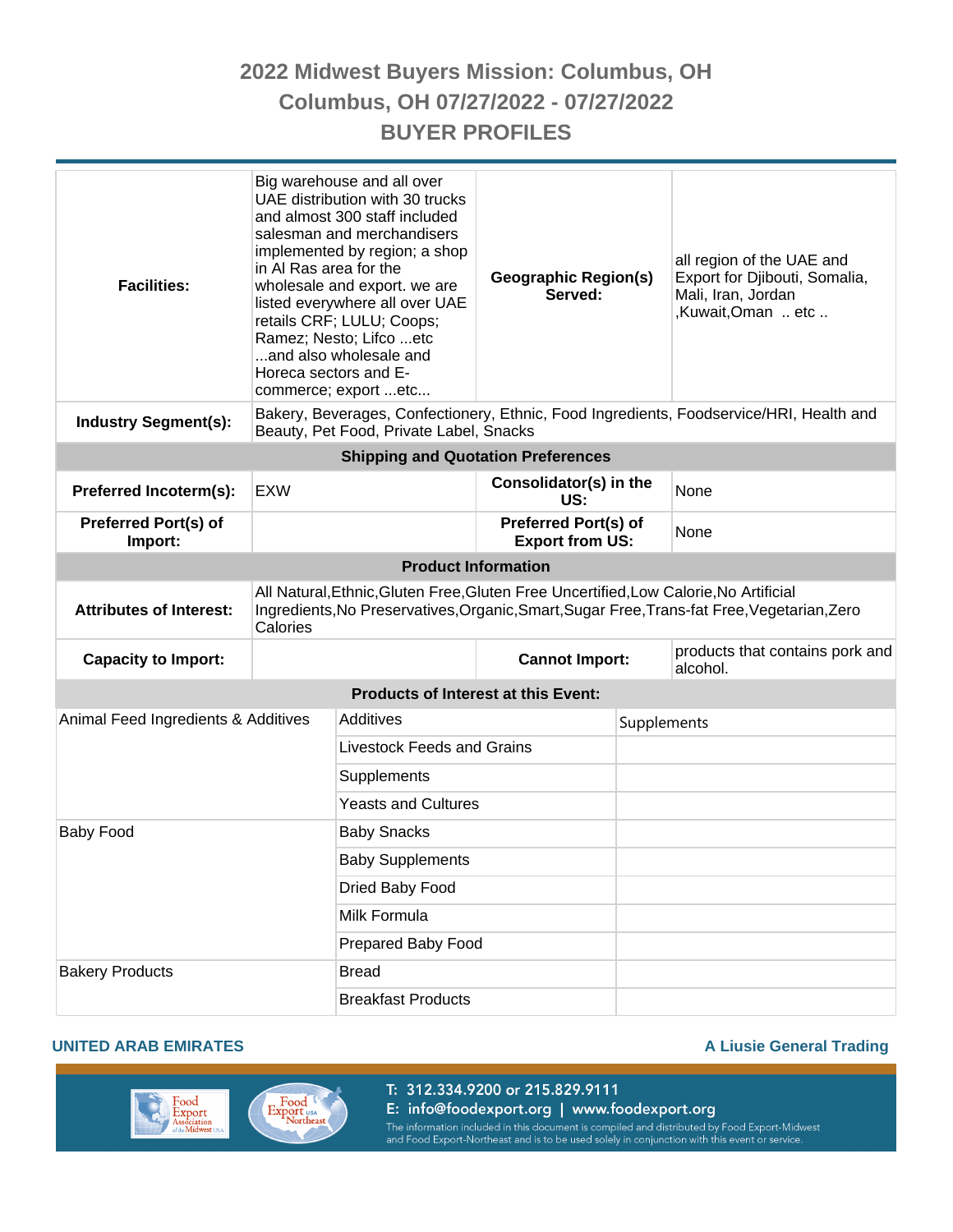# 2022 Midwest Buyers Mission: Columbus, OH
## Columbus, OH 07/27/2022 - 07/27/2022
## BUYER PROFILES

| | | | |
|---|---|---|---|
| **Facilities:** | Big warehouse and all over UAE distribution with 30 trucks and almost 300 staff included salesman and merchandisers implemented by region; a shop in Al Ras area for the wholesale and export. we are listed everywhere all over UAE retails CRF; LULU; Coops; Ramez; Nesto; Lifco ...etc ...and also wholesale and Horeca sectors and E-commerce; export ...etc... | **Geographic Region(s) Served:** | all region of the UAE and Export for Djibouti, Somalia, Mali, Iran, Jordan ,Kuwait,Oman .. etc .. |
| **Industry Segment(s):** | Bakery, Beverages, Confectionery, Ethnic, Food Ingredients, Foodservice/HRI, Health and Beauty, Pet Food, Private Label, Snacks | | |
| **Shipping and Quotation Preferences** | | | |
| **Preferred Incoterm(s):** | EXW | **Consolidator(s) in the US:** | None |
| **Preferred Port(s) of Import:** | | **Preferred Port(s) of Export from US:** | None |
| **Product Information** | | | |
| **Attributes of Interest:** | All Natural,Ethnic,Gluten Free,Gluten Free Uncertified,Low Calorie,No Artificial Ingredients,No Preservatives,Organic,Smart,Sugar Free,Trans-fat Free,Vegetarian,Zero Calories | | |
| **Capacity to Import:** | | **Cannot Import:** | products that contains pork and alcohol. |

**Products of Interest at this Event:**

| | | |
|---|---|---|
| Animal Feed Ingredients & Additives | Additives | Supplements |
| | Livestock Feeds and Grains | |
| | Supplements | |
| | Yeasts and Cultures | |
| Baby Food | Baby Snacks | |
| | Baby Supplements | |
| | Dried Baby Food | |
| | Milk Formula | |
| | Prepared Baby Food | |
| Bakery Products | Bread | |
| | Breakfast Products | |

**UNITED ARAB EMIRATES** — **A Liusie General Trading**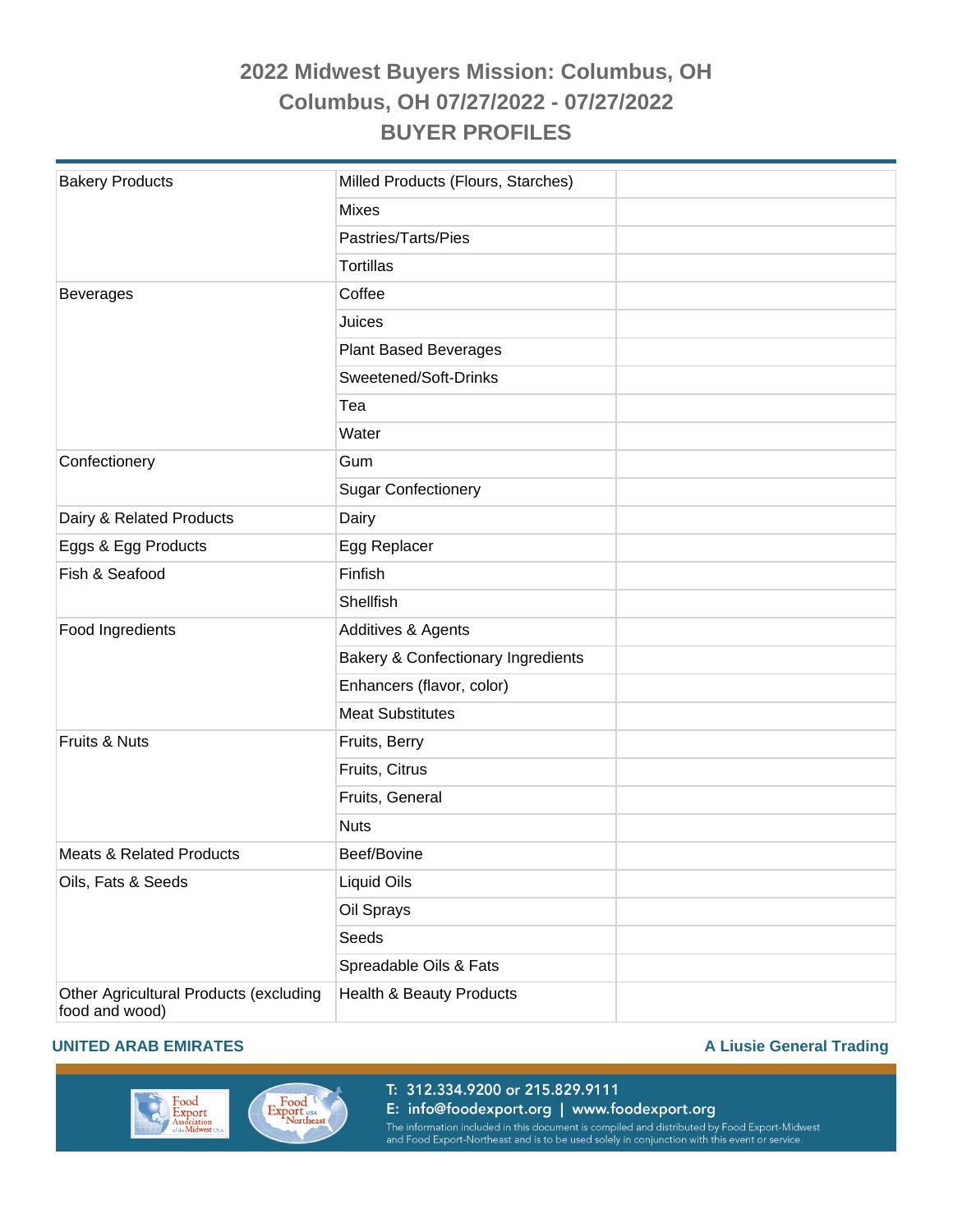# 2022 Midwest Buyers Mission: Columbus, OH

## Columbus, OH 07/27/2022 - 07/27/2022

## BUYER PROFILES

| | | |
|---|---|---|
| Bakery Products | Milled Products (Flours, Starches) | |
| | Mixes | |
| | Pastries/Tarts/Pies | |
| | Tortillas | |
| Beverages | Coffee | |
| | Juices | |
| | Plant Based Beverages | |
| | Sweetened/Soft-Drinks | |
| | Tea | |
| | Water | |
| Confectionery | Gum | |
| | Sugar Confectionery | |
| Dairy & Related Products | Dairy | |
| Eggs & Egg Products | Egg Replacer | |
| Fish & Seafood | Finfish | |
| | Shellfish | |
| Food Ingredients | Additives & Agents | |
| | Bakery & Confectionery Ingredients | |
| | Enhancers (flavor, color) | |
| | Meat Substitutes | |
| Fruits & Nuts | Fruits, Berry | |
| | Fruits, Citrus | |
| | Fruits, General | |
| | Nuts | |
| Meats & Related Products | Beef/Bovine | |
| Oils, Fats & Seeds | Liquid Oils | |
| | Oil Sprays | |
| | Seeds | |
| | Spreadable Oils & Fats | |
| Other Agricultural Products (excluding food and wood) | Health & Beauty Products | |

**UNITED ARAB EMIRATES** **A Liusie General Trading**

T: 312.334.9200 or 215.829.9111
E: info@foodexport.org | www.foodexport.org
The information included in this document is compiled and distributed by Food Export-Midwest and Food Export-Northeast and is to be used solely in conjunction with this event or service.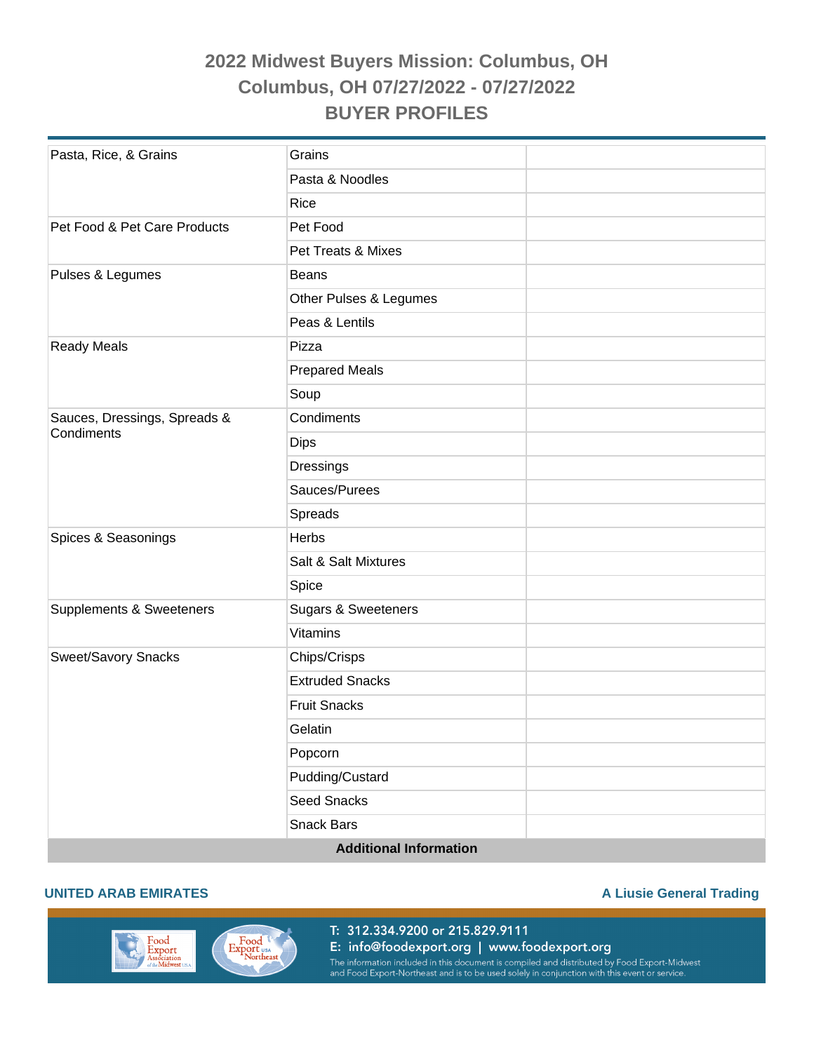# 2022 Midwest Buyers Mission: Columbus, OH

## Columbus, OH 07/27/2022 - 07/27/2022

## BUYER PROFILES

| | | |
|---|---|---|
| Pasta, Rice, & Grains | Grains | |
| | Pasta & Noodles | |
| | Rice | |
| Pet Food & Pet Care Products | Pet Food | |
| | Pet Treats & Mixes | |
| Pulses & Legumes | Beans | |
| | Other Pulses & Legumes | |
| | Peas & Lentils | |
| Ready Meals | Pizza | |
| | Prepared Meals | |
| | Soup | |
| Sauces, Dressings, Spreads & Condiments | Condiments | |
| | Dips | |
| | Dressings | |
| | Sauces/Purees | |
| | Spreads | |
| Spices & Seasonings | Herbs | |
| | Salt & Salt Mixtures | |
| | Spice | |
| Supplements & Sweeteners | Sugars & Sweeteners | |
| | Vitamins | |
| Sweet/Savory Snacks | Chips/Crisps | |
| | Extruded Snacks | |
| | Fruit Snacks | |
| | Gelatin | |
| | Popcorn | |
| | Pudding/Custard | |
| | Seed Snacks | |
| | Snack Bars | |

**Additional Information**

**UNITED ARAB EMIRATES** — **A Liusie General Trading**

T: 312.334.9200 or 215.829.9111
E: info@foodexport.org | www.foodexport.org
The information included in this document is compiled and distributed by Food Export-Midwest and Food Export-Northeast and is to be used solely in conjunction with this event or service.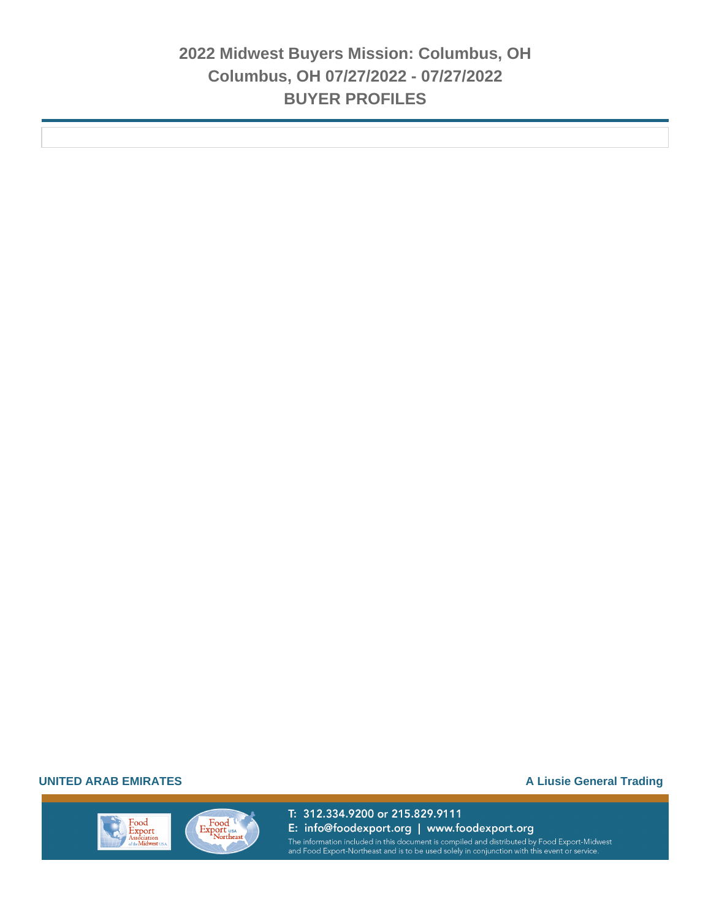**UNITED ARAB EMIRATES** **A Liusie General Trading**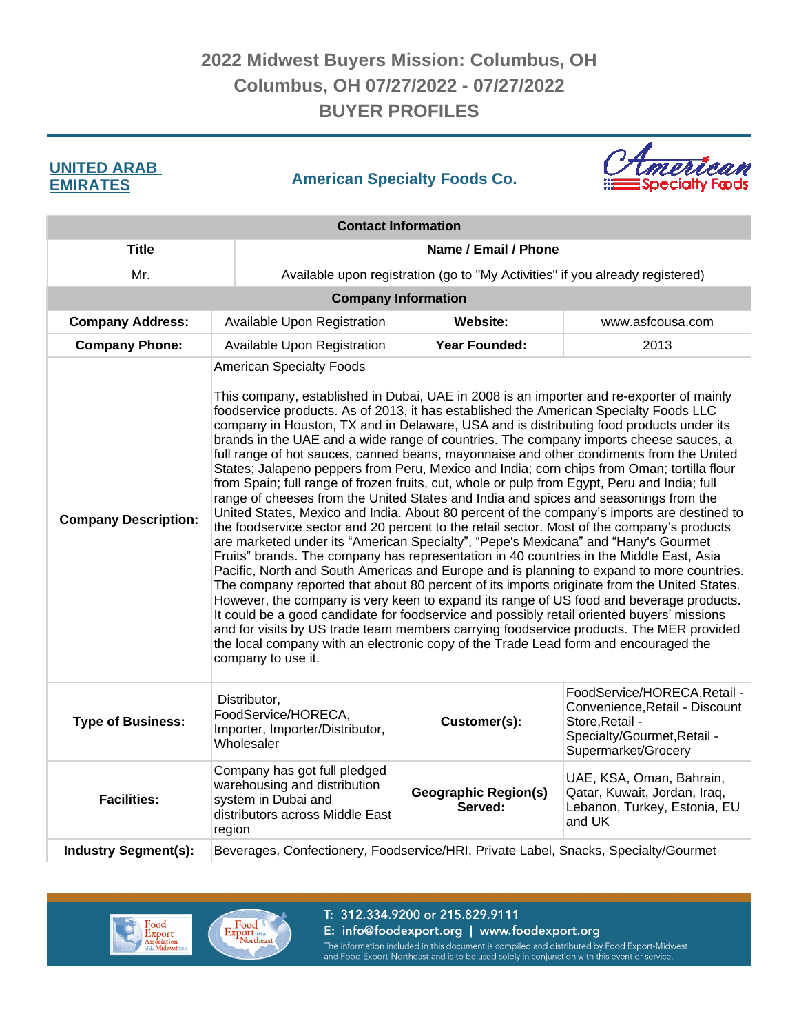# 2022 Midwest Buyers Mission: Columbus, OH
## Columbus, OH 07/27/2022 - 07/27/2022
## BUYER PROFILES

**UNITED ARAB EMIRATES**

**American Specialty Foods Co.**

| Contact Information | |
|---|---|
| **Title** | **Name / Email / Phone** |
| Mr. | Available upon registration (go to "My Activities" if you already registered) |

| Company Information | | | |
|---|---|---|---|
| **Company Address:** | Available Upon Registration | **Website:** | www.asfcousa.com |
| **Company Phone:** | Available Upon Registration | **Year Founded:** | 2013 |
| **Company Description:** | American Specialty Foods<br><br>This company, established in Dubai, UAE in 2008 is an importer and re-exporter of mainly foodservice products. As of 2013, it has established the American Specialty Foods LLC company in Houston, TX and in Delaware, USA and is distributing food products under its brands in the UAE and a wide range of countries. The company imports cheese sauces, a full range of hot sauces, canned beans, mayonnaise and other condiments from the United States; Jalapeno peppers from Peru, Mexico and India; corn chips from Oman; tortilla flour from Spain; full range of frozen fruits, cut, whole or pulp from Egypt, Peru and India; full range of cheeses from the United States and India and spices and seasonings from the United States, Mexico and India. About 80 percent of the company's imports are destined to the foodservice sector and 20 percent to the retail sector. Most of the company's products are marketed under its "American Specialty", "Pepe's Mexicana" and "Hany's Gourmet Fruits" brands. The company has representation in 40 countries in the Middle East, Asia Pacific, North and South Americas and Europe and is planning to expand to more countries. The company reported that about 80 percent of its imports originate from the United States. However, the company is very keen to expand its range of US food and beverage products. It could be a good candidate for foodservice and possibly retail oriented buyers' missions and for visits by US trade team members carrying foodservice products. The MER provided the local company with an electronic copy of the Trade Lead form and encouraged the company to use it. | | |
| **Type of Business:** | Distributor, FoodService/HORECA, Importer, Importer/Distributor, Wholesaler | **Customer(s):** | FoodService/HORECA,Retail - Convenience,Retail - Discount Store,Retail - Specialty/Gourmet,Retail - Supermarket/Grocery |
| **Facilities:** | Company has got full pledged warehousing and distribution system in Dubai and distributors across Middle East region | **Geographic Region(s) Served:** | UAE, KSA, Oman, Bahrain, Qatar, Kuwait, Jordan, Iraq, Lebanon, Turkey, Estonia, EU and UK |
| **Industry Segment(s):** | Beverages, Confectionery, Foodservice/HRI, Private Label, Snacks, Specialty/Gourmet | | |

T: 312.334.9200 or 215.829.9111
E: info@foodexport.org | www.foodexport.org
The information included in this document is compiled and distributed by Food Export-Midwest and Food Export-Northeast and is to be used solely in conjunction with this event or service.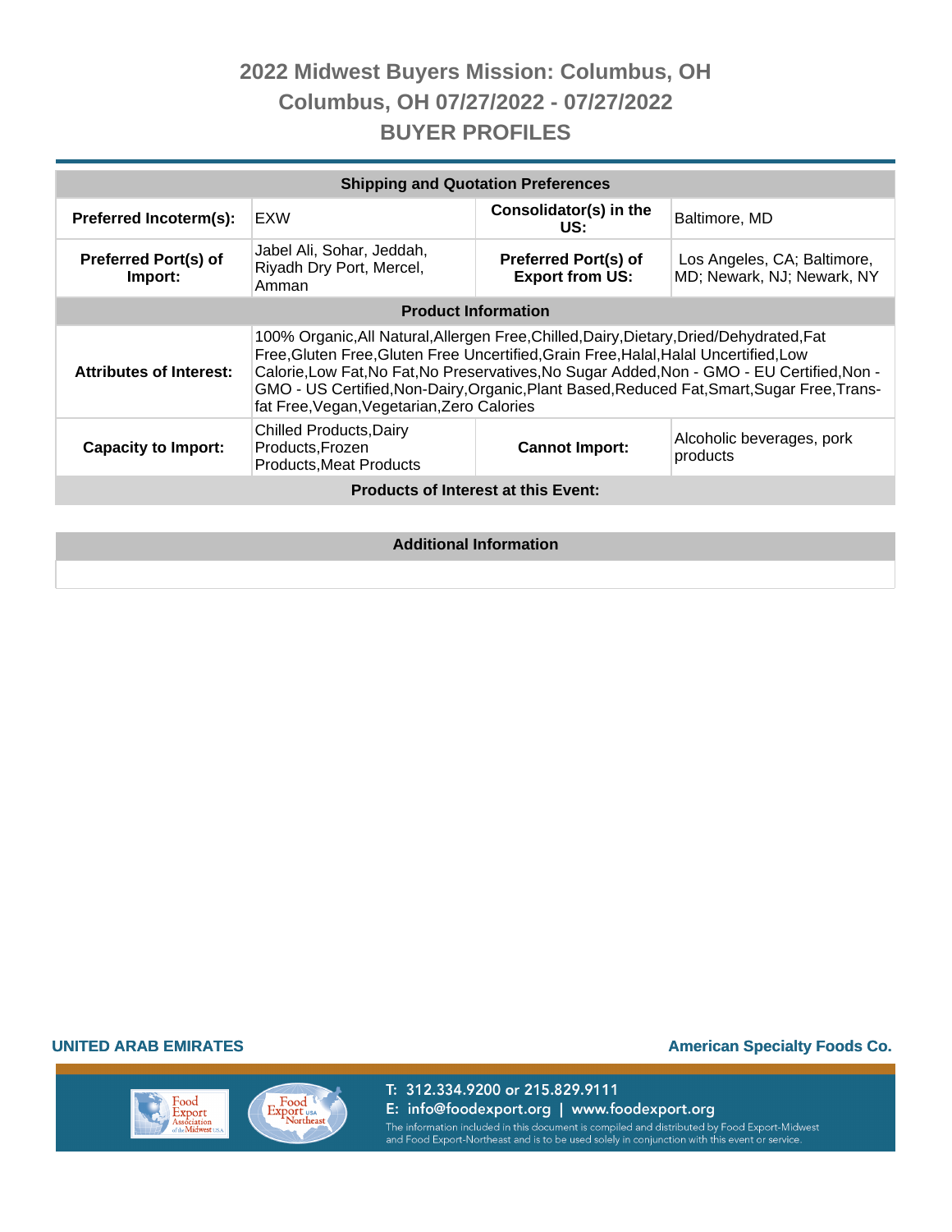# 2022 Midwest Buyers Mission: Columbus, OH

## Columbus, OH 07/27/2022 - 07/27/2022

## BUYER PROFILES

| Shipping and Quotation Preferences | | | |
|---|---|---|---|
| **Preferred Incoterm(s):** | EXW | **Consolidator(s) in the US:** | Baltimore, MD |
| **Preferred Port(s) of Import:** | Jabel Ali, Sohar, Jeddah, Riyadh Dry Port, Mercel, Amman | **Preferred Port(s) of Export from US:** | Los Angeles, CA; Baltimore, MD; Newark, NJ; Newark, NY |
| **Product Information** | | | |
| **Attributes of Interest:** | 100% Organic,All Natural,Allergen Free,Chilled,Dairy,Dietary,Dried/Dehydrated,Fat Free,Gluten Free,Gluten Free Uncertified,Grain Free,Halal,Halal Uncertified,Low Calorie,Low Fat,No Fat,No Preservatives,No Sugar Added,Non - GMO - EU Certified,Non - GMO - US Certified,Non-Dairy,Organic,Plant Based,Reduced Fat,Smart,Sugar Free,Trans-fat Free,Vegan,Vegetarian,Zero Calories | | |
| **Capacity to Import:** | Chilled Products,Dairy Products,Frozen Products,Meat Products | **Cannot Import:** | Alcoholic beverages, pork products |
| **Products of Interest at this Event:** | | | |

| Additional Information |
|---|
| |

**UNITED ARAB EMIRATES**

**American Specialty Foods Co.**

T: 312.334.9200 or 215.829.9111
E: info@foodexport.org | www.foodexport.org
The information included in this document is compiled and distributed by Food Export-Midwest and Food Export-Northeast and is to be used solely in conjunction with this event or service.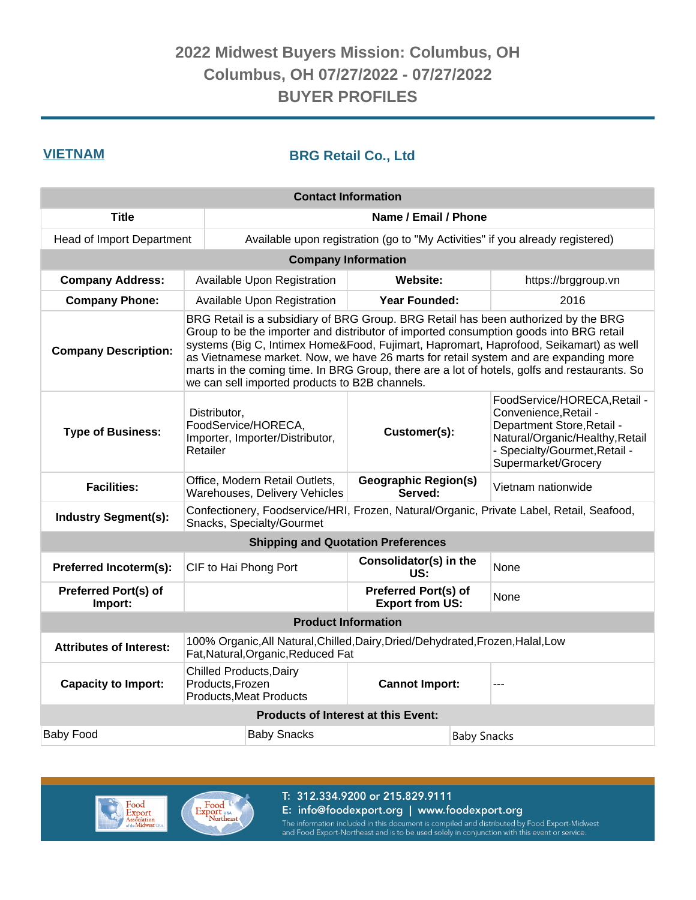# 2022 Midwest Buyers Mission: Columbus, OH
## Columbus, OH 07/27/2022 - 07/27/2022
## BUYER PROFILES

**VIETNAM**

## BRG Retail Co., Ltd

| Contact Information | | | |
|---|---|---|---|
| **Title** | **Name / Email / Phone** | | |
| Head of Import Department | Available upon registration (go to "My Activities" if you already registered) | | |
| **Company Information** | | | |
| **Company Address:** | Available Upon Registration | **Website:** | https://brggroup.vn |
| **Company Phone:** | Available Upon Registration | **Year Founded:** | 2016 |
| **Company Description:** | BRG Retail is a subsidiary of BRG Group. BRG Retail has been authorized by the BRG Group to be the importer and distributor of imported consumption goods into BRG retail systems (Big C, Intimex Home&Food, Fujimart, Hapromart, Haprofood, Seikamart) as well as Vietnamese market. Now, we have 26 marts for retail system and are expanding more marts in the coming time. In BRG Group, there are a lot of hotels, golfs and restaurants. So we can sell imported products to B2B channels. | | |
| **Type of Business:** | Distributor, FoodService/HORECA, Importer, Importer/Distributor, Retailer | **Customer(s):** | FoodService/HORECA,Retail - Convenience,Retail - Department Store,Retail - Natural/Organic/Healthy,Retail - Specialty/Gourmet,Retail - Supermarket/Grocery |
| **Facilities:** | Office, Modern Retail Outlets, Warehouses, Delivery Vehicles | **Geographic Region(s) Served:** | Vietnam nationwide |
| **Industry Segment(s):** | Confectionery, Foodservice/HRI, Frozen, Natural/Organic, Private Label, Retail, Seafood, Snacks, Specialty/Gourmet | | |
| **Shipping and Quotation Preferences** | | | |
| **Preferred Incoterm(s):** | CIF to Hai Phong Port | **Consolidator(s) in the US:** | None |
| **Preferred Port(s) of Import:** | | **Preferred Port(s) of Export from US:** | None |
| **Product Information** | | | |
| **Attributes of Interest:** | 100% Organic,All Natural,Chilled,Dairy,Dried/Dehydrated,Frozen,Halal,Low Fat,Natural,Organic,Reduced Fat | | |
| **Capacity to Import:** | Chilled Products,Dairy Products,Frozen Products,Meat Products | **Cannot Import:** | --- |

| Products of Interest at this Event: | | |
|---|---|---|
| Baby Food | Baby Snacks | Baby Snacks |

T: 312.334.9200 or 215.829.9111
E: info@foodexport.org | www.foodexport.org
The information included in this document is compiled and distributed by Food Export-Midwest and Food Export-Northeast and is to be used solely in conjunction with this event or service.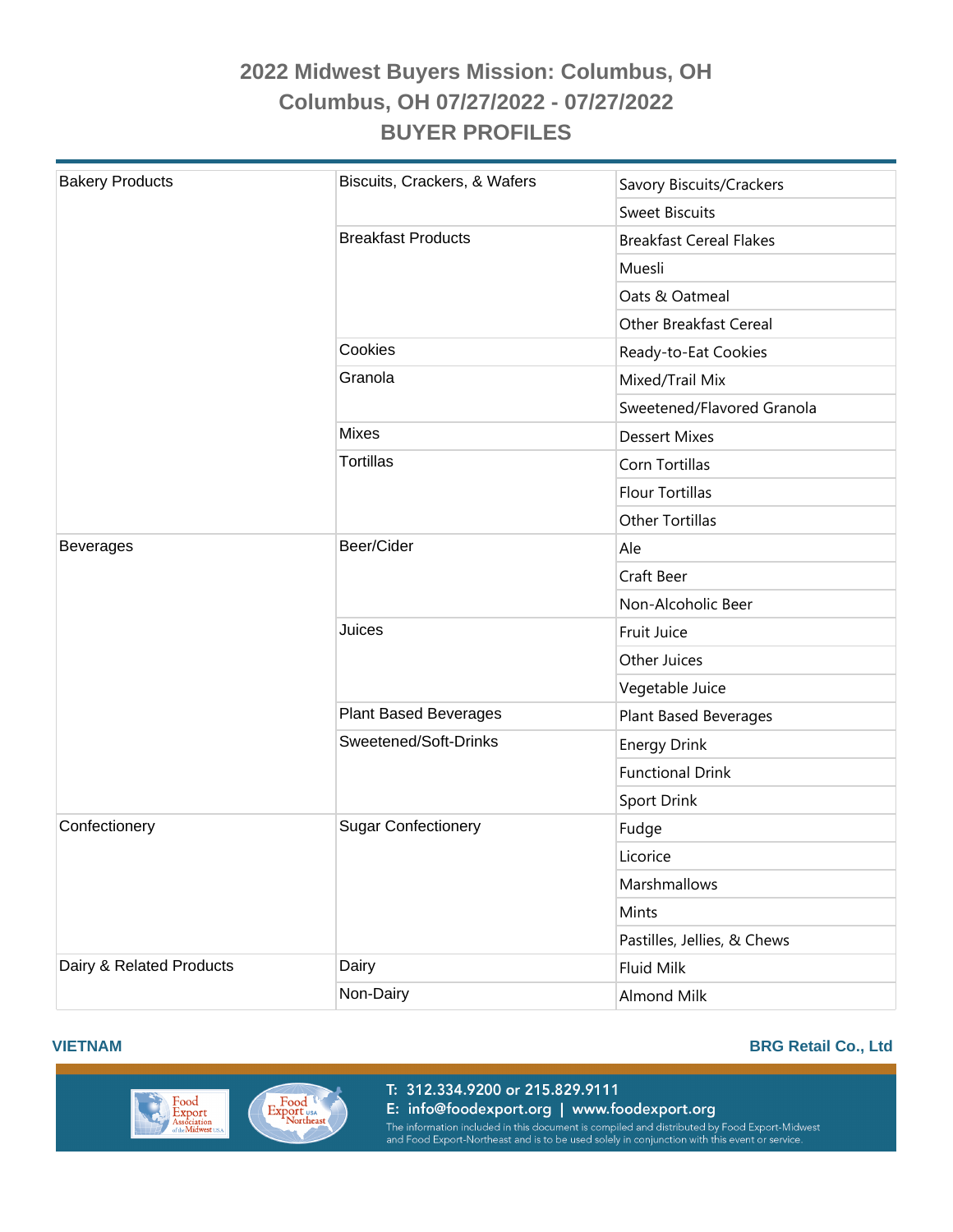# 2022 Midwest Buyers Mission: Columbus, OH

## Columbus, OH 07/27/2022 - 07/27/2022

## BUYER PROFILES

| Category | Subcategory | Product |
|---|---|---|
| Bakery Products | Biscuits, Crackers, & Wafers | Savory Biscuits/Crackers |
| | | Sweet Biscuits |
| | Breakfast Products | Breakfast Cereal Flakes |
| | | Muesli |
| | | Oats & Oatmeal |
| | | Other Breakfast Cereal |
| | Cookies | Ready-to-Eat Cookies |
| | Granola | Mixed/Trail Mix |
| | | Sweetened/Flavored Granola |
| | Mixes | Dessert Mixes |
| | Tortillas | Corn Tortillas |
| | | Flour Tortillas |
| | | Other Tortillas |
| Beverages | Beer/Cider | Ale |
| | | Craft Beer |
| | | Non-Alcoholic Beer |
| | Juices | Fruit Juice |
| | | Other Juices |
| | | Vegetable Juice |
| | Plant Based Beverages | Plant Based Beverages |
| | Sweetened/Soft-Drinks | Energy Drink |
| | | Functional Drink |
| | | Sport Drink |
| Confectionery | Sugar Confectionery | Fudge |
| | | Licorice |
| | | Marshmallows |
| | | Mints |
| | | Pastilles, Jellies, & Chews |
| Dairy & Related Products | Dairy | Fluid Milk |
| | Non-Dairy | Almond Milk |

**VIETNAM** **BRG Retail Co., Ltd**

T: 312.334.9200 or 215.829.9111
E: info@foodexport.org | www.foodexport.org
The information included in this document is compiled and distributed by Food Export-Midwest and Food Export-Northeast and is to be used solely in conjunction with this event or service.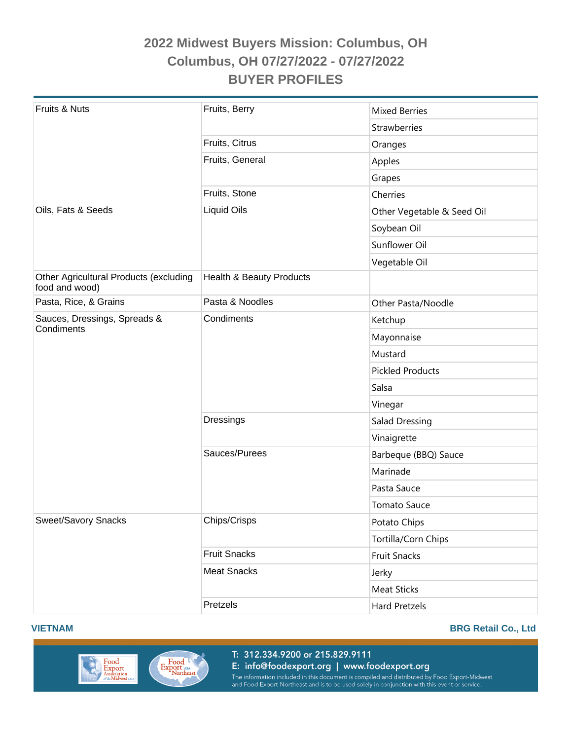# 2022 Midwest Buyers Mission: Columbus, OH

## Columbus, OH 07/27/2022 - 07/27/2022

## BUYER PROFILES

| | | |
|---|---|---|
| Fruits & Nuts | Fruits, Berry | Mixed Berries |
| | | Strawberries |
| | Fruits, Citrus | Oranges |
| | Fruits, General | Apples |
| | | Grapes |
| | Fruits, Stone | Cherries |
| Oils, Fats & Seeds | Liquid Oils | Other Vegetable & Seed Oil |
| | | Soybean Oil |
| | | Sunflower Oil |
| | | Vegetable Oil |
| Other Agricultural Products (excluding food and wood) | Health & Beauty Products | |
| Pasta, Rice, & Grains | Pasta & Noodles | Other Pasta/Noodle |
| Sauces, Dressings, Spreads & Condiments | Condiments | Ketchup |
| | | Mayonnaise |
| | | Mustard |
| | | Pickled Products |
| | | Salsa |
| | | Vinegar |
| | Dressings | Salad Dressing |
| | | Vinaigrette |
| | Sauces/Purees | Barbeque (BBQ) Sauce |
| | | Marinade |
| | | Pasta Sauce |
| | | Tomato Sauce |
| Sweet/Savory Snacks | Chips/Crisps | Potato Chips |
| | | Tortilla/Corn Chips |
| | Fruit Snacks | Fruit Snacks |
| | Meat Snacks | Jerky |
| | | Meat Sticks |
| | Pretzels | Hard Pretzels |

**VIETNAM** **BRG Retail Co., Ltd**

T: 312.334.9200 or 215.829.9111
E: info@foodexport.org | www.foodexport.org
The information included in this document is compiled and distributed by Food Export-Midwest and Food Export-Northeast and is to be used solely in conjunction with this event or service.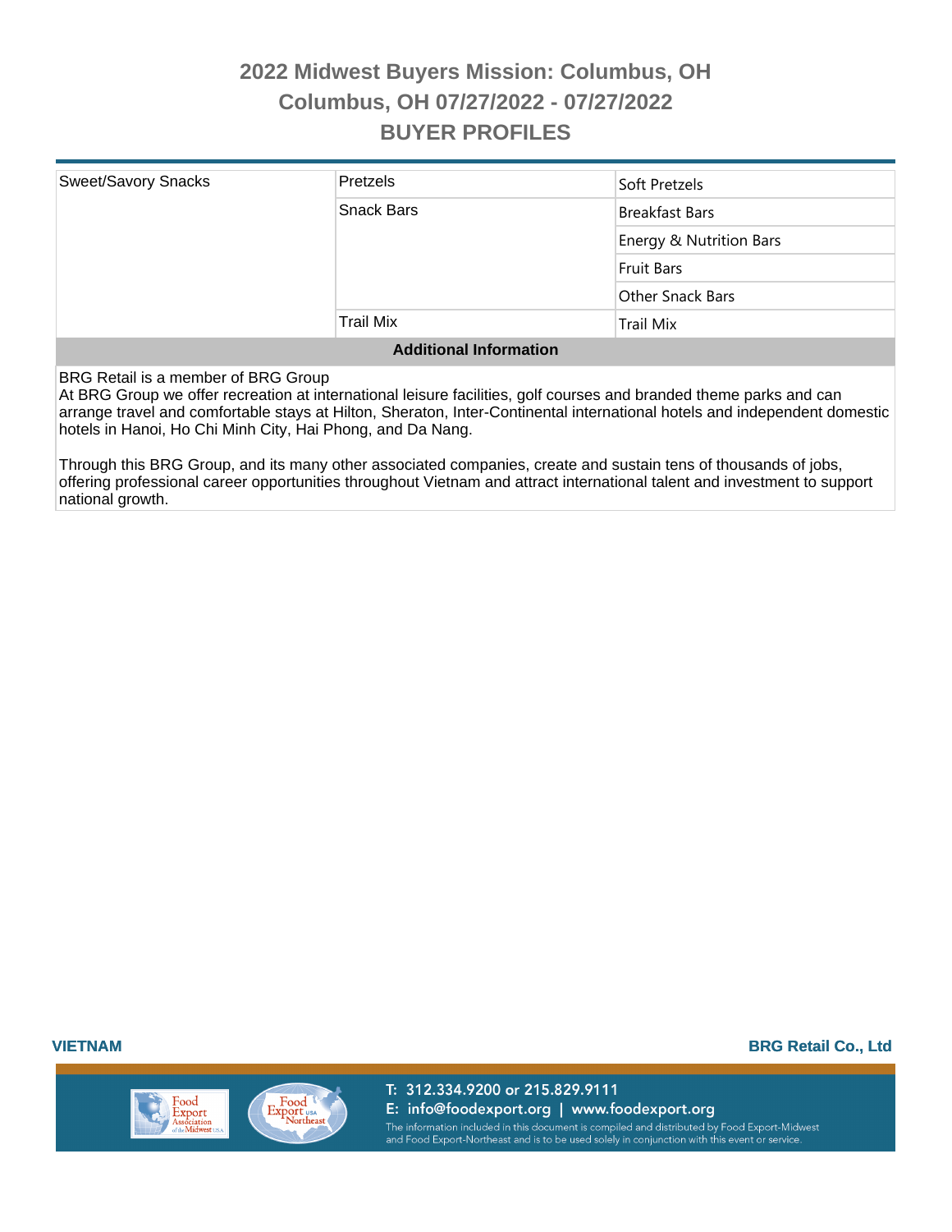# 2022 Midwest Buyers Mission: Columbus, OH
## Columbus, OH 07/27/2022 - 07/27/2022
## BUYER PROFILES

| | | |
|---|---|---|
| Sweet/Savory Snacks | Pretzels | Soft Pretzels |
| | Snack Bars | Breakfast Bars |
| | | Energy & Nutrition Bars |
| | | Fruit Bars |
| | | Other Snack Bars |
| | Trail Mix | Trail Mix |

**Additional Information**

BRG Retail is a member of BRG Group
At BRG Group we offer recreation at international leisure facilities, golf courses and branded theme parks and can arrange travel and comfortable stays at Hilton, Sheraton, Inter-Continental international hotels and independent domestic hotels in Hanoi, Ho Chi Minh City, Hai Phong, and Da Nang.

Through this BRG Group, and its many other associated companies, create and sustain tens of thousands of jobs, offering professional career opportunities throughout Vietnam and attract international talent and investment to support national growth.

**VIETNAM** **BRG Retail Co., Ltd**

T: 312.334.9200 or 215.829.9111
E: info@foodexport.org | www.foodexport.org
The information included in this document is compiled and distributed by Food Export-Midwest and Food Export-Northeast and is to be used solely in conjunction with this event or service.